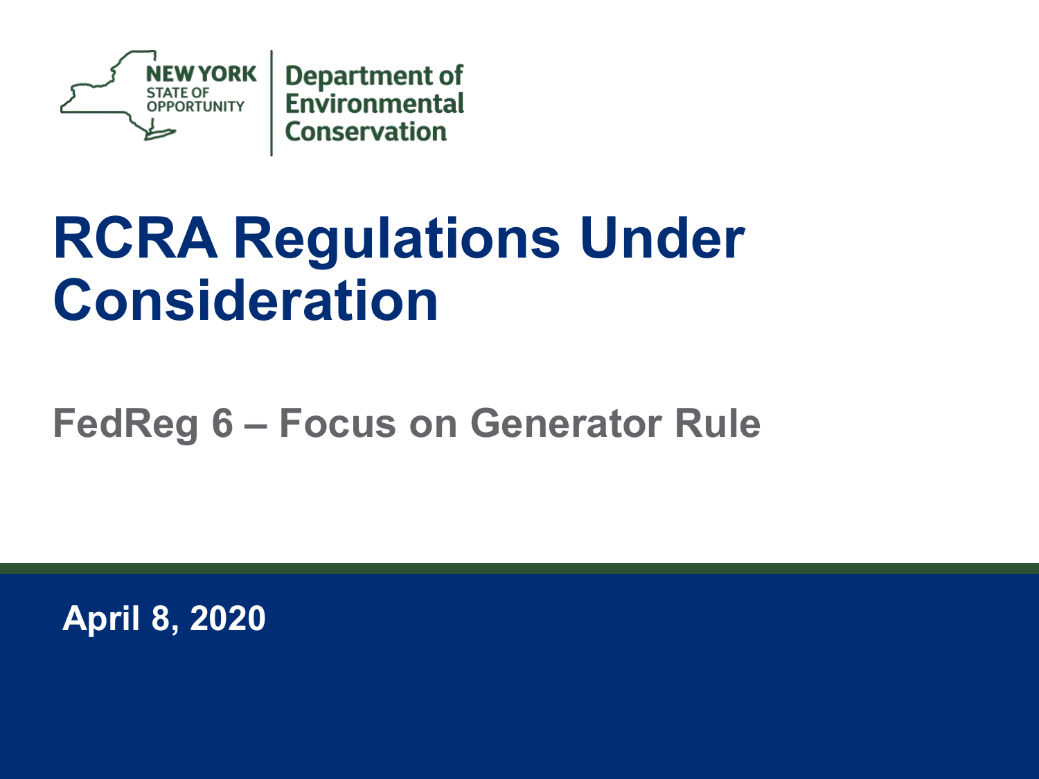NEW YORK STATE OF OPPORTUNITY | Department of Environmental Conservation

# RCRA Regulations Under Consideration

## FedReg 6 – Focus on Generator Rule

**April 8, 2020**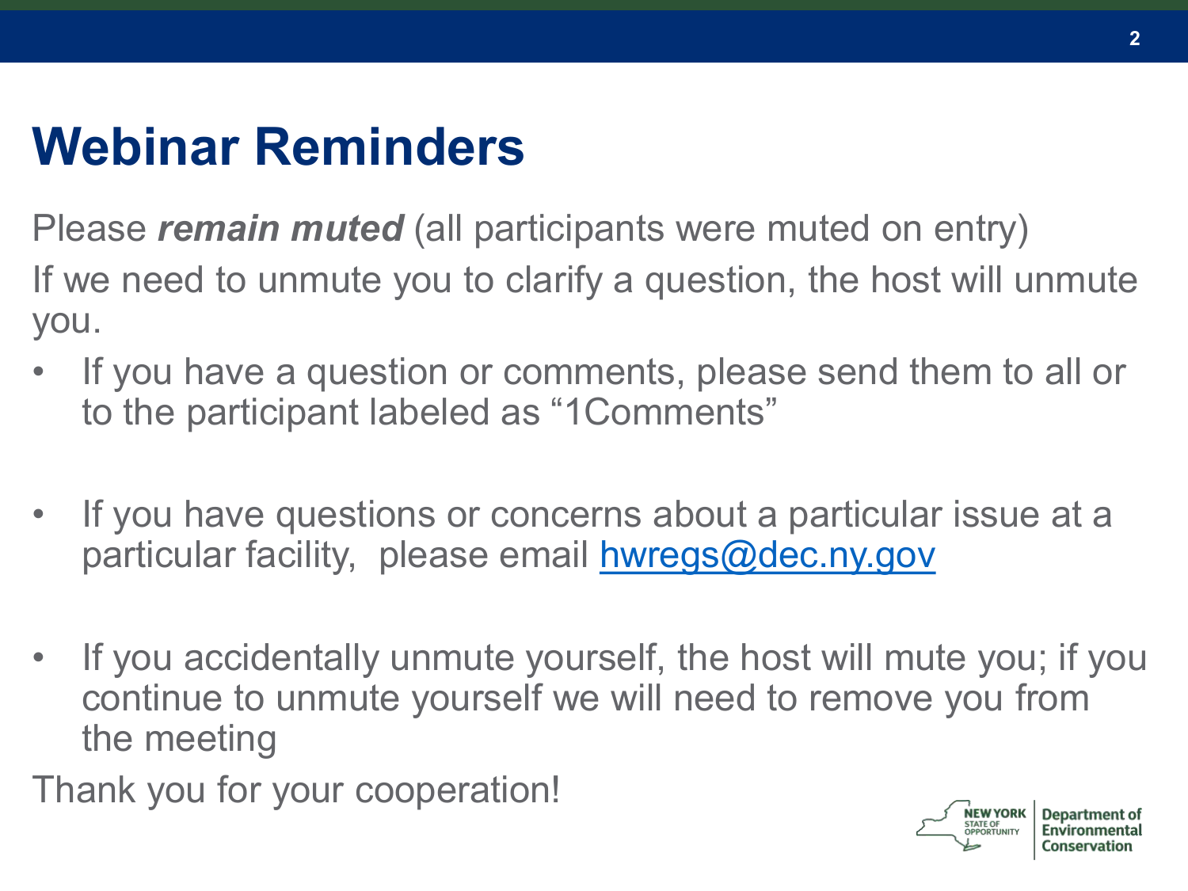# Webinar Reminders

Please ***remain muted*** (all participants were muted on entry)

If we need to unmute you to clarify a question, the host will unmute you.

- If you have a question or comments, please send them to all or to the participant labeled as "1Comments"

- If you have questions or concerns about a particular issue at a particular facility, please email hwregs@dec.ny.gov

- If you accidentally unmute yourself, the host will mute you; if you continue to unmute yourself we will need to remove you from the meeting

Thank you for your cooperation!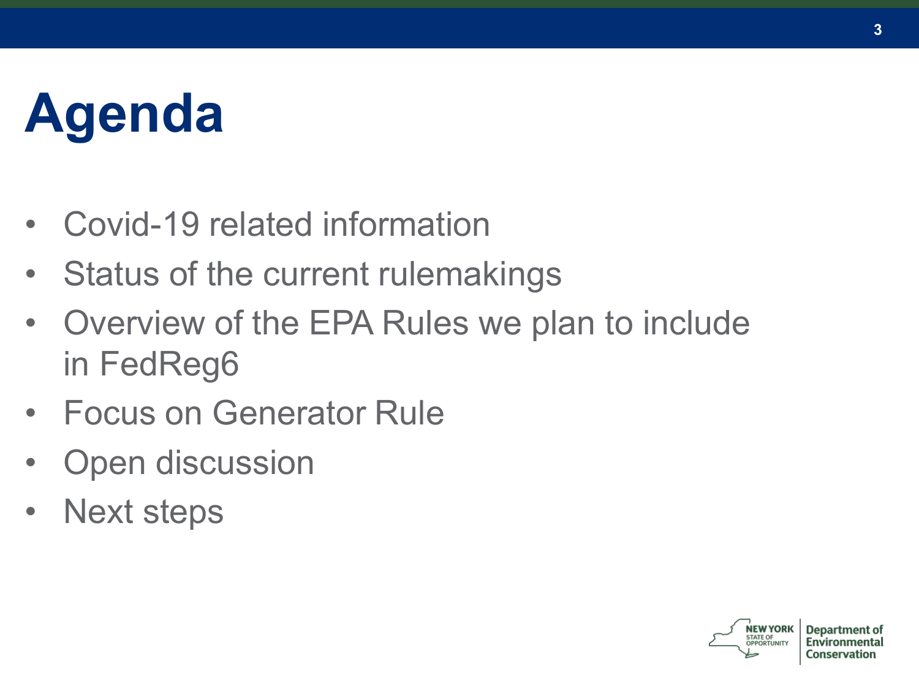# Agenda

- Covid-19 related information
- Status of the current rulemakings
- Overview of the EPA Rules we plan to include in FedReg6
- Focus on Generator Rule
- Open discussion
- Next steps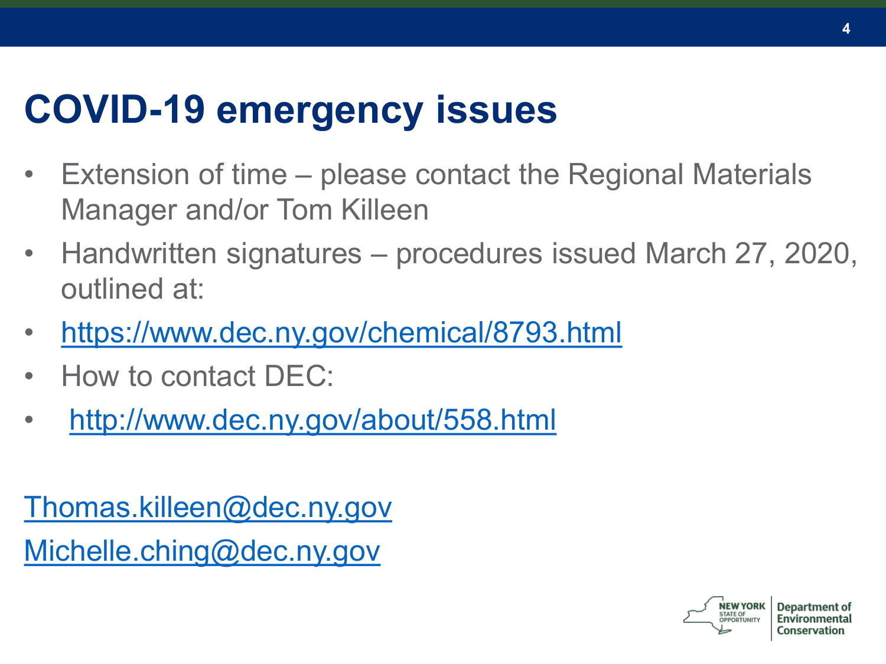# COVID-19 emergency issues

- Extension of time – please contact the Regional Materials Manager and/or Tom Killeen
- Handwritten signatures – procedures issued March 27, 2020, outlined at:
- https://www.dec.ny.gov/chemical/8793.html
- How to contact DEC:
- http://www.dec.ny.gov/about/558.html

Thomas.killeen@dec.ny.gov

Michelle.ching@dec.ny.gov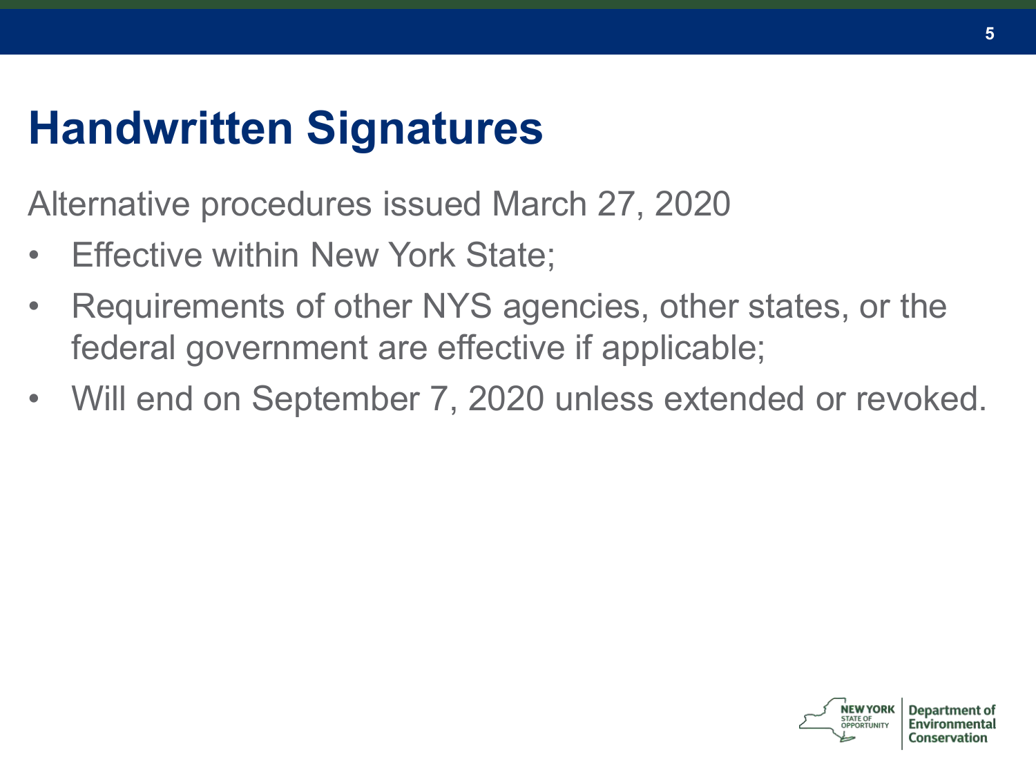# Handwritten Signatures

Alternative procedures issued March 27, 2020

- Effective within New York State;
- Requirements of other NYS agencies, other states, or the federal government are effective if applicable;
- Will end on September 7, 2020 unless extended or revoked.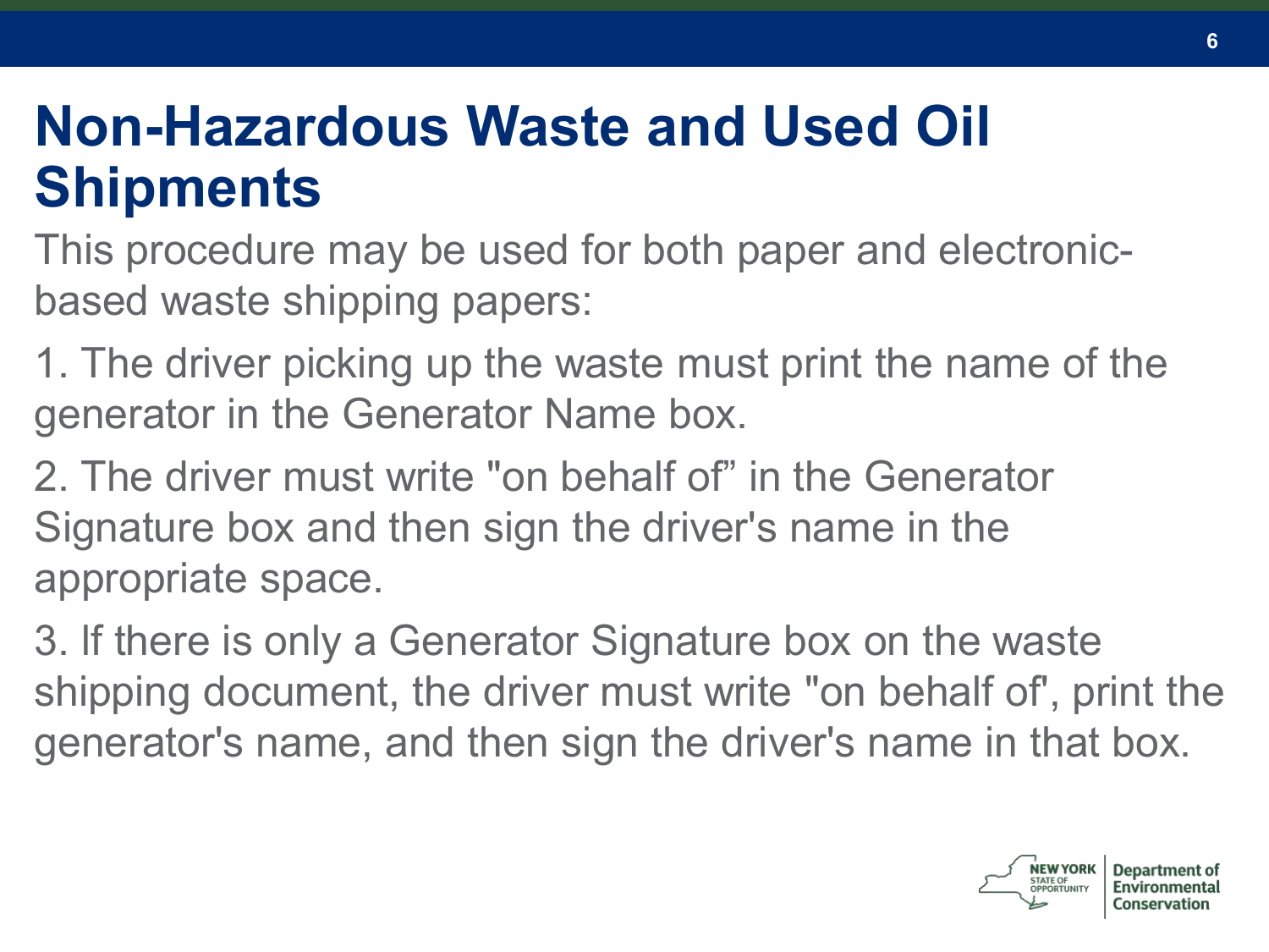# Non-Hazardous Waste and Used Oil Shipments

This procedure may be used for both paper and electronic-based waste shipping papers:

1. The driver picking up the waste must print the name of the generator in the Generator Name box.

2. The driver must write "on behalf of" in the Generator Signature box and then sign the driver's name in the appropriate space.

3. If there is only a Generator Signature box on the waste shipping document, the driver must write "on behalf of", print the generator's name, and then sign the driver's name in that box.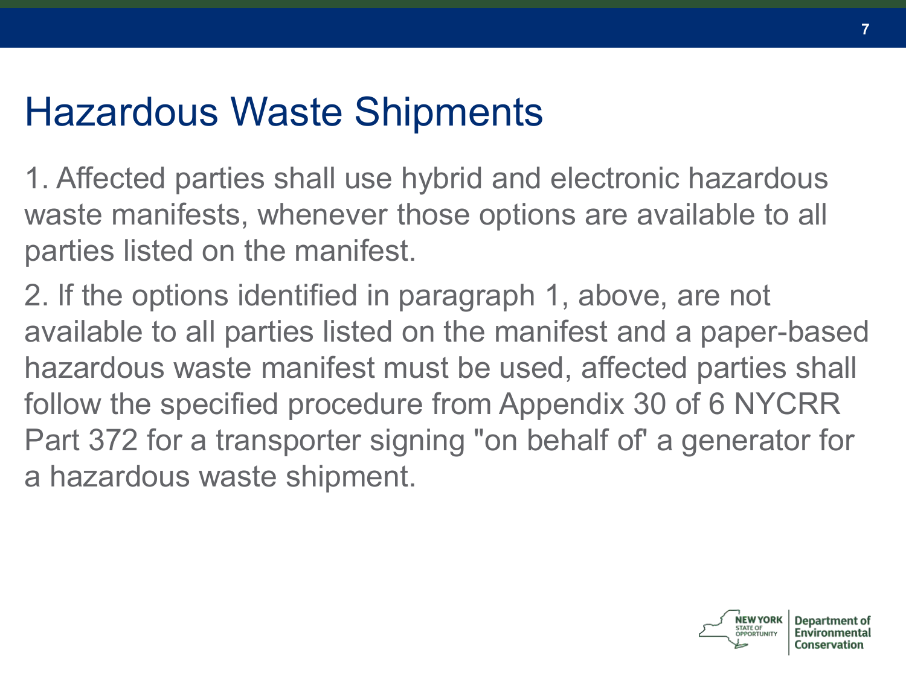# Hazardous Waste Shipments

1. Affected parties shall use hybrid and electronic hazardous waste manifests, whenever those options are available to all parties listed on the manifest.

2. If the options identified in paragraph 1, above, are not available to all parties listed on the manifest and a paper-based hazardous waste manifest must be used, affected parties shall follow the specified procedure from Appendix 30 of 6 NYCRR Part 372 for a transporter signing "on behalf of' a generator for a hazardous waste shipment.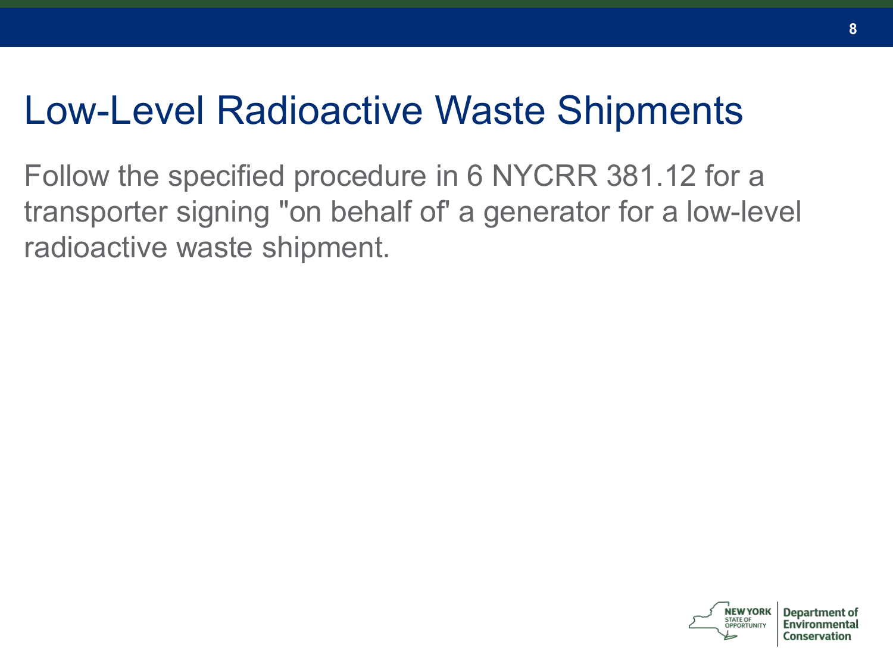# Low-Level Radioactive Waste Shipments

Follow the specified procedure in 6 NYCRR 381.12 for a transporter signing "on behalf of' a generator for a low-level radioactive waste shipment.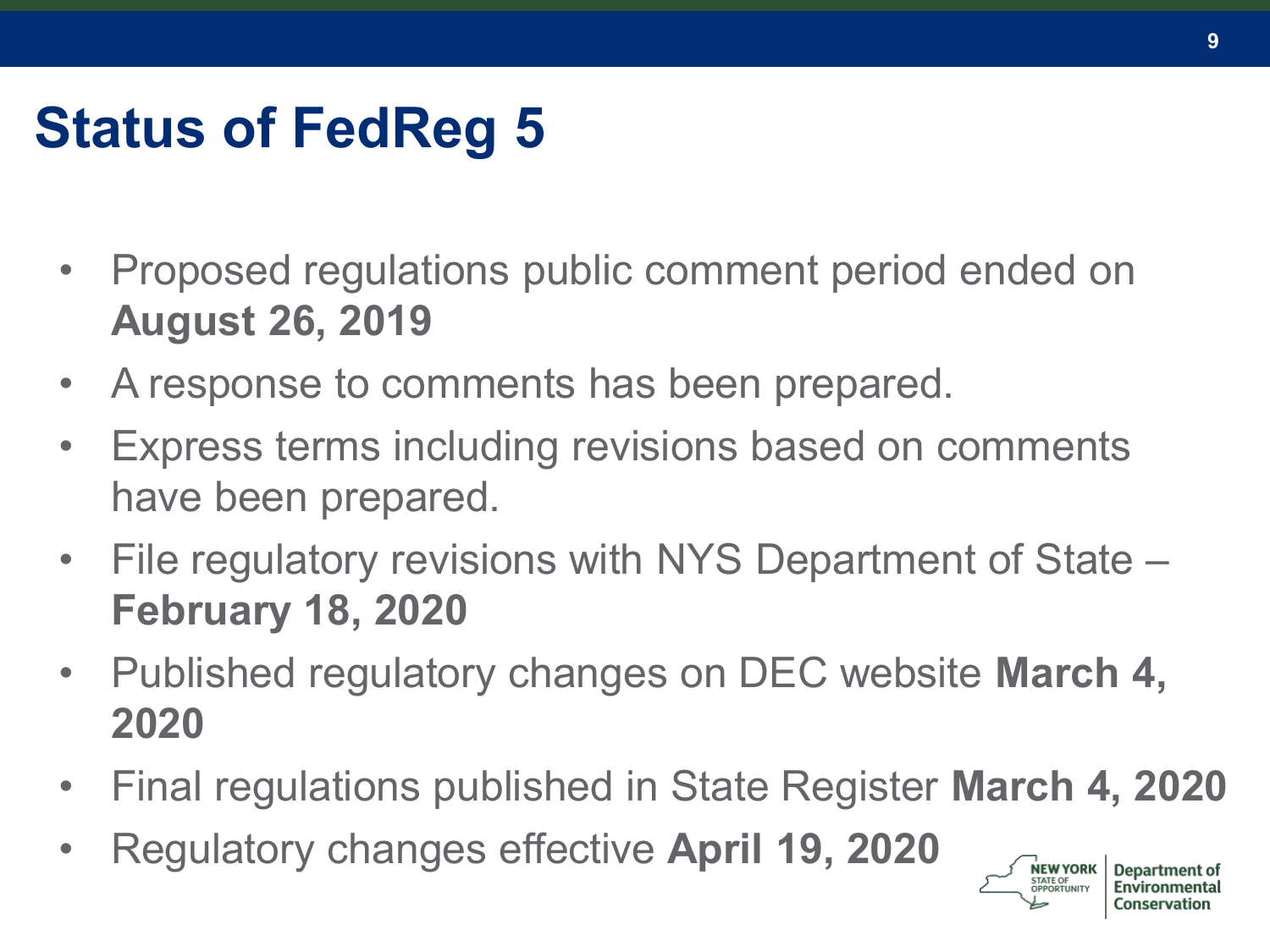# Status of FedReg 5

- Proposed regulations public comment period ended on **August 26, 2019**
- A response to comments has been prepared.
- Express terms including revisions based on comments have been prepared.
- File regulatory revisions with NYS Department of State – **February 18, 2020**
- Published regulatory changes on DEC website **March 4, 2020**
- Final regulations published in State Register **March 4, 2020**
- Regulatory changes effective **April 19, 2020**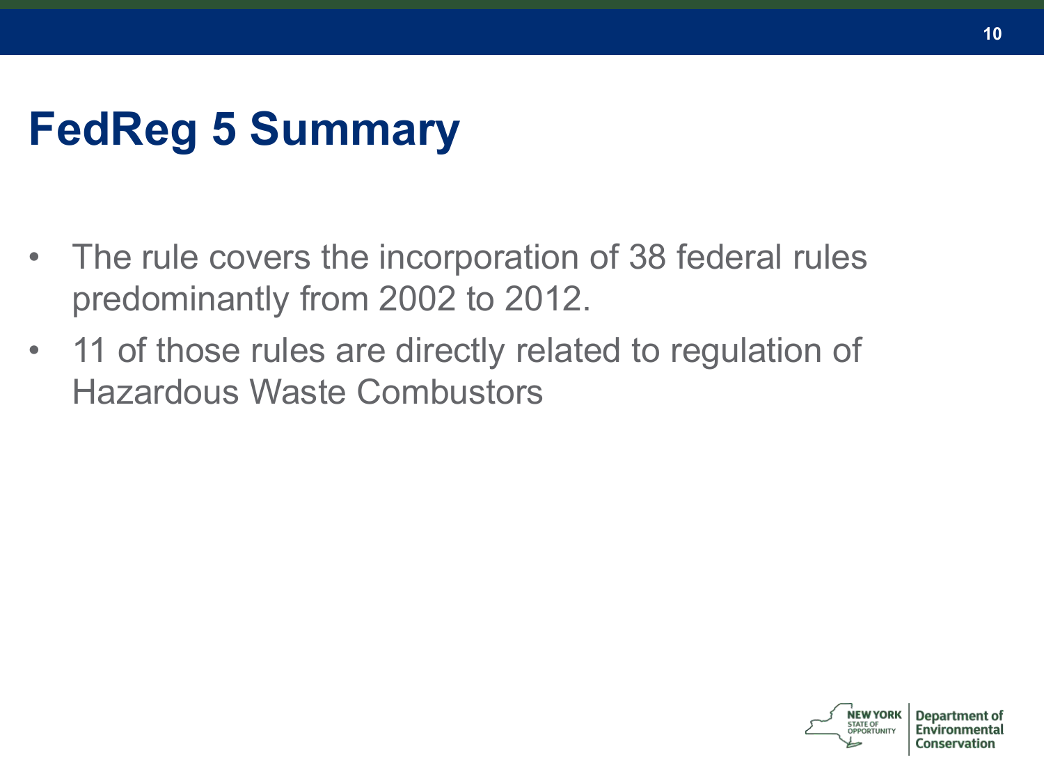# FedReg 5 Summary

- The rule covers the incorporation of 38 federal rules predominantly from 2002 to 2012.
- 11 of those rules are directly related to regulation of Hazardous Waste Combustors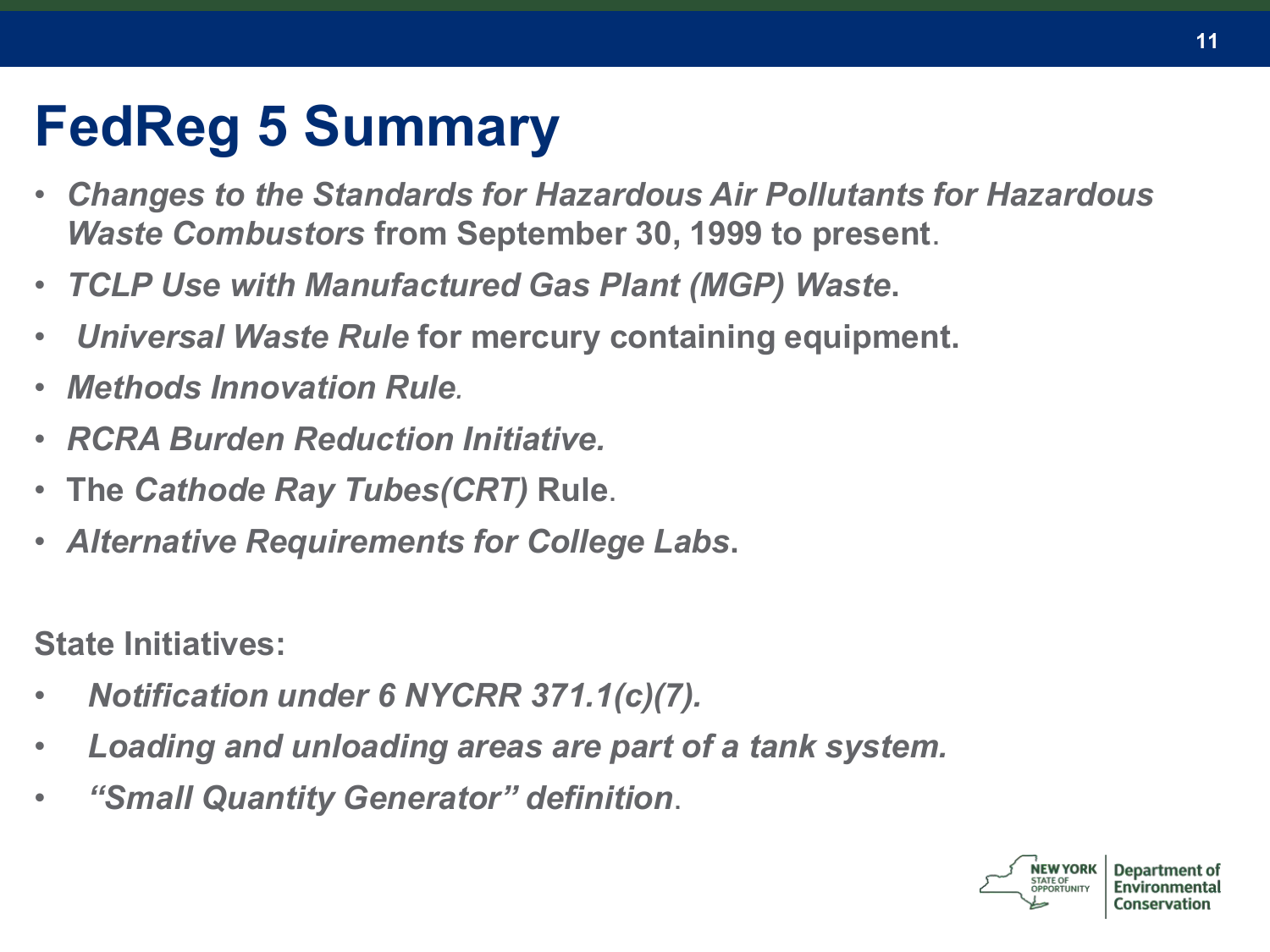# FedReg 5 Summary

- *Changes to the Standards for Hazardous Air Pollutants for Hazardous Waste Combustors* **from September 30, 1999 to present**.
- ***TCLP Use with Manufactured Gas Plant (MGP) Waste*.**
- ***Universal Waste Rule* for mercury containing equipment.**
- ***Methods Innovation Rule***.
- ***RCRA Burden Reduction Initiative.***
- **The *Cathode Ray Tubes(CRT)* Rule**.
- ***Alternative Requirements for College Labs*.**

**State Initiatives:**

- ***Notification under 6 NYCRR 371.1(c)(7).***
- ***Loading and unloading areas are part of a tank system.***
- ***"Small Quantity Generator" definition***.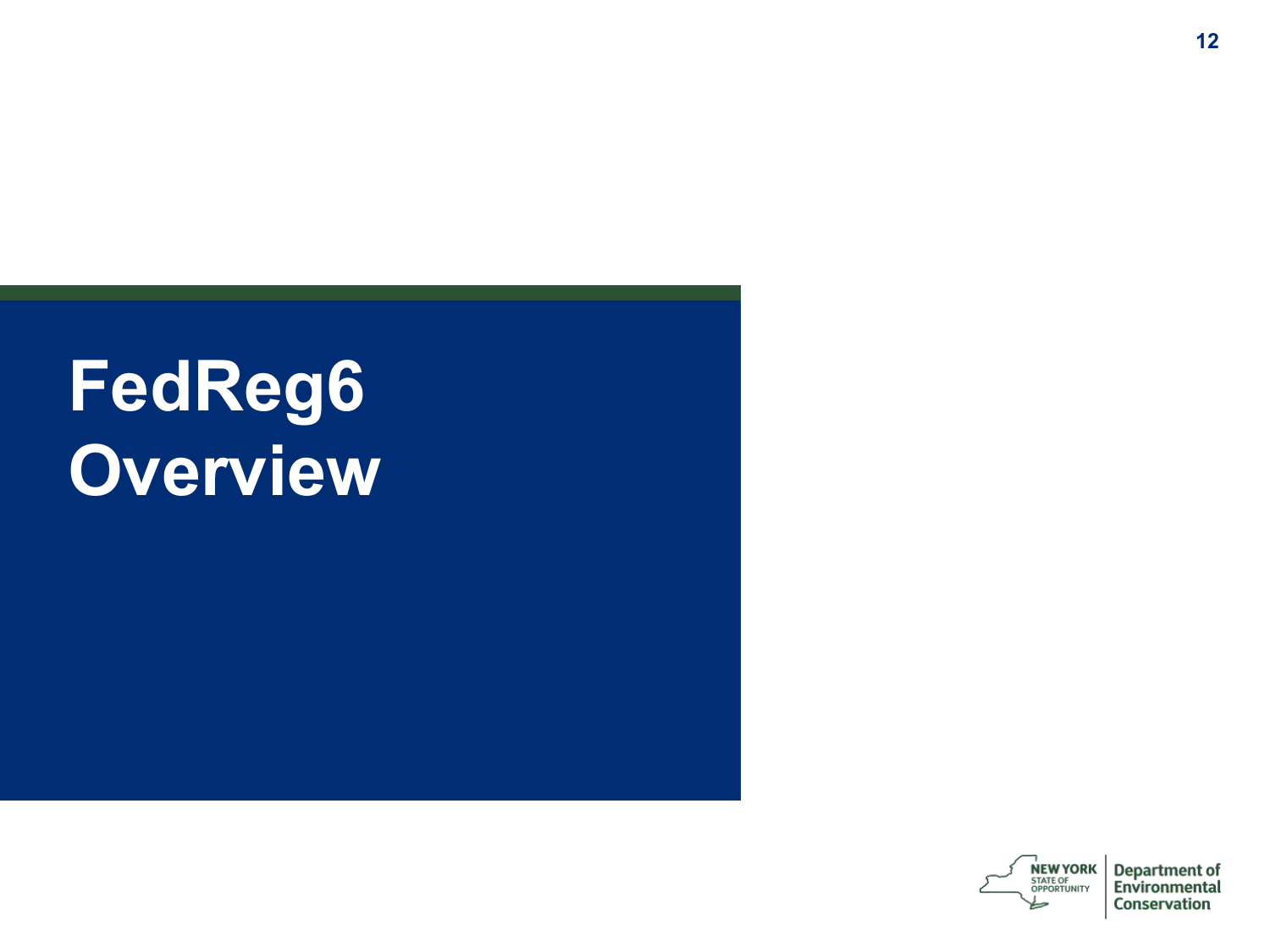# FedReg6 Overview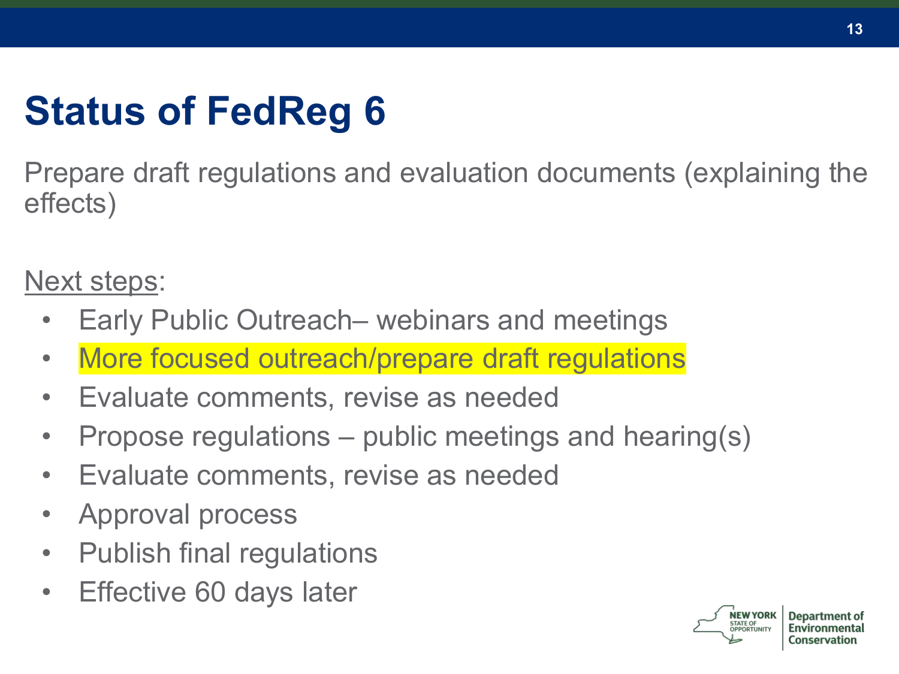# Status of FedReg 6

Prepare draft regulations and evaluation documents (explaining the effects)

Next steps:

- Early Public Outreach– webinars and meetings
- More focused outreach/prepare draft regulations
- Evaluate comments, revise as needed
- Propose regulations – public meetings and hearing(s)
- Evaluate comments, revise as needed
- Approval process
- Publish final regulations
- Effective 60 days later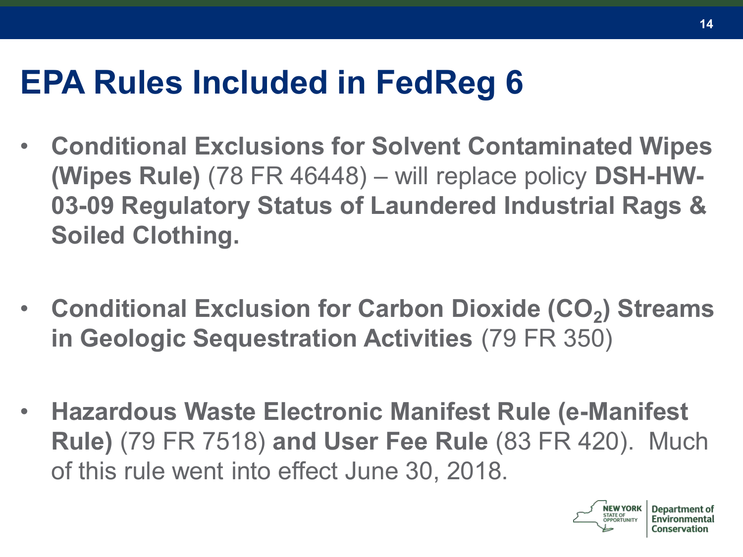# EPA Rules Included in FedReg 6

- **Conditional Exclusions for Solvent Contaminated Wipes (Wipes Rule)** (78 FR 46448) – will replace policy **DSH-HW-03-09 Regulatory Status of Laundered Industrial Rags & Soiled Clothing.**

- **Conditional Exclusion for Carbon Dioxide ($CO_2$) Streams in Geologic Sequestration Activities** (79 FR 350)

- **Hazardous Waste Electronic Manifest Rule (e-Manifest Rule)** (79 FR 7518) **and User Fee Rule** (83 FR 420). Much of this rule went into effect June 30, 2018.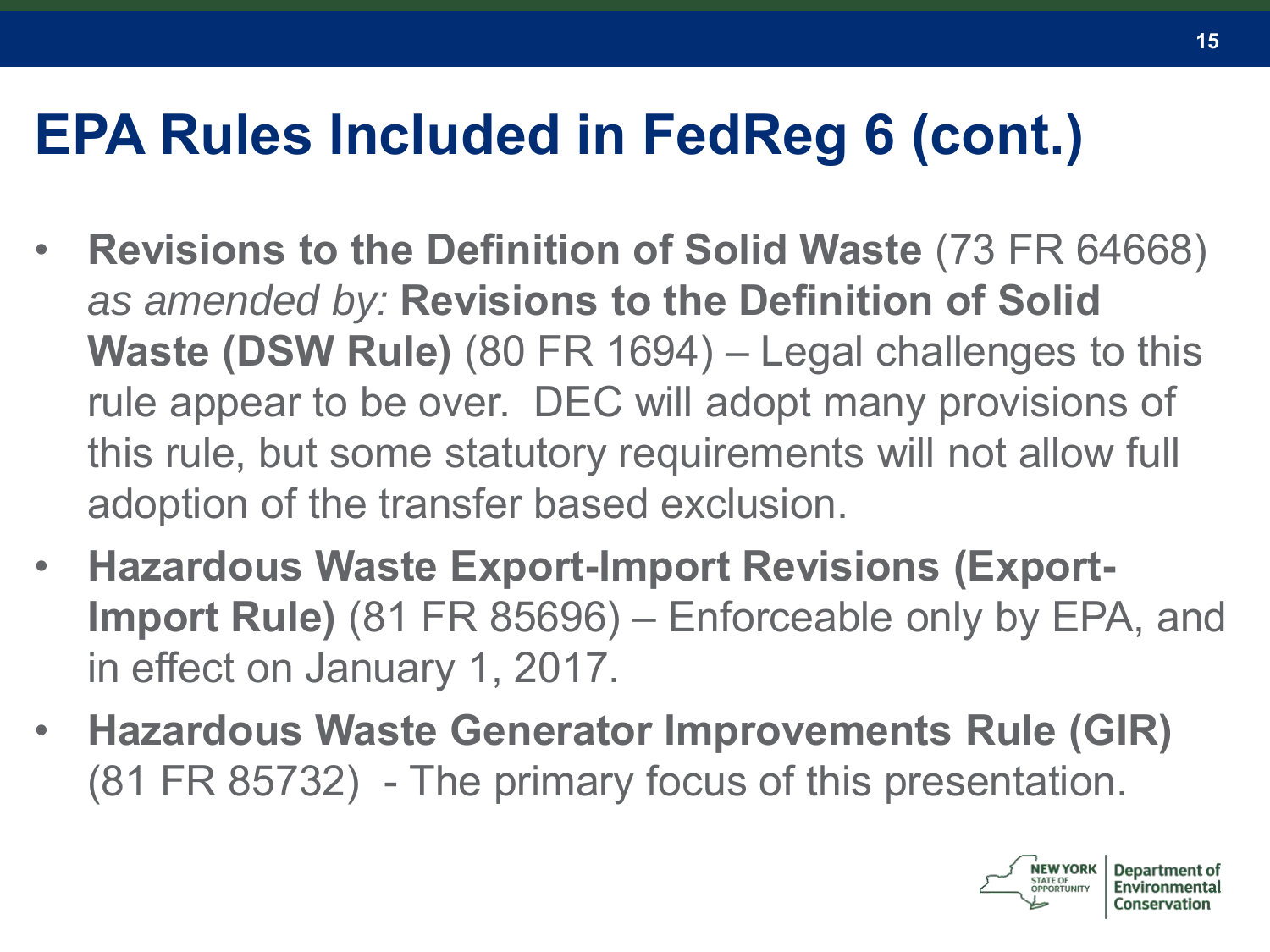# EPA Rules Included in FedReg 6 (cont.)

- **Revisions to the Definition of Solid Waste** (73 FR 64668) *as amended by:* **Revisions to the Definition of Solid Waste (DSW Rule)** (80 FR 1694) – Legal challenges to this rule appear to be over. DEC will adopt many provisions of this rule, but some statutory requirements will not allow full adoption of the transfer based exclusion.
- **Hazardous Waste Export-Import Revisions (Export-Import Rule)** (81 FR 85696) – Enforceable only by EPA, and in effect on January 1, 2017.
- **Hazardous Waste Generator Improvements Rule (GIR)** (81 FR 85732) - The primary focus of this presentation.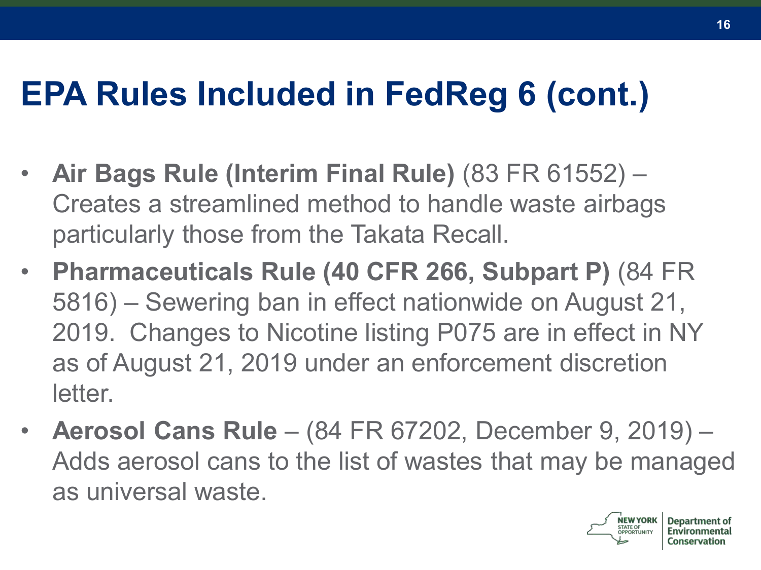# EPA Rules Included in FedReg 6 (cont.)

- **Air Bags Rule (Interim Final Rule)** (83 FR 61552) – Creates a streamlined method to handle waste airbags particularly those from the Takata Recall.
- **Pharmaceuticals Rule (40 CFR 266, Subpart P)** (84 FR 5816) – Sewering ban in effect nationwide on August 21, 2019. Changes to Nicotine listing P075 are in effect in NY as of August 21, 2019 under an enforcement discretion letter.
- **Aerosol Cans Rule** – (84 FR 67202, December 9, 2019) – Adds aerosol cans to the list of wastes that may be managed as universal waste.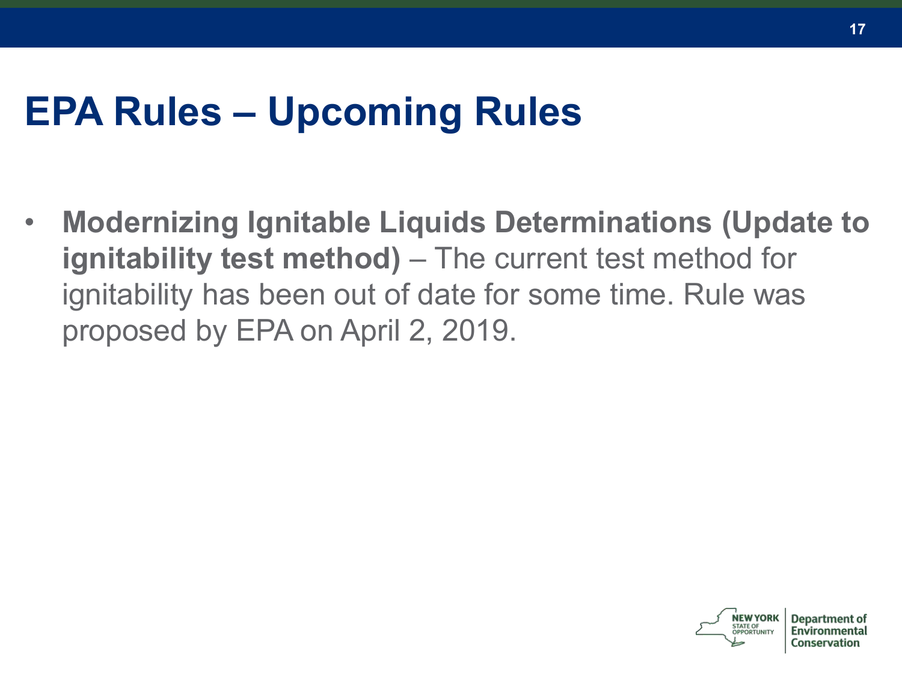# EPA Rules – Upcoming Rules

- **Modernizing Ignitable Liquids Determinations (Update to ignitability test method)** – The current test method for ignitability has been out of date for some time. Rule was proposed by EPA on April 2, 2019.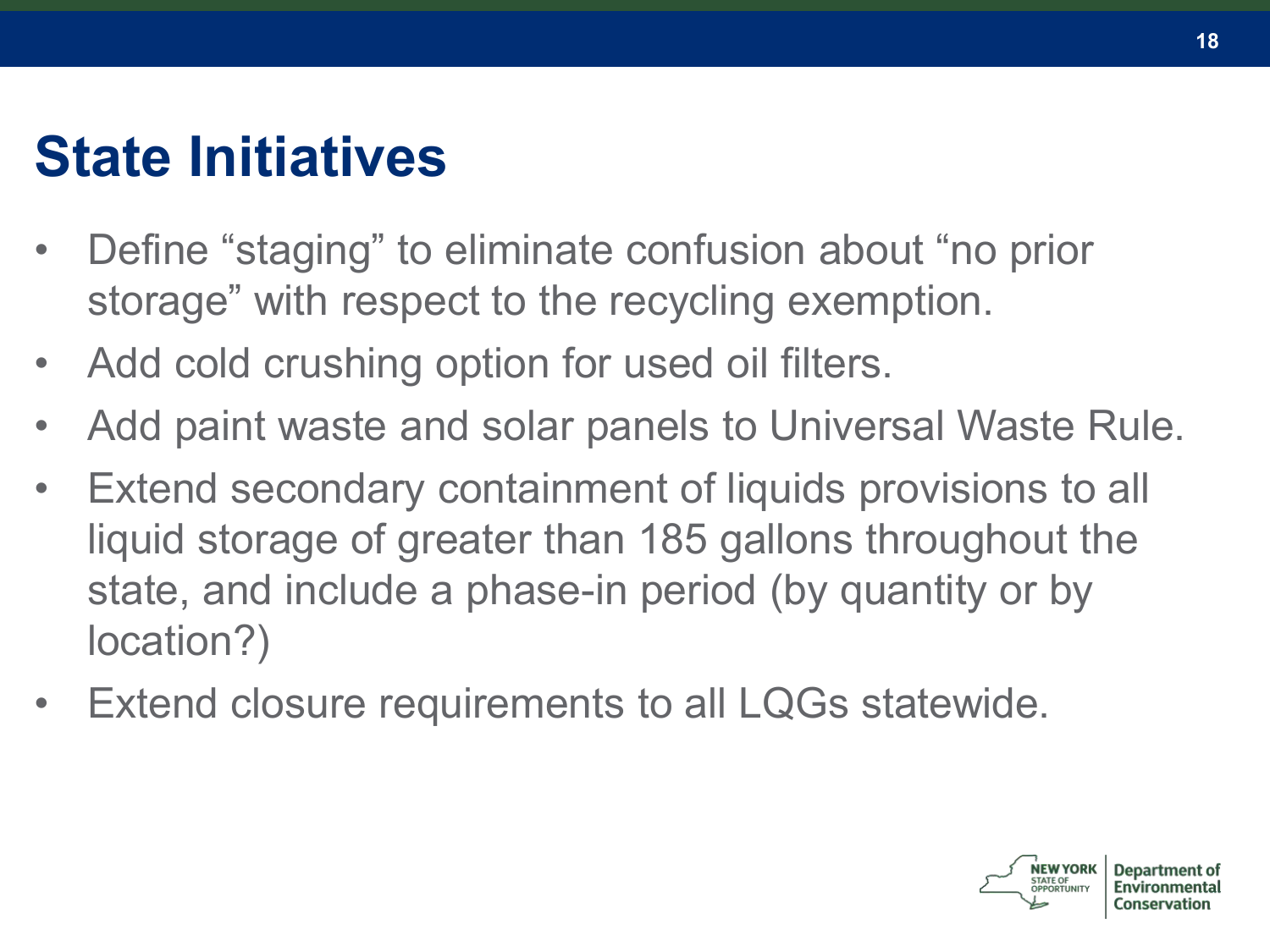# State Initiatives

- Define “staging” to eliminate confusion about “no prior storage” with respect to the recycling exemption.
- Add cold crushing option for used oil filters.
- Add paint waste and solar panels to Universal Waste Rule.
- Extend secondary containment of liquids provisions to all liquid storage of greater than 185 gallons throughout the state, and include a phase-in period (by quantity or by location?)
- Extend closure requirements to all LQGs statewide.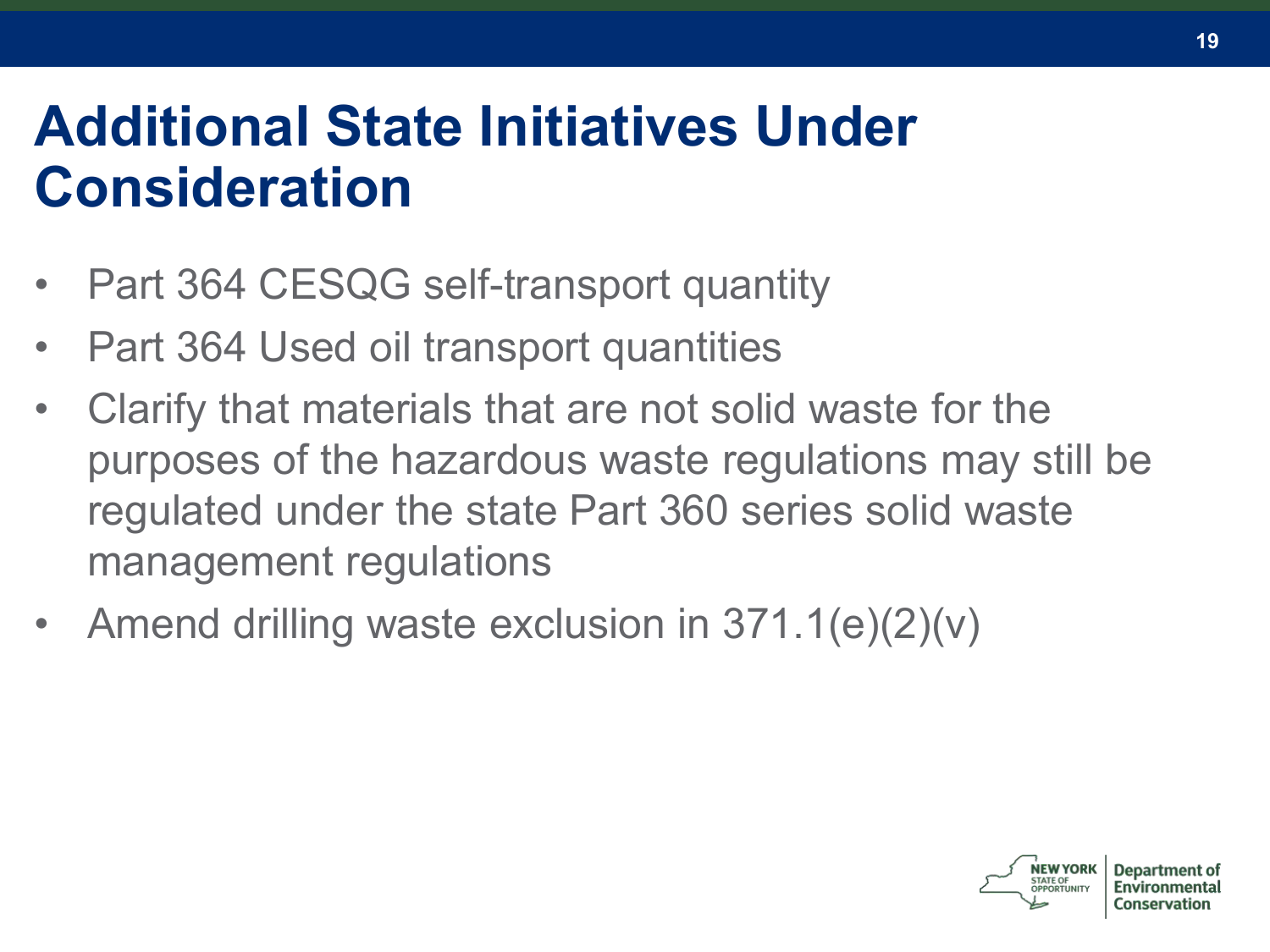# Additional State Initiatives Under Consideration

- Part 364 CESQG self-transport quantity
- Part 364 Used oil transport quantities
- Clarify that materials that are not solid waste for the purposes of the hazardous waste regulations may still be regulated under the state Part 360 series solid waste management regulations
- Amend drilling waste exclusion in 371.1(e)(2)(v)

NEW YORK STATE OF OPPORTUNITY | Department of Environmental Conservation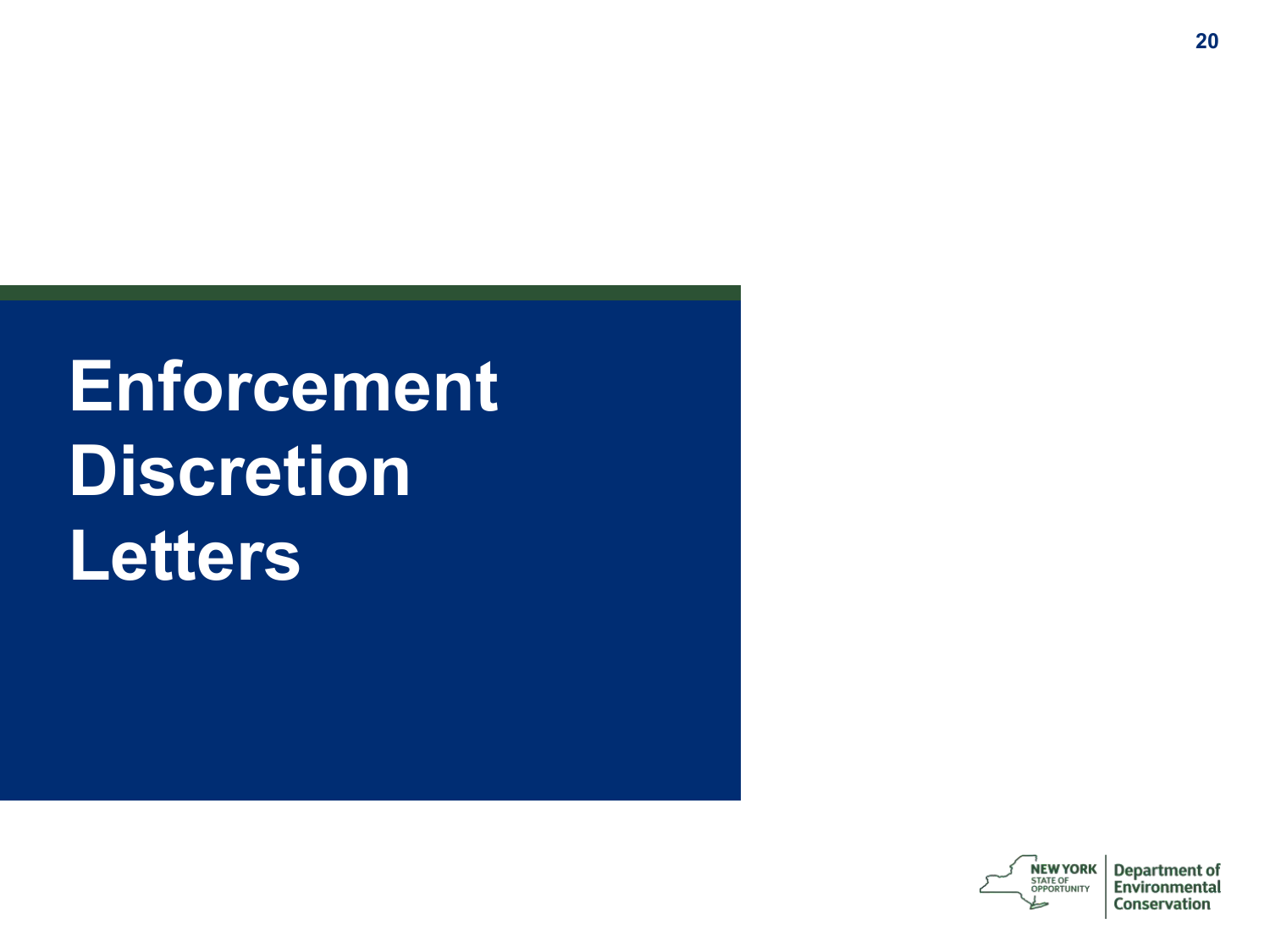# Enforcement Discretion Letters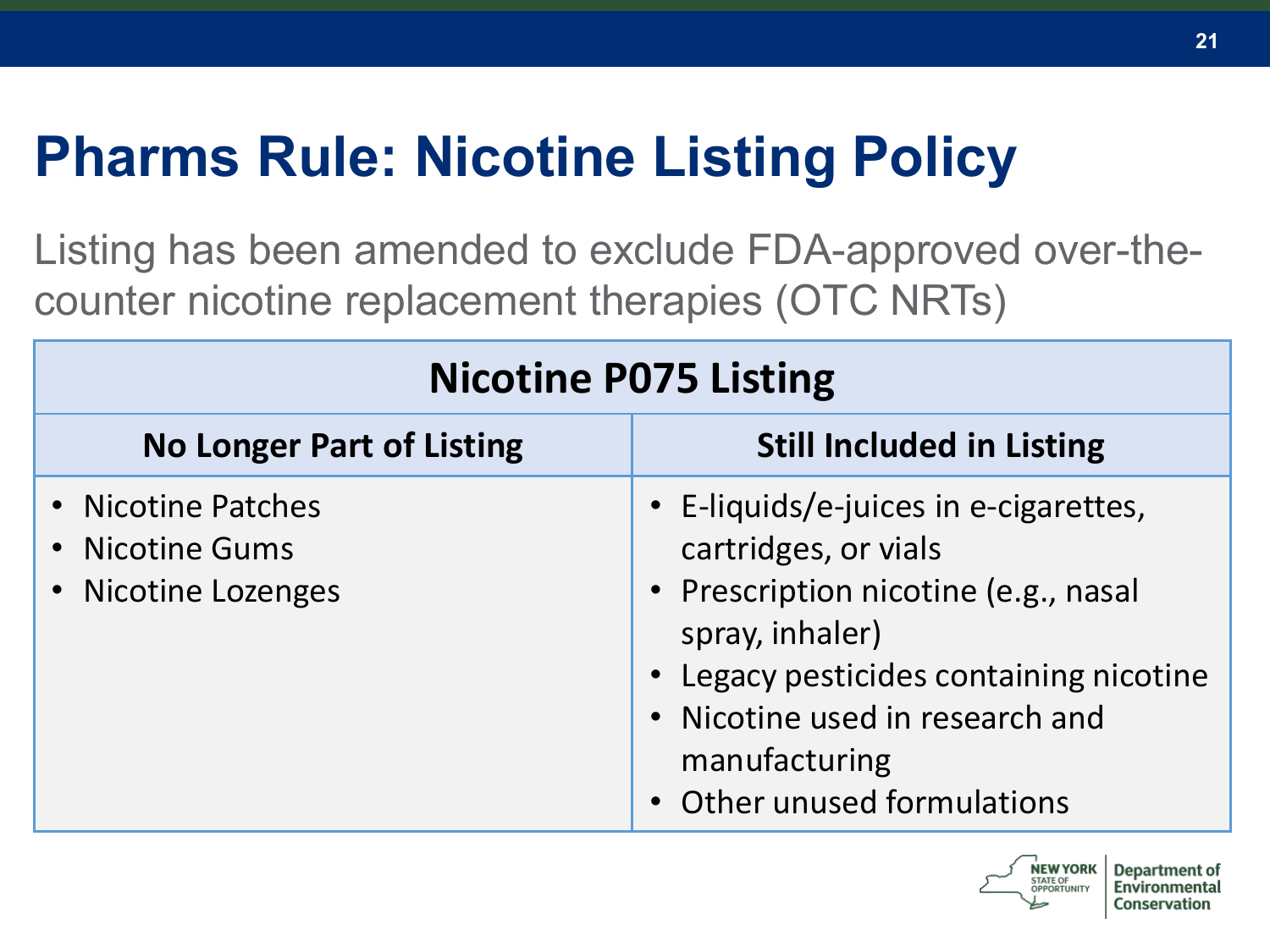# Pharms Rule: Nicotine Listing Policy

Listing has been amended to exclude FDA-approved over-the-counter nicotine replacement therapies (OTC NRTs)

| Nicotine P075 Listing | |
|---|---|
| **No Longer Part of Listing** | **Still Included in Listing** |
| • Nicotine Patches<br>• Nicotine Gums<br>• Nicotine Lozenges | • E-liquids/e-juices in e-cigarettes, cartridges, or vials<br>• Prescription nicotine (e.g., nasal spray, inhaler)<br>• Legacy pesticides containing nicotine<br>• Nicotine used in research and manufacturing<br>• Other unused formulations |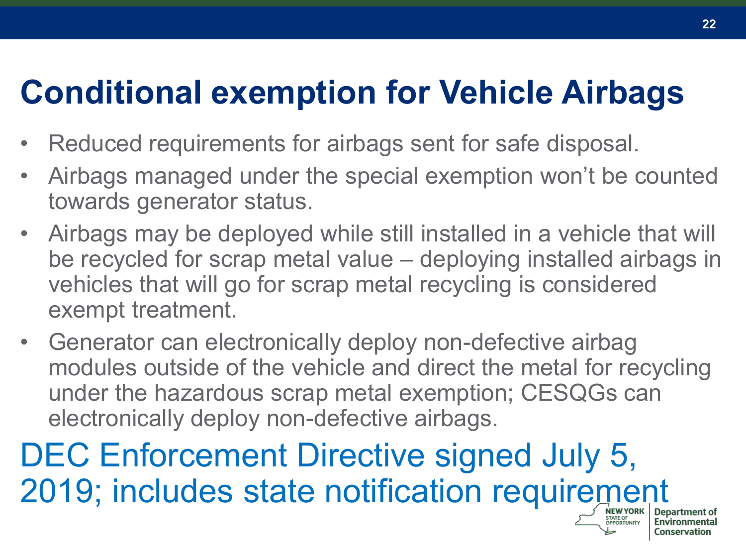# Conditional exemption for Vehicle Airbags

- Reduced requirements for airbags sent for safe disposal.
- Airbags managed under the special exemption won't be counted towards generator status.
- Airbags may be deployed while still installed in a vehicle that will be recycled for scrap metal value – deploying installed airbags in vehicles that will go for scrap metal recycling is considered exempt treatment.
- Generator can electronically deploy non-defective airbag modules outside of the vehicle and direct the metal for recycling under the hazardous scrap metal exemption; CESQGs can electronically deploy non-defective airbags.

DEC Enforcement Directive signed July 5, 2019; includes state notification requirement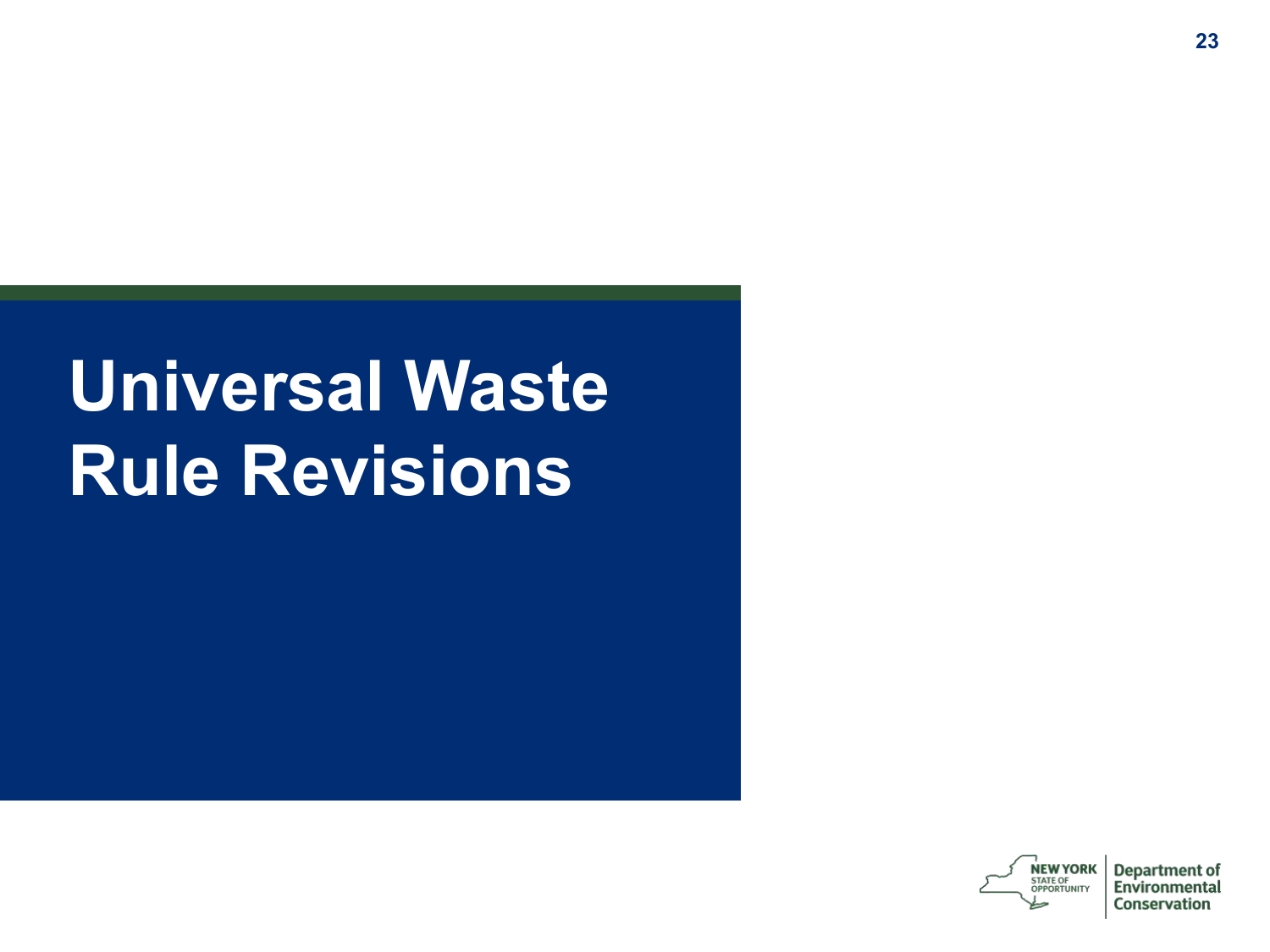# Universal Waste Rule Revisions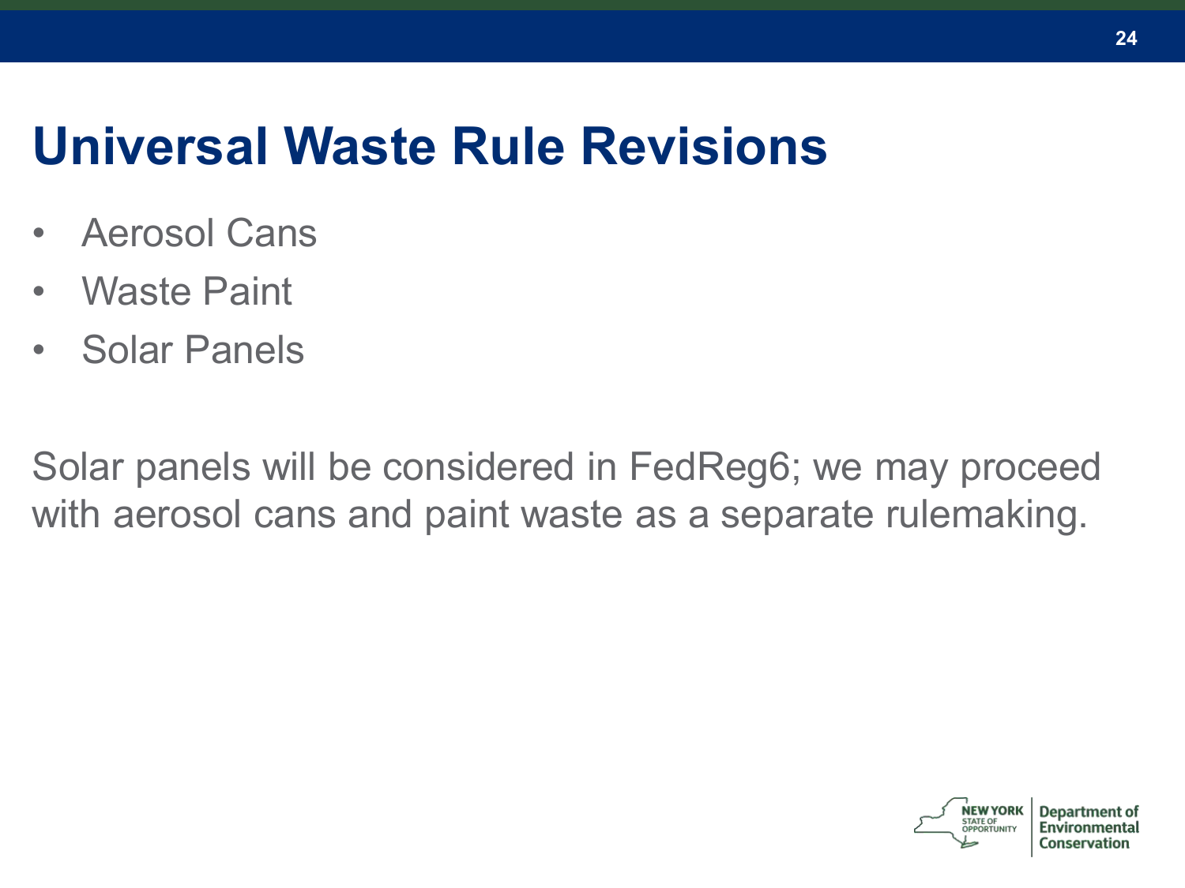# Universal Waste Rule Revisions

- Aerosol Cans
- Waste Paint
- Solar Panels

Solar panels will be considered in FedReg6; we may proceed with aerosol cans and paint waste as a separate rulemaking.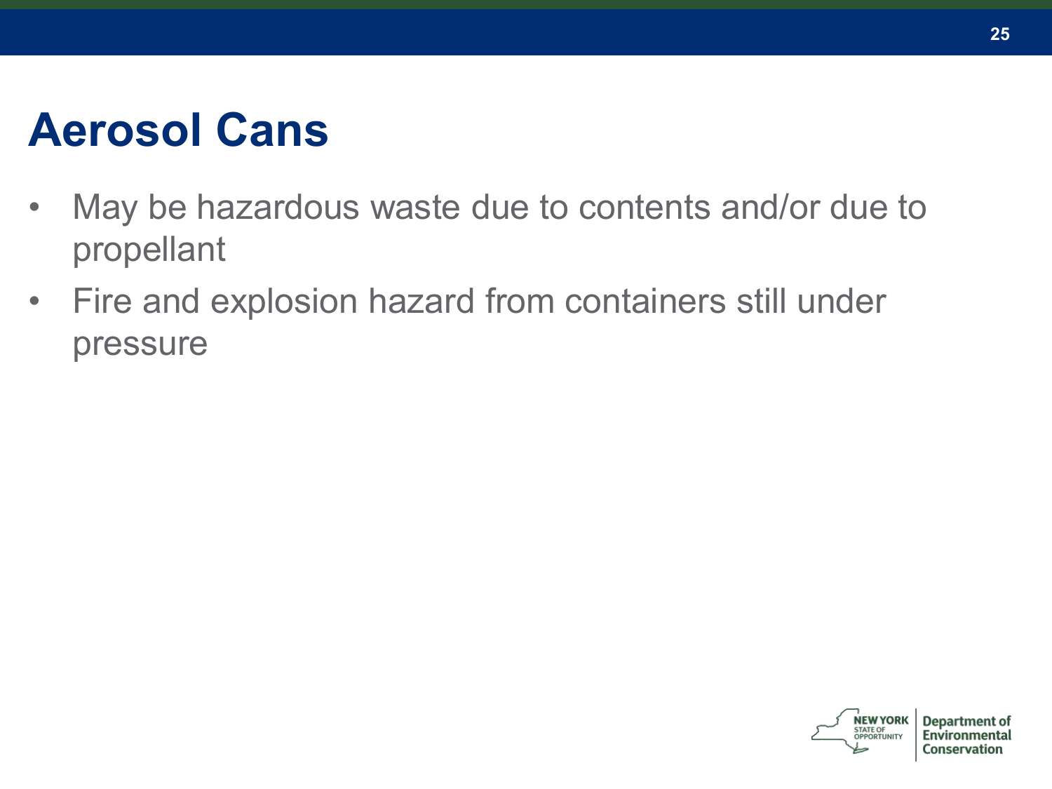# Aerosol Cans

- May be hazardous waste due to contents and/or due to propellant
- Fire and explosion hazard from containers still under pressure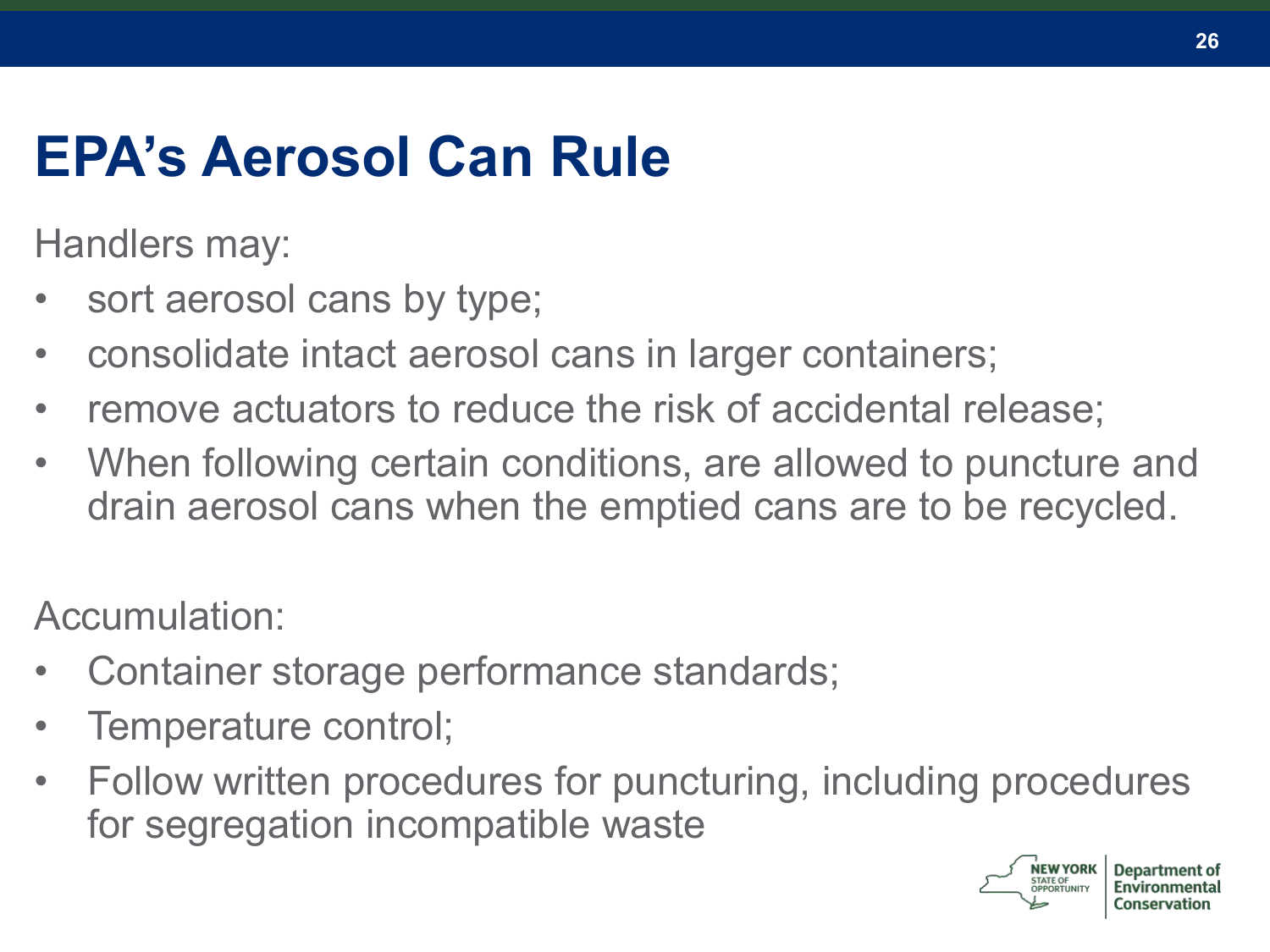# EPA's Aerosol Can Rule

Handlers may:

- sort aerosol cans by type;
- consolidate intact aerosol cans in larger containers;
- remove actuators to reduce the risk of accidental release;
- When following certain conditions, are allowed to puncture and drain aerosol cans when the emptied cans are to be recycled.

Accumulation:

- Container storage performance standards;
- Temperature control;
- Follow written procedures for puncturing, including procedures for segregation incompatible waste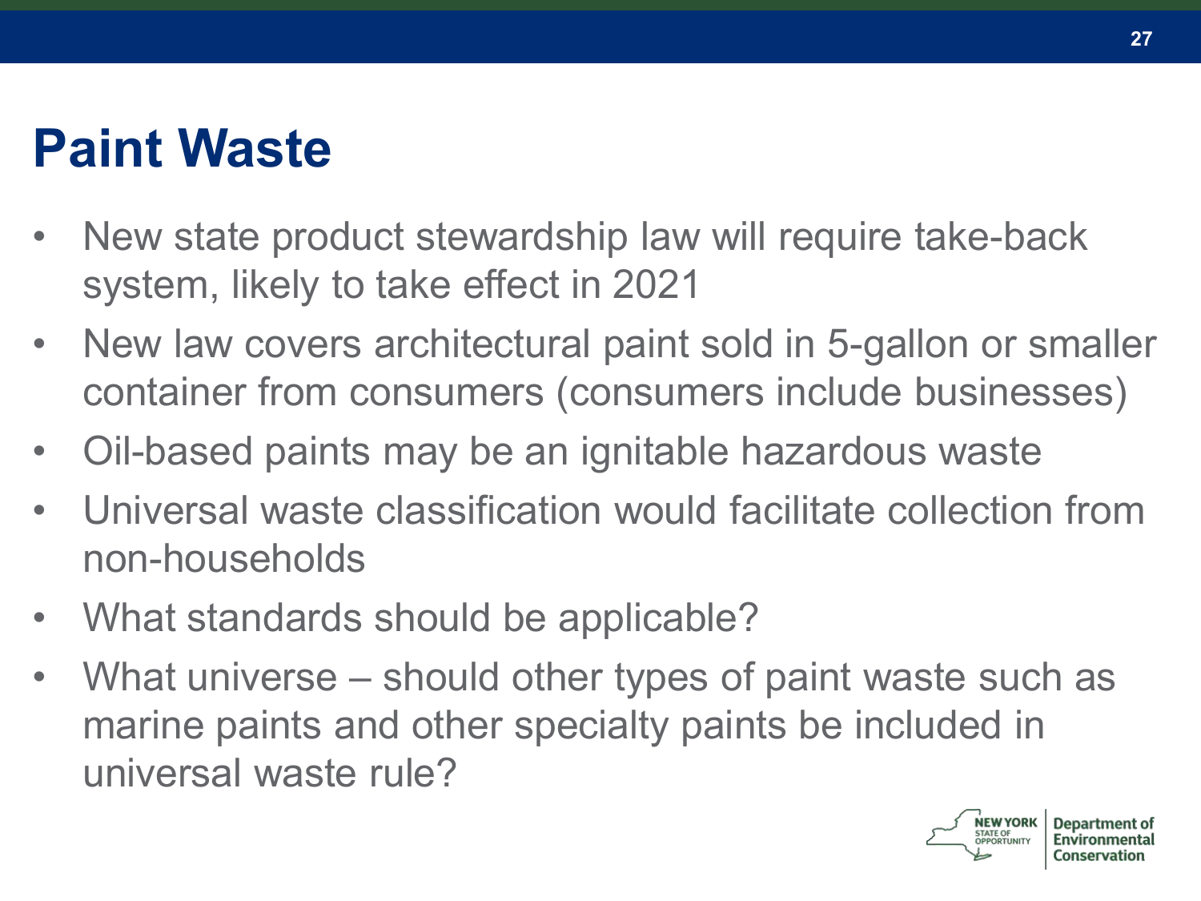# Paint Waste

- New state product stewardship law will require take-back system, likely to take effect in 2021
- New law covers architectural paint sold in 5-gallon or smaller container from consumers (consumers include businesses)
- Oil-based paints may be an ignitable hazardous waste
- Universal waste classification would facilitate collection from non-households
- What standards should be applicable?
- What universe – should other types of paint waste such as marine paints and other specialty paints be included in universal waste rule?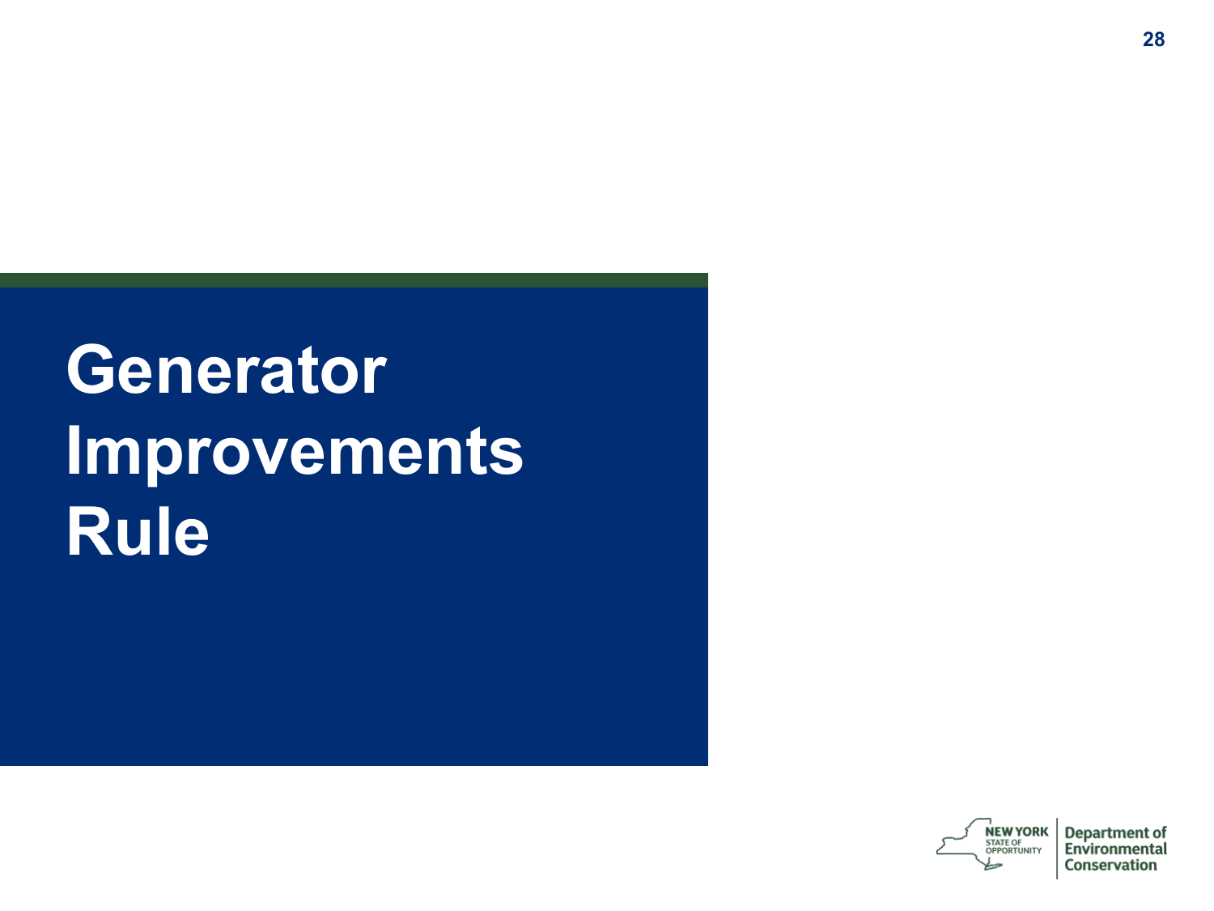# Generator Improvements Rule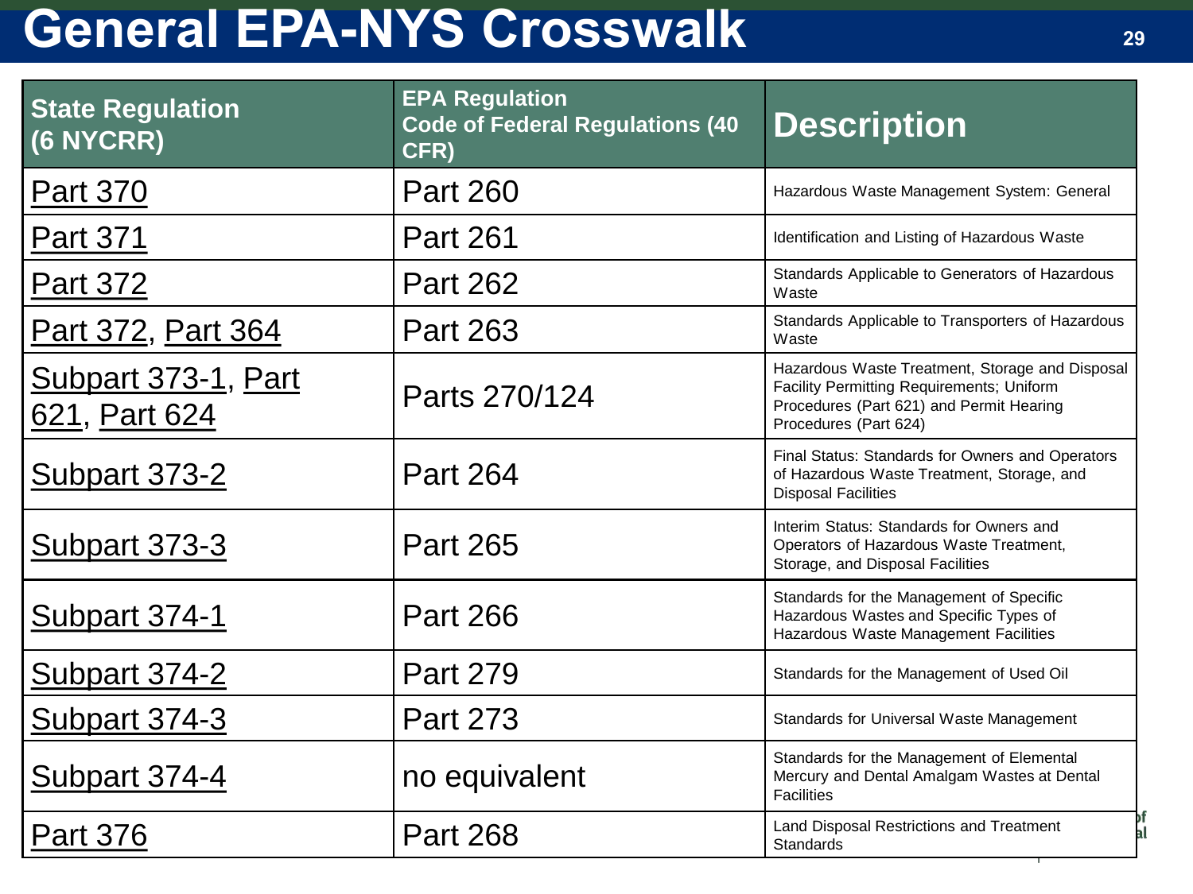# General EPA-NYS Crosswalk

| State Regulation (6 NYCRR) | EPA Regulation Code of Federal Regulations (40 CFR) | Description |
| --- | --- | --- |
| Part 370 | Part 260 | Hazardous Waste Management System: General |
| Part 371 | Part 261 | Identification and Listing of Hazardous Waste |
| Part 372 | Part 262 | Standards Applicable to Generators of Hazardous Waste |
| Part 372, Part 364 | Part 263 | Standards Applicable to Transporters of Hazardous Waste |
| Subpart 373-1, Part 621, Part 624 | Parts 270/124 | Hazardous Waste Treatment, Storage and Disposal Facility Permitting Requirements; Uniform Procedures (Part 621) and Permit Hearing Procedures (Part 624) |
| Subpart 373-2 | Part 264 | Final Status: Standards for Owners and Operators of Hazardous Waste Treatment, Storage, and Disposal Facilities |
| Subpart 373-3 | Part 265 | Interim Status: Standards for Owners and Operators of Hazardous Waste Treatment, Storage, and Disposal Facilities |
| Subpart 374-1 | Part 266 | Standards for the Management of Specific Hazardous Wastes and Specific Types of Hazardous Waste Management Facilities |
| Subpart 374-2 | Part 279 | Standards for the Management of Used Oil |
| Subpart 374-3 | Part 273 | Standards for Universal Waste Management |
| Subpart 374-4 | no equivalent | Standards for the Management of Elemental Mercury and Dental Amalgam Wastes at Dental Facilities |
| Part 376 | Part 268 | Land Disposal Restrictions and Treatment Standards |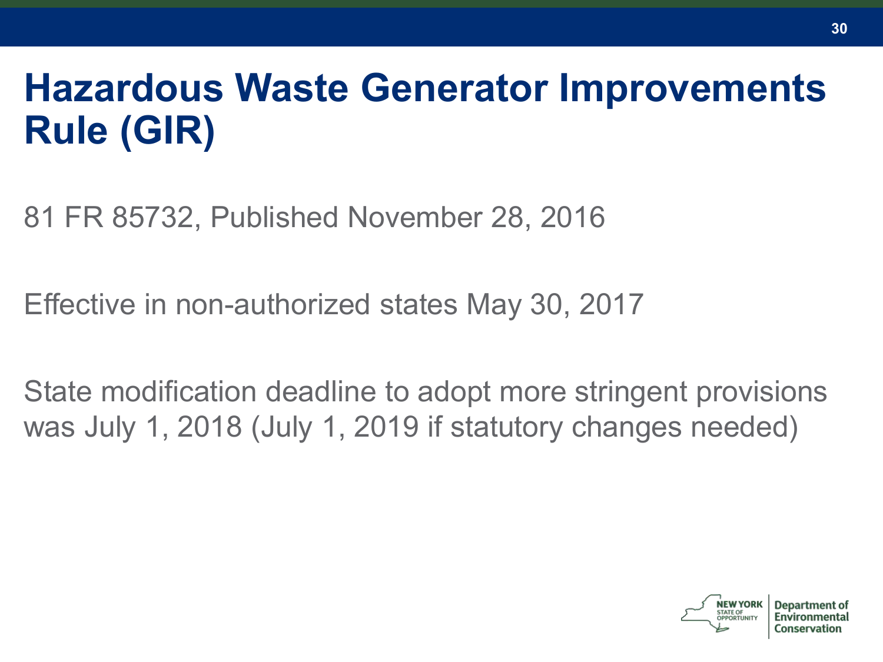# Hazardous Waste Generator Improvements Rule (GIR)

81 FR 85732, Published November 28, 2016

Effective in non-authorized states May 30, 2017

State modification deadline to adopt more stringent provisions was July 1, 2018 (July 1, 2019 if statutory changes needed)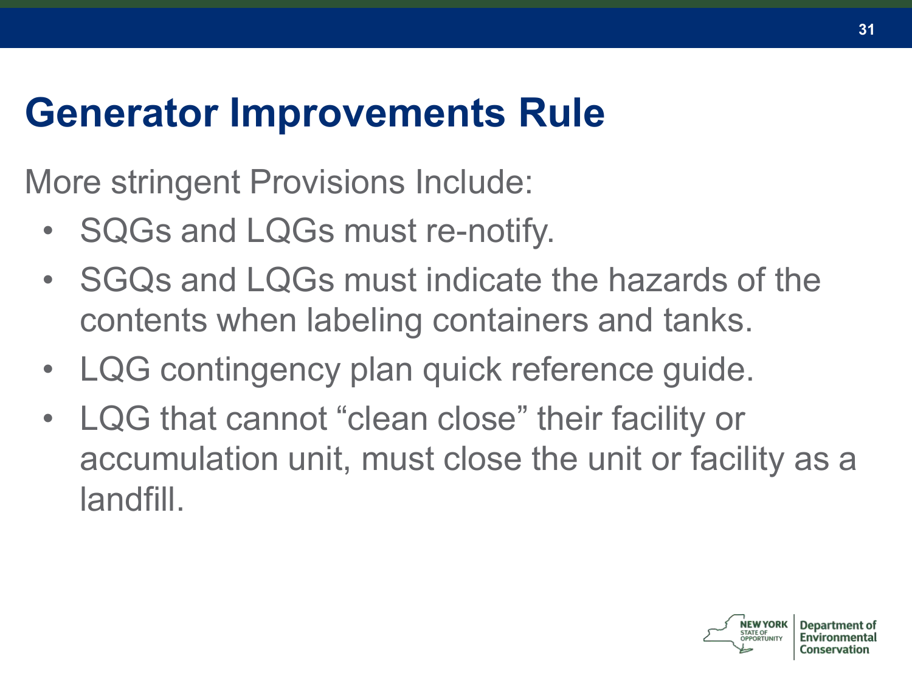# Generator Improvements Rule

More stringent Provisions Include:

- SQGs and LQGs must re-notify.
- SGQs and LQGs must indicate the hazards of the contents when labeling containers and tanks.
- LQG contingency plan quick reference guide.
- LQG that cannot “clean close” their facility or accumulation unit, must close the unit or facility as a landfill.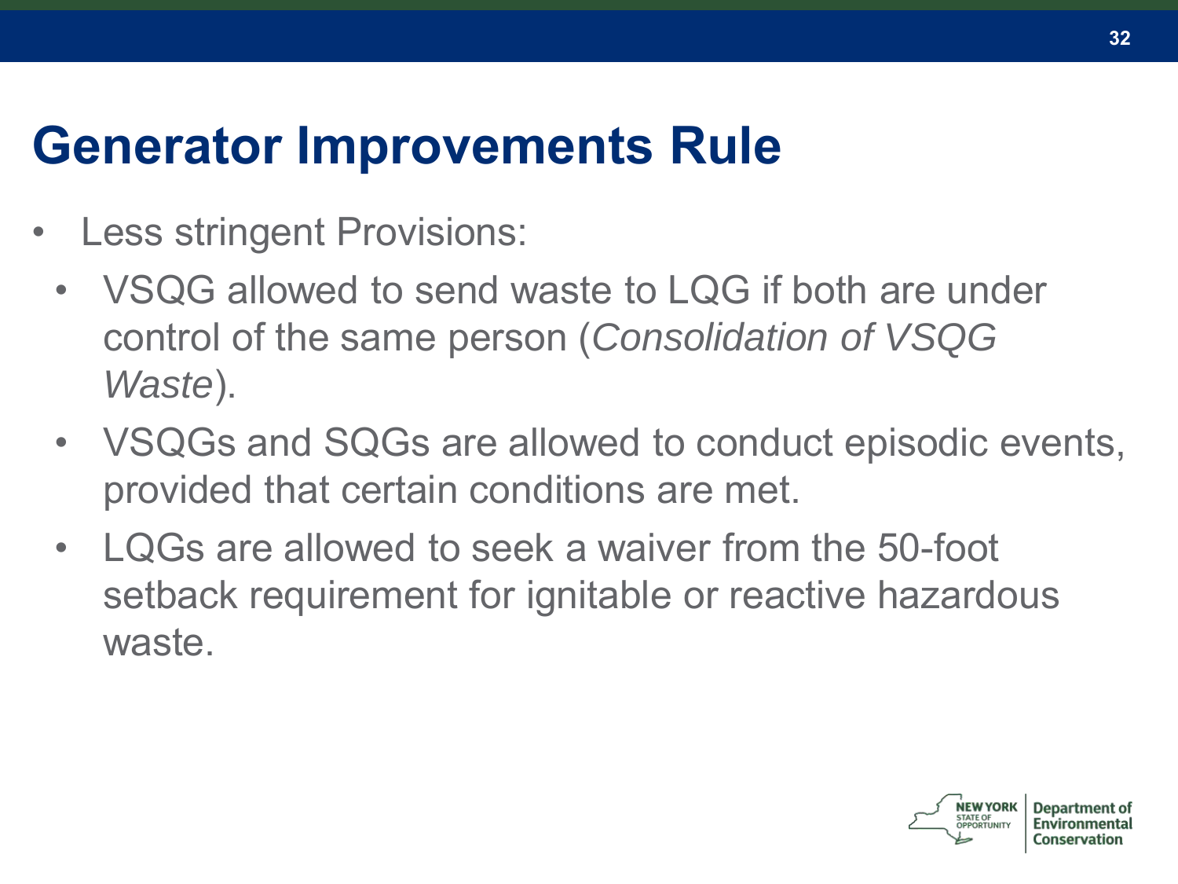# Generator Improvements Rule

- Less stringent Provisions:
  - VSQG allowed to send waste to LQG if both are under control of the same person (*Consolidation of VSQG Waste*).
  - VSQGs and SQGs are allowed to conduct episodic events, provided that certain conditions are met.
  - LQGs are allowed to seek a waiver from the 50-foot setback requirement for ignitable or reactive hazardous waste.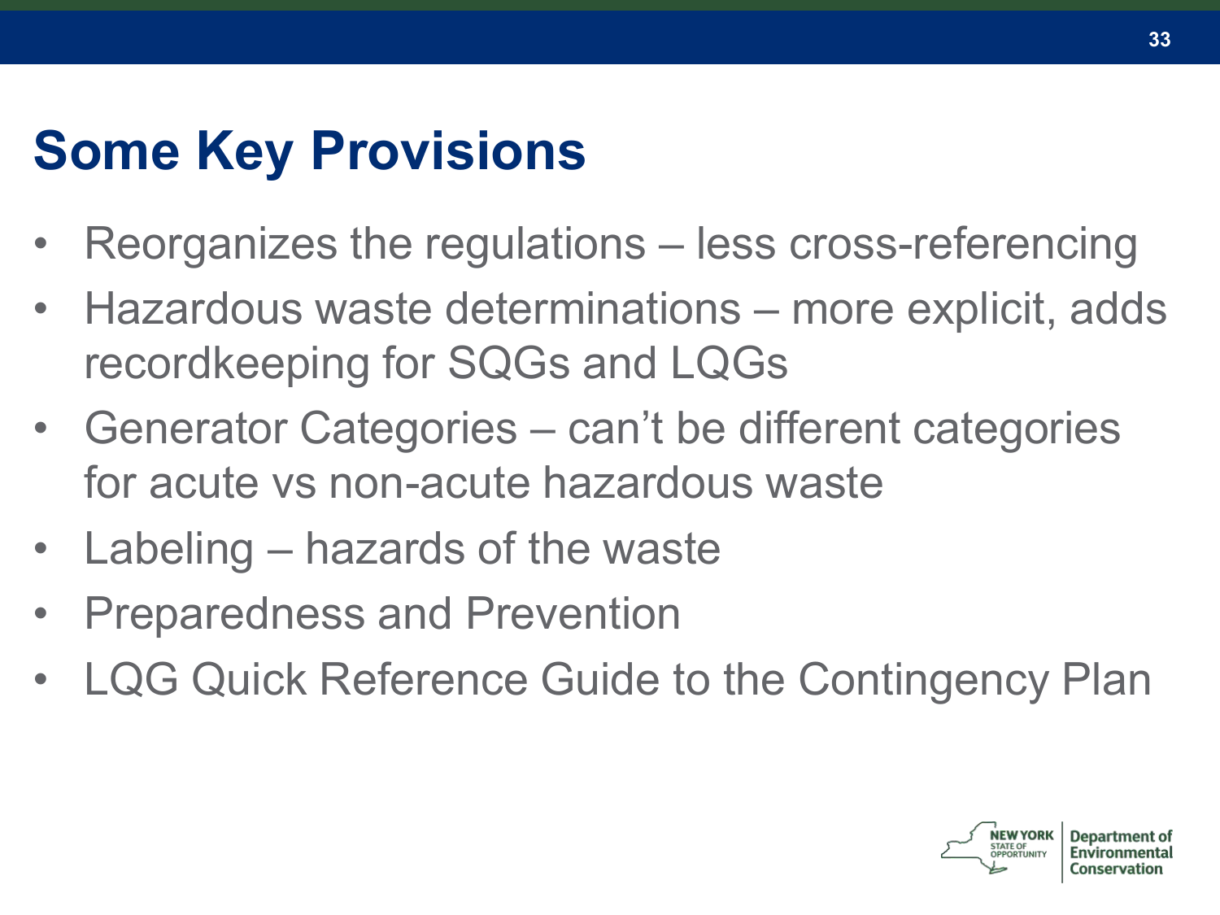## Some Key Provisions

- Reorganizes the regulations – less cross-referencing
- Hazardous waste determinations – more explicit, adds recordkeeping for SQGs and LQGs
- Generator Categories – can't be different categories for acute vs non-acute hazardous waste
- Labeling – hazards of the waste
- Preparedness and Prevention
- LQG Quick Reference Guide to the Contingency Plan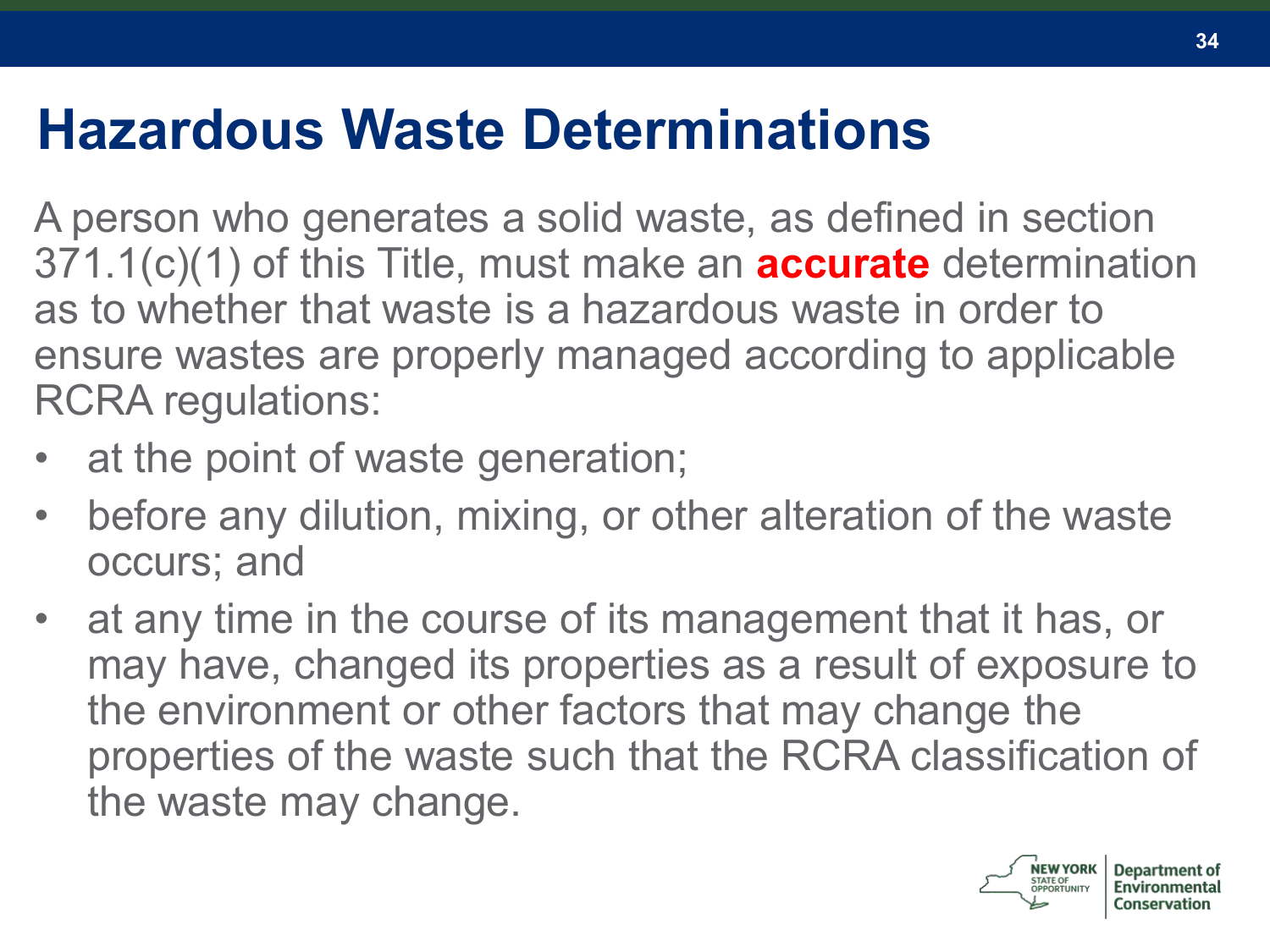# Hazardous Waste Determinations

A person who generates a solid waste, as defined in section 371.1(c)(1) of this Title, must make an **accurate** determination as to whether that waste is a hazardous waste in order to ensure wastes are properly managed according to applicable RCRA regulations:

- at the point of waste generation;
- before any dilution, mixing, or other alteration of the waste occurs; and
- at any time in the course of its management that it has, or may have, changed its properties as a result of exposure to the environment or other factors that may change the properties of the waste such that the RCRA classification of the waste may change.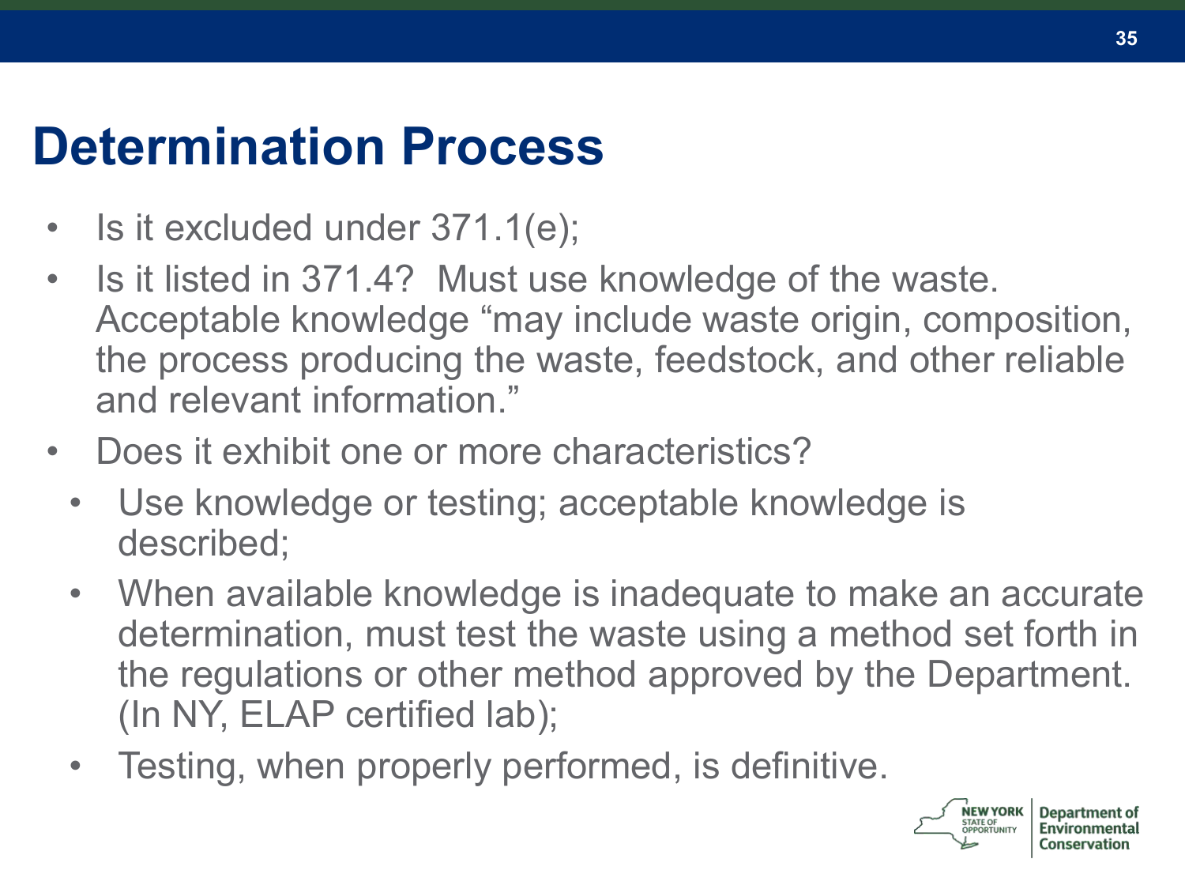# Determination Process

- Is it excluded under 371.1(e);
- Is it listed in 371.4? Must use knowledge of the waste. Acceptable knowledge "may include waste origin, composition, the process producing the waste, feedstock, and other reliable and relevant information."
- Does it exhibit one or more characteristics?
  - Use knowledge or testing; acceptable knowledge is described;
  - When available knowledge is inadequate to make an accurate determination, must test the waste using a method set forth in the regulations or other method approved by the Department. (In NY, ELAP certified lab);
  - Testing, when properly performed, is definitive.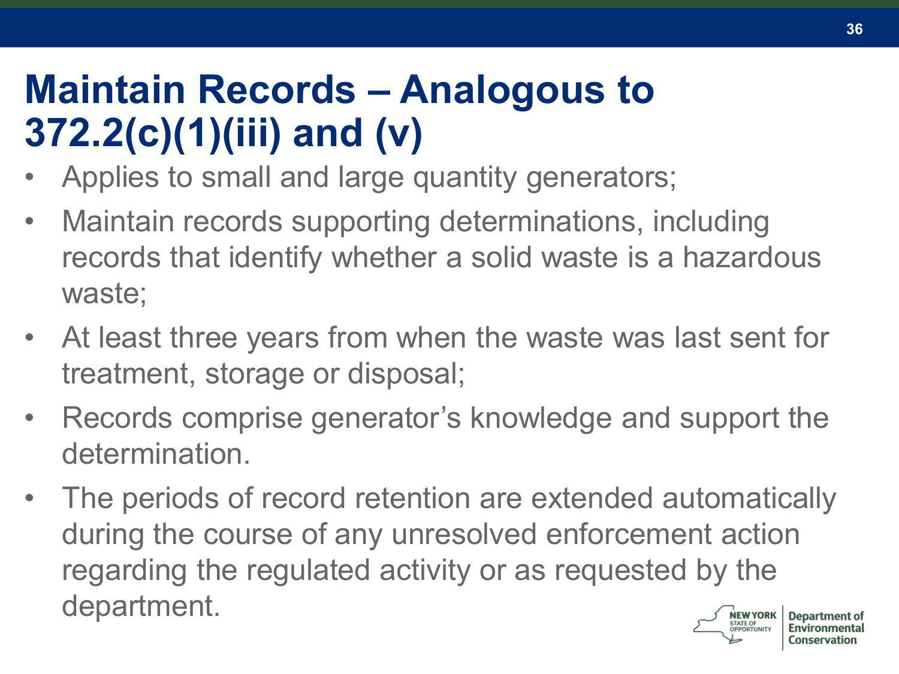# Maintain Records – Analogous to 372.2(c)(1)(iii) and (v)

- Applies to small and large quantity generators;
- Maintain records supporting determinations, including records that identify whether a solid waste is a hazardous waste;
- At least three years from when the waste was last sent for treatment, storage or disposal;
- Records comprise generator's knowledge and support the determination.
- The periods of record retention are extended automatically during the course of any unresolved enforcement action regarding the regulated activity or as requested by the department.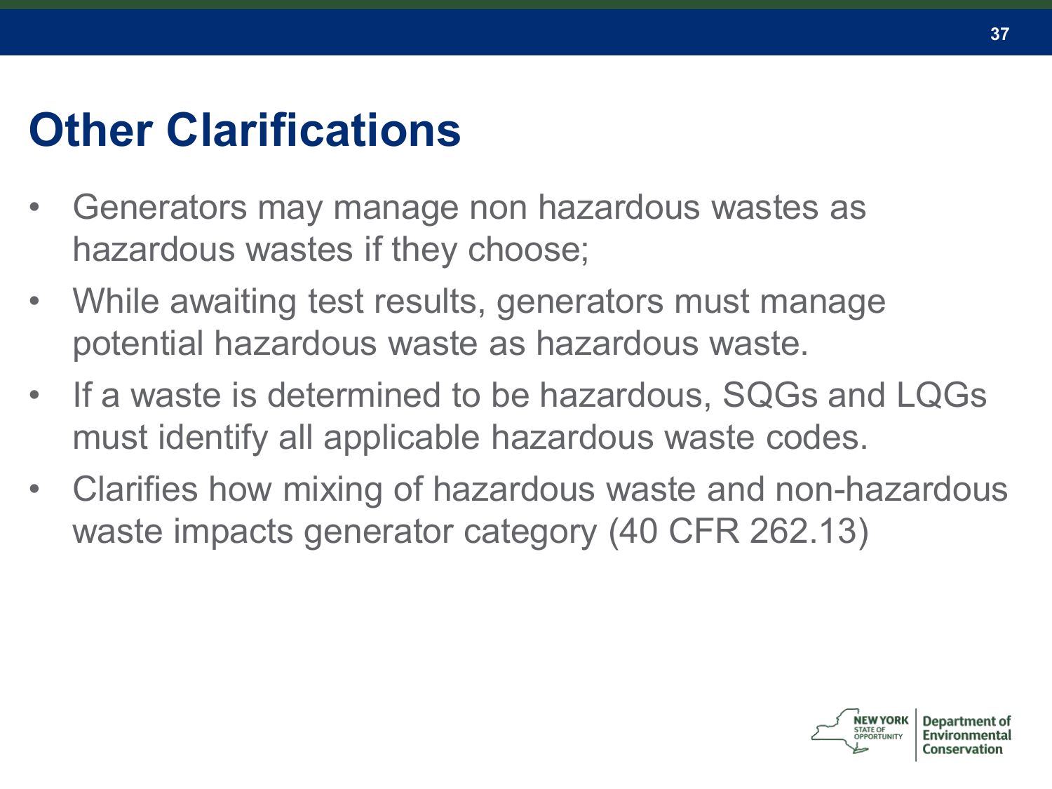# Other Clarifications

- Generators may manage non hazardous wastes as hazardous wastes if they choose;
- While awaiting test results, generators must manage potential hazardous waste as hazardous waste.
- If a waste is determined to be hazardous, SQGs and LQGs must identify all applicable hazardous waste codes.
- Clarifies how mixing of hazardous waste and non-hazardous waste impacts generator category (40 CFR 262.13)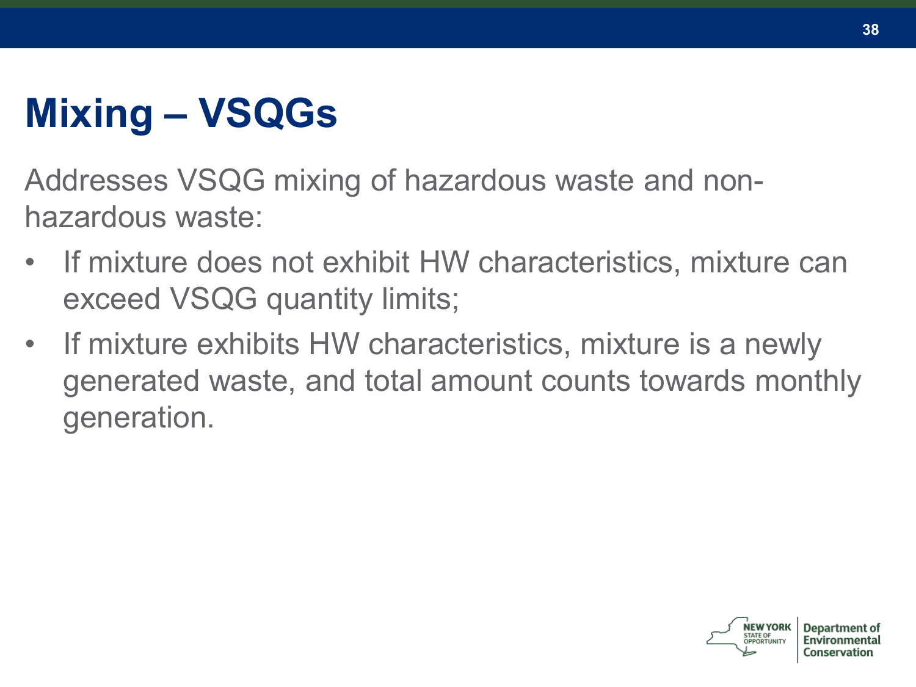# Mixing – VSQGs

Addresses VSQG mixing of hazardous waste and non-hazardous waste:

- If mixture does not exhibit HW characteristics, mixture can exceed VSQG quantity limits;
- If mixture exhibits HW characteristics, mixture is a newly generated waste, and total amount counts towards monthly generation.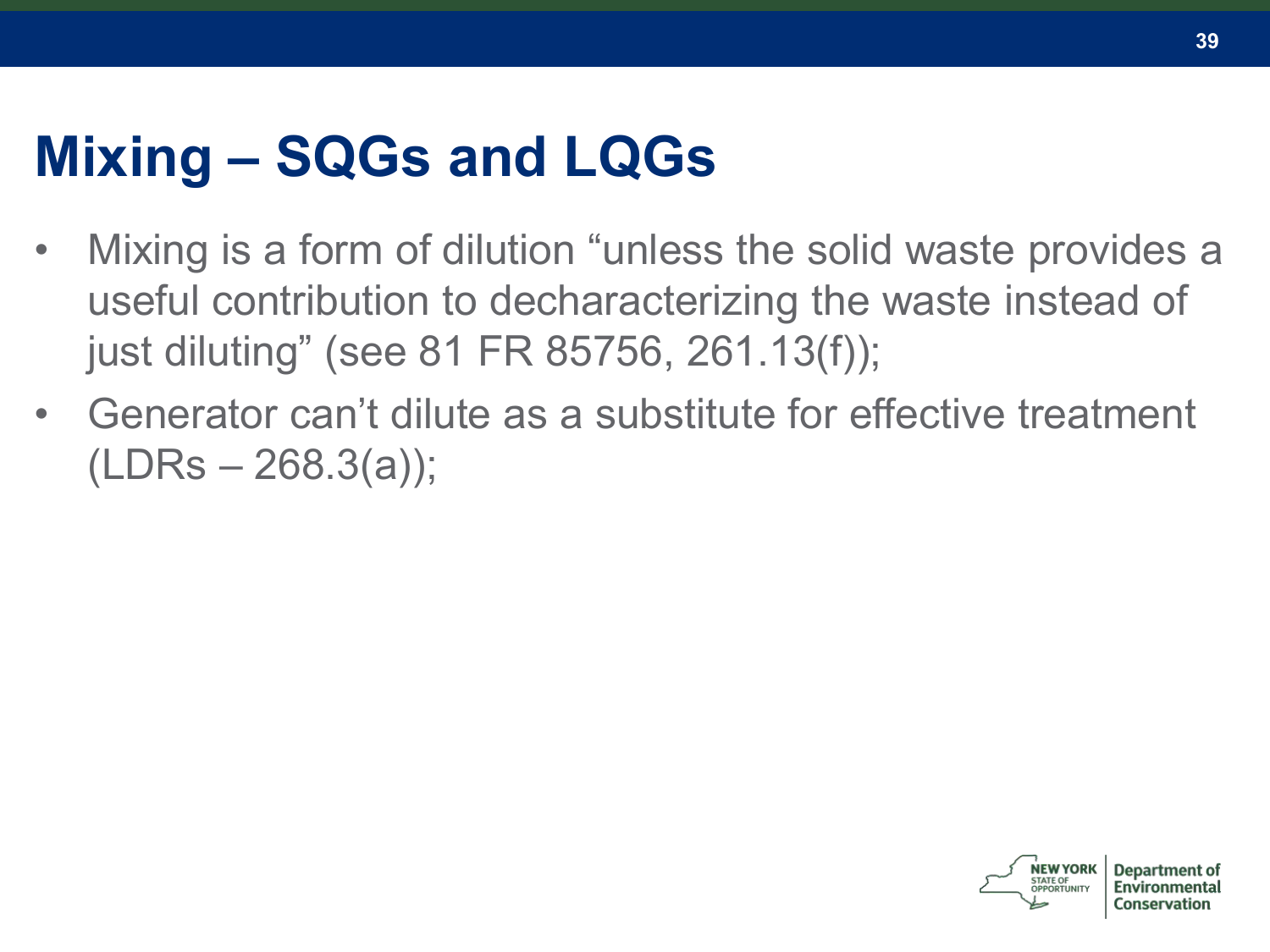# Mixing – SQGs and LQGs

- Mixing is a form of dilution "unless the solid waste provides a useful contribution to decharacterizing the waste instead of just diluting" (see 81 FR 85756, 261.13(f));
- Generator can't dilute as a substitute for effective treatment (LDRs – 268.3(a));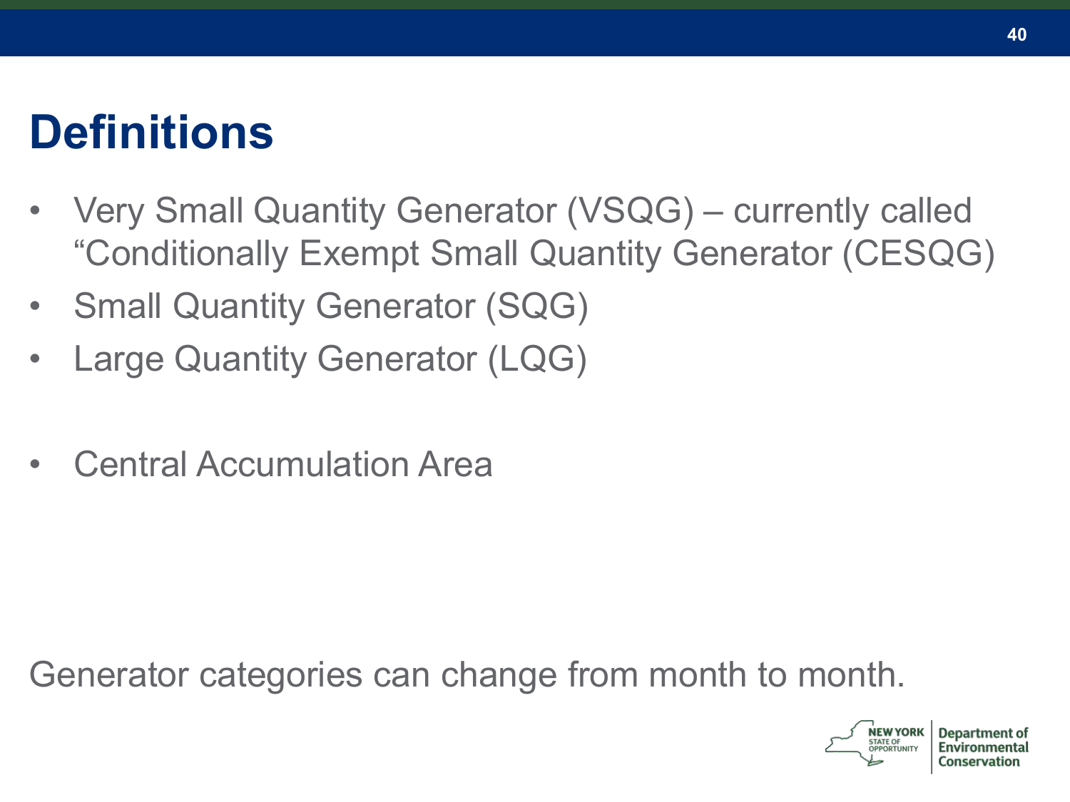# Definitions

- Very Small Quantity Generator (VSQG) – currently called “Conditionally Exempt Small Quantity Generator (CESQG)
- Small Quantity Generator (SQG)
- Large Quantity Generator (LQG)

- Central Accumulation Area

Generator categories can change from month to month.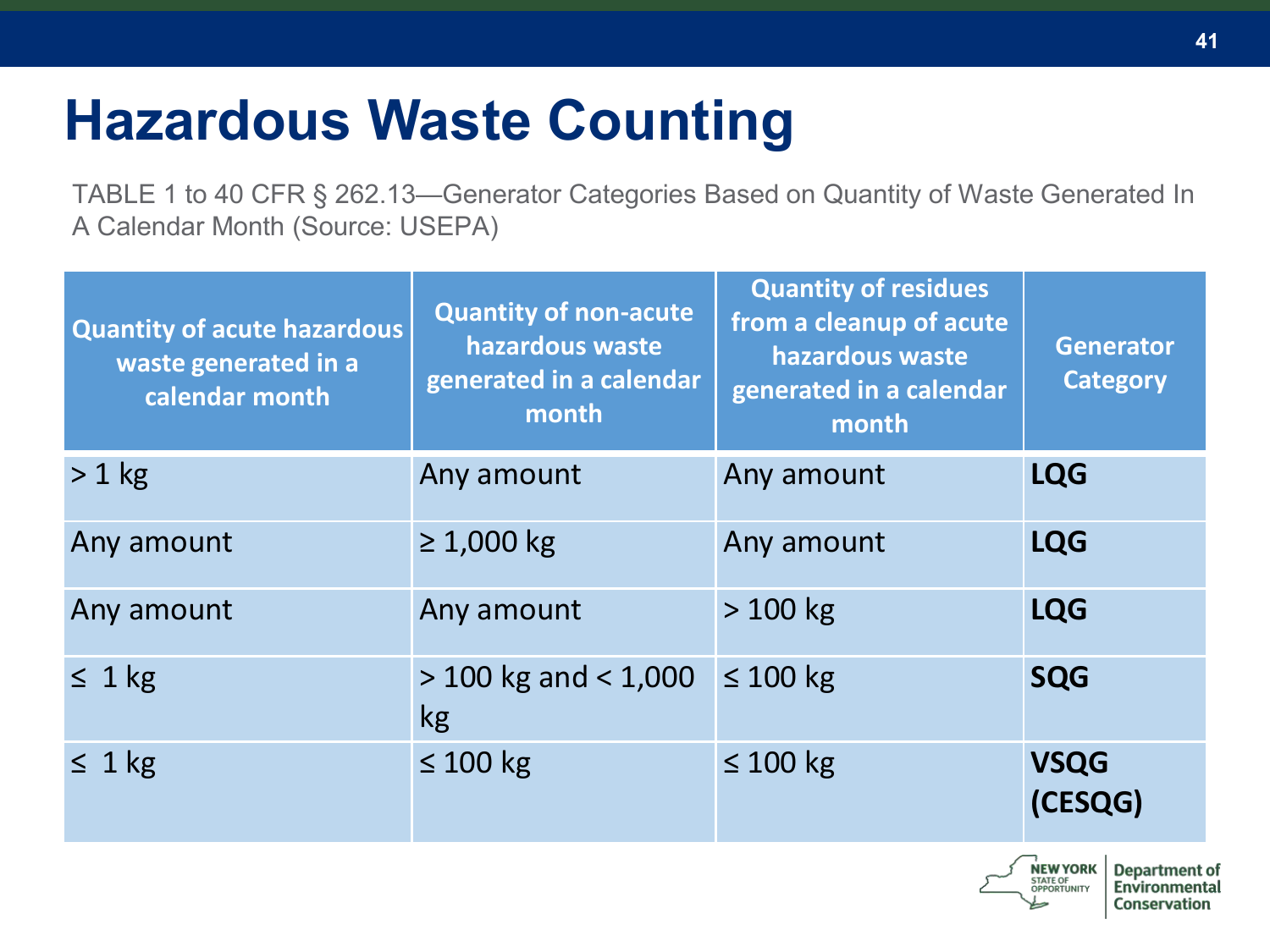# Hazardous Waste Counting

TABLE 1 to 40 CFR § 262.13—Generator Categories Based on Quantity of Waste Generated In A Calendar Month (Source: USEPA)

| Quantity of acute hazardous waste generated in a calendar month | Quantity of non-acute hazardous waste generated in a calendar month | Quantity of residues from a cleanup of acute hazardous waste generated in a calendar month | Generator Category |
|---|---|---|---|
| > 1 kg | Any amount | Any amount | **LQG** |
| Any amount | ≥ 1,000 kg | Any amount | **LQG** |
| Any amount | Any amount | > 100 kg | **LQG** |
| ≤ 1 kg | > 100 kg and < 1,000 kg | ≤ 100 kg | **SQG** |
| ≤ 1 kg | ≤ 100 kg | ≤ 100 kg | **VSQG (CESQG)** |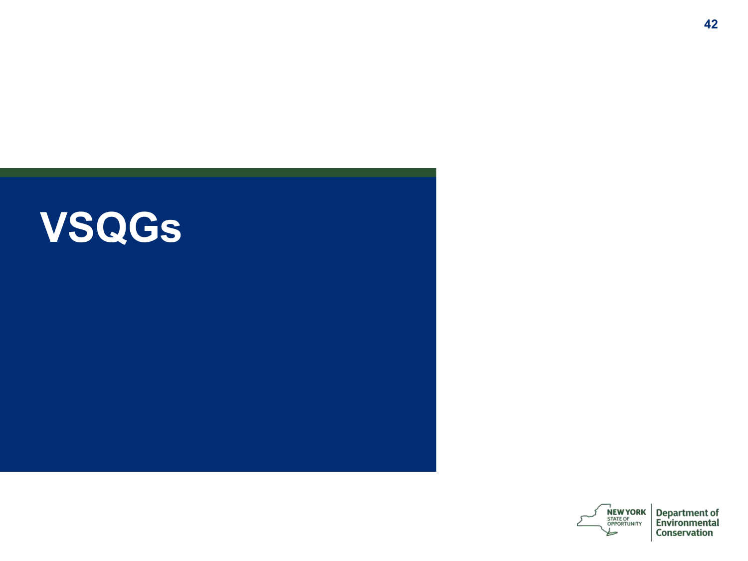# VSQGs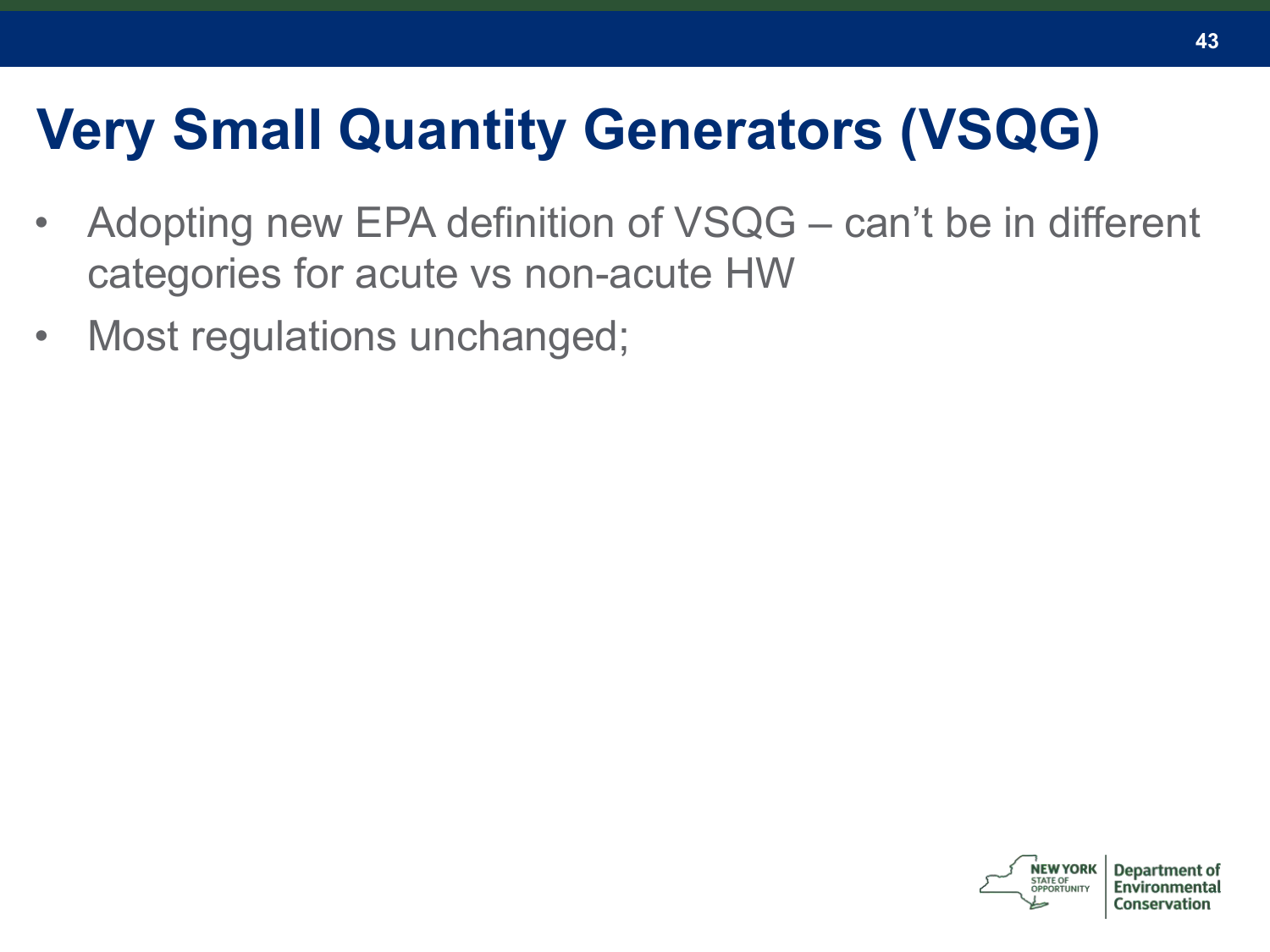# Very Small Quantity Generators (VSQG)

- Adopting new EPA definition of VSQG – can't be in different categories for acute vs non-acute HW
- Most regulations unchanged;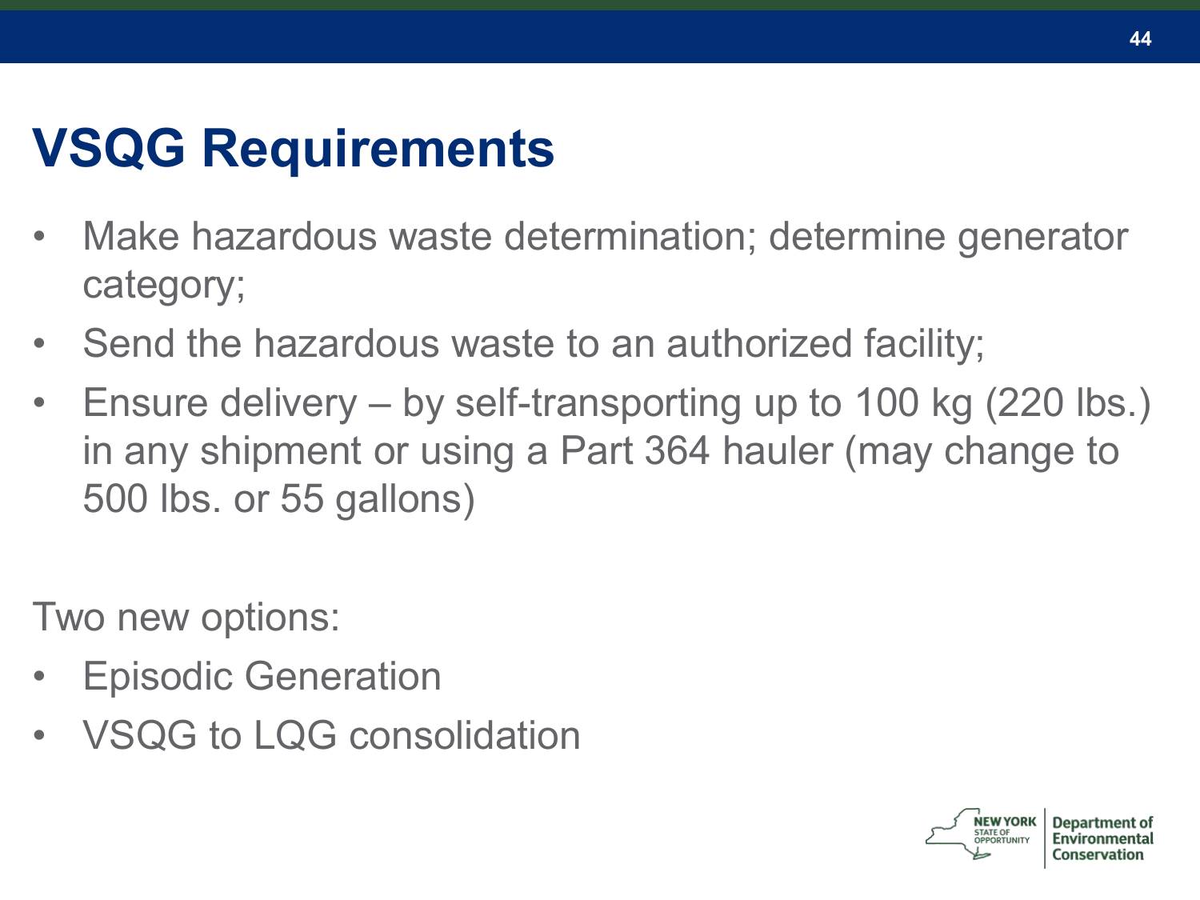# VSQG Requirements

- Make hazardous waste determination; determine generator category;
- Send the hazardous waste to an authorized facility;
- Ensure delivery – by self-transporting up to 100 kg (220 lbs.) in any shipment or using a Part 364 hauler (may change to 500 lbs. or 55 gallons)

Two new options:

- Episodic Generation
- VSQG to LQG consolidation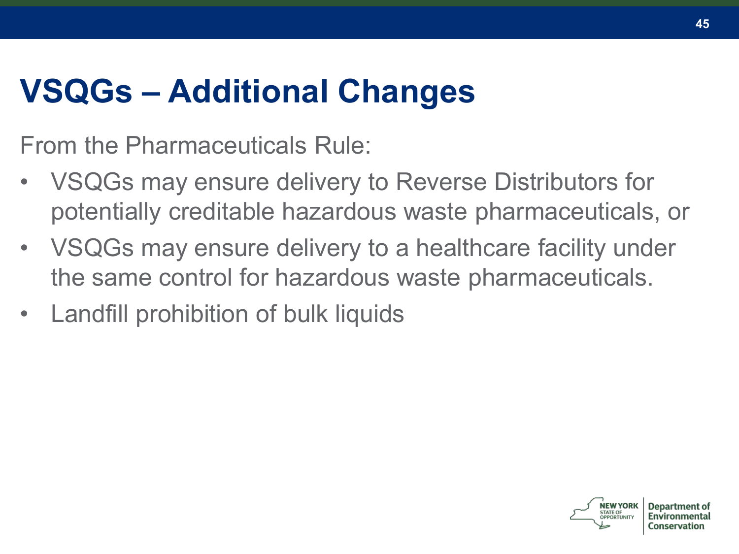# VSQGs – Additional Changes

From the Pharmaceuticals Rule:

- VSQGs may ensure delivery to Reverse Distributors for potentially creditable hazardous waste pharmaceuticals, or
- VSQGs may ensure delivery to a healthcare facility under the same control for hazardous waste pharmaceuticals.
- Landfill prohibition of bulk liquids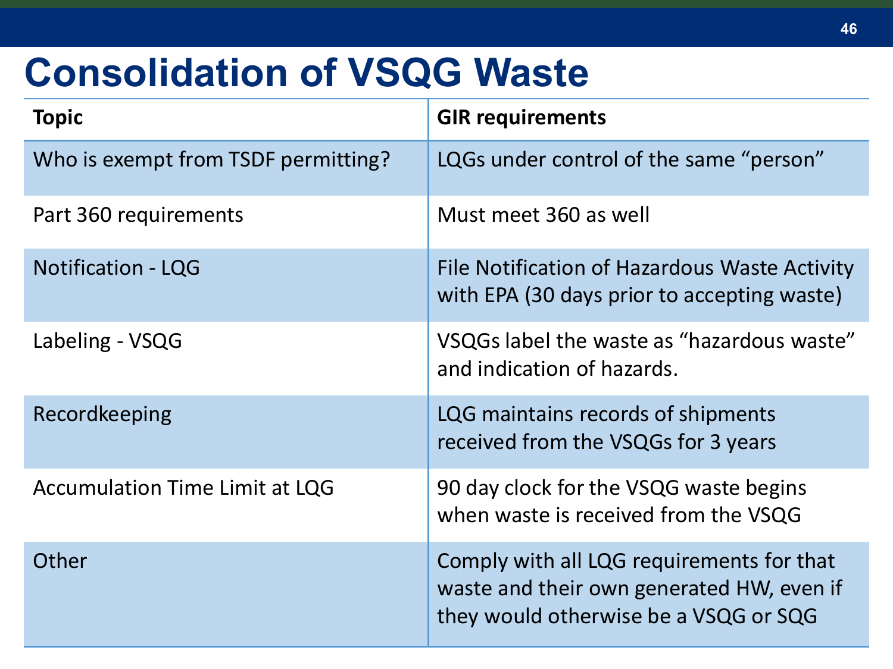# Consolidation of VSQG Waste

| Topic | GIR requirements |
|---|---|
| Who is exempt from TSDF permitting? | LQGs under control of the same "person" |
| Part 360 requirements | Must meet 360 as well |
| Notification - LQG | File Notification of Hazardous Waste Activity with EPA (30 days prior to accepting waste) |
| Labeling - VSQG | VSQGs label the waste as "hazardous waste" and indication of hazards. |
| Recordkeeping | LQG maintains records of shipments received from the VSQGs for 3 years |
| Accumulation Time Limit at LQG | 90 day clock for the VSQG waste begins when waste is received from the VSQG |
| Other | Comply with all LQG requirements for that waste and their own generated HW, even if they would otherwise be a VSQG or SQG |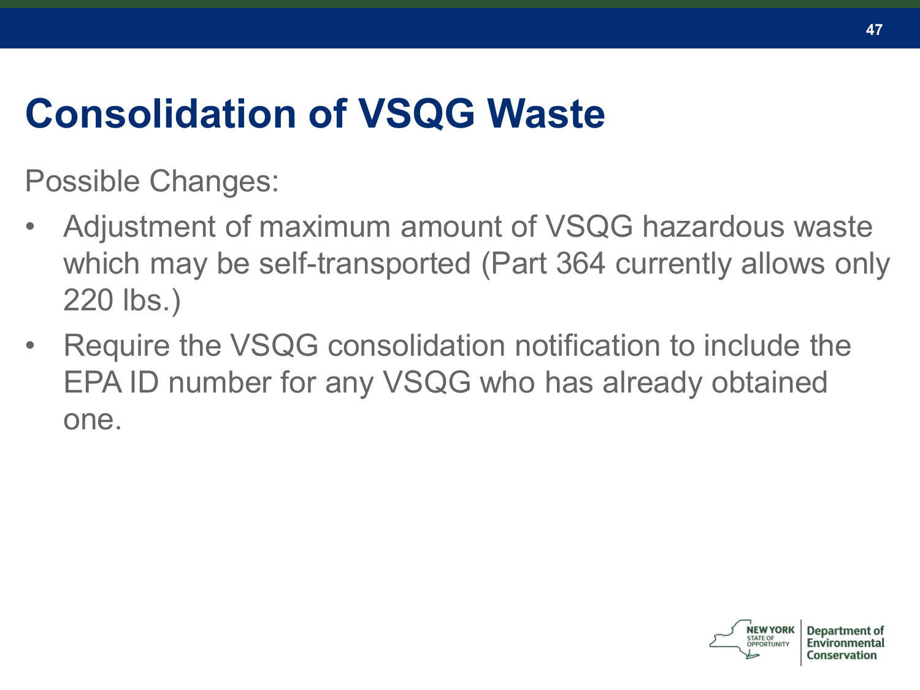# Consolidation of VSQG Waste

Possible Changes:

- Adjustment of maximum amount of VSQG hazardous waste which may be self-transported (Part 364 currently allows only 220 lbs.)
- Require the VSQG consolidation notification to include the EPA ID number for any VSQG who has already obtained one.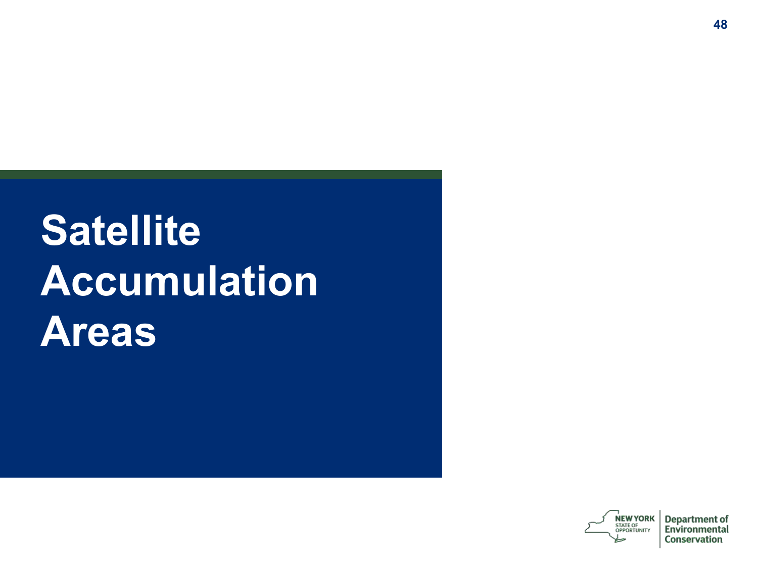# Satellite Accumulation Areas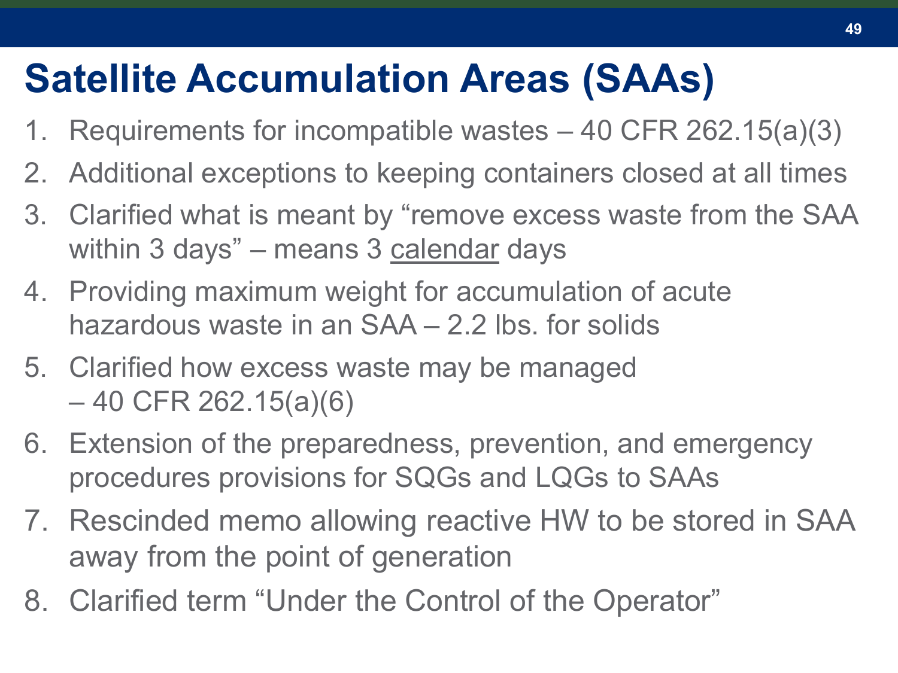# Satellite Accumulation Areas (SAAs)

1. Requirements for incompatible wastes – 40 CFR 262.15(a)(3)
2. Additional exceptions to keeping containers closed at all times
3. Clarified what is meant by “remove excess waste from the SAA within 3 days” – means 3 <u>calendar</u> days
4. Providing maximum weight for accumulation of acute hazardous waste in an SAA – 2.2 lbs. for solids
5. Clarified how excess waste may be managed – 40 CFR 262.15(a)(6)
6. Extension of the preparedness, prevention, and emergency procedures provisions for SQGs and LQGs to SAAs
7. Rescinded memo allowing reactive HW to be stored in SAA away from the point of generation
8. Clarified term “Under the Control of the Operator”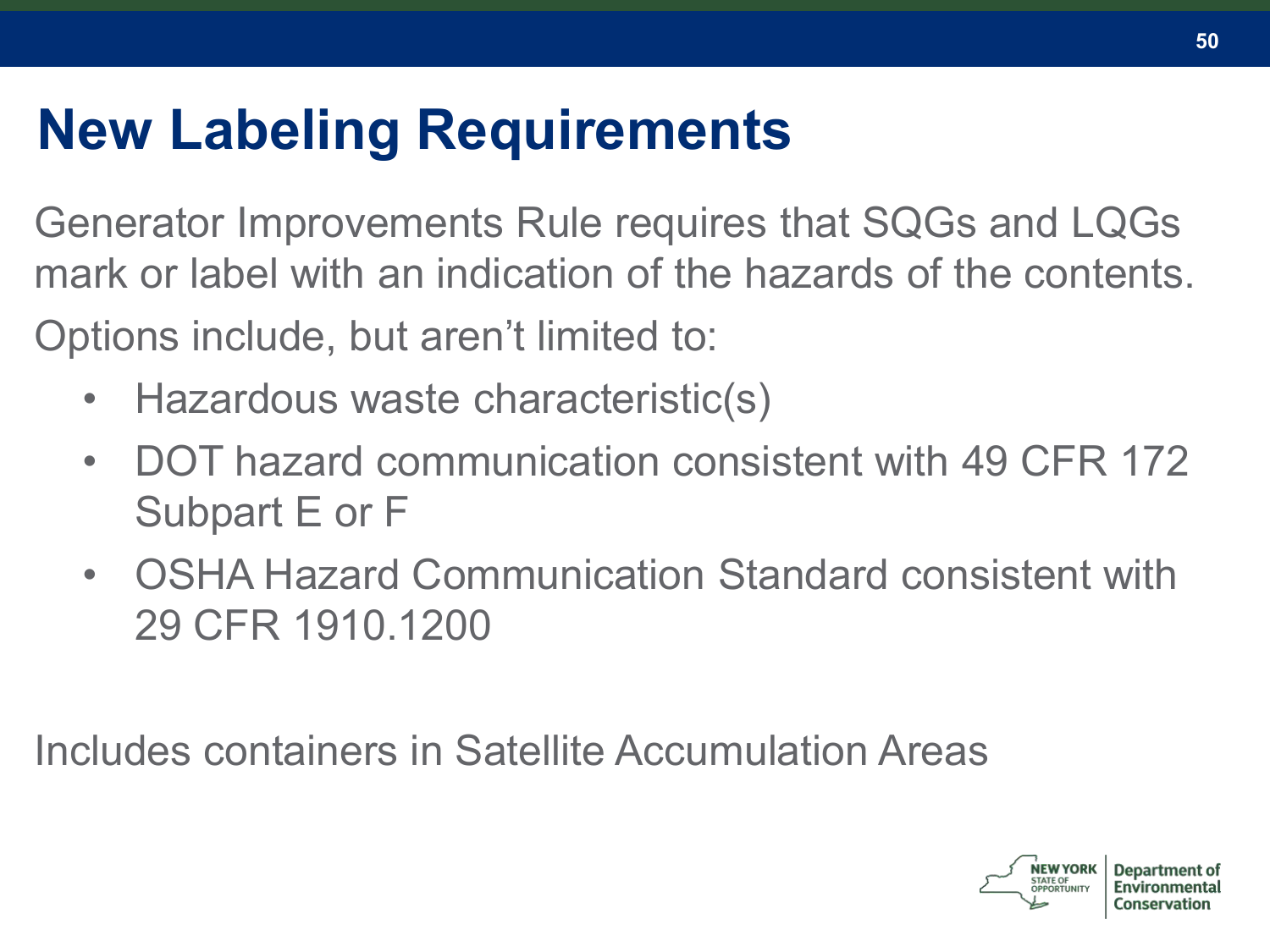# New Labeling Requirements

Generator Improvements Rule requires that SQGs and LQGs mark or label with an indication of the hazards of the contents.

Options include, but aren't limited to:

- Hazardous waste characteristic(s)
- DOT hazard communication consistent with 49 CFR 172 Subpart E or F
- OSHA Hazard Communication Standard consistent with 29 CFR 1910.1200

Includes containers in Satellite Accumulation Areas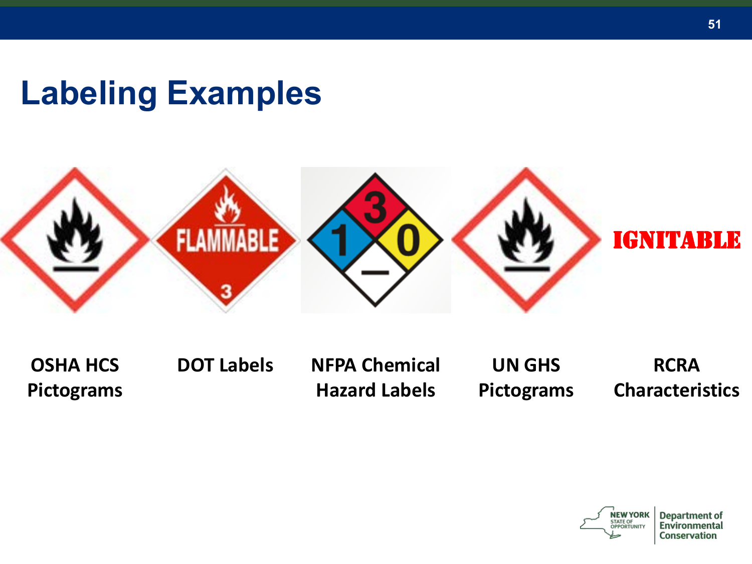# Labeling Examples

OSHA HCS Pictograms

DOT Labels

NFPA Chemical Hazard Labels

UN GHS Pictograms

RCRA Characteristics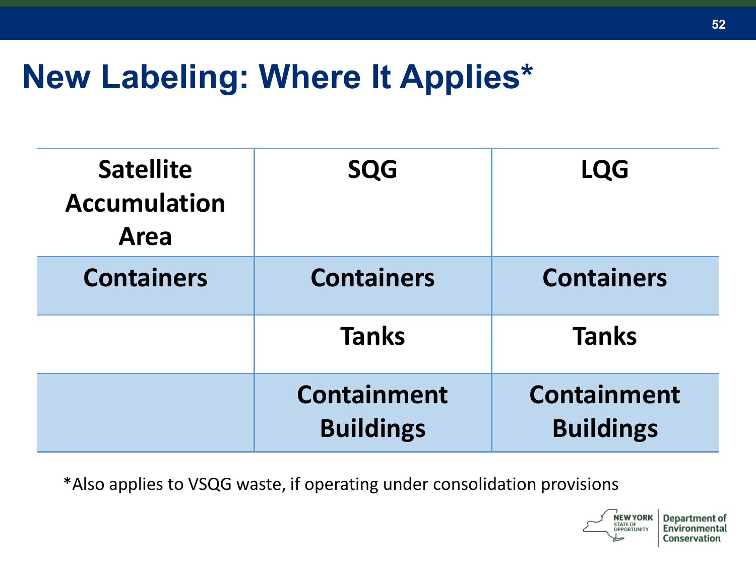# New Labeling: Where It Applies*

| Satellite Accumulation Area | SQG | LQG |
|---|---|---|
| Containers | Containers | Containers |
| | Tanks | Tanks |
| | Containment Buildings | Containment Buildings |

*Also applies to VSQG waste, if operating under consolidation provisions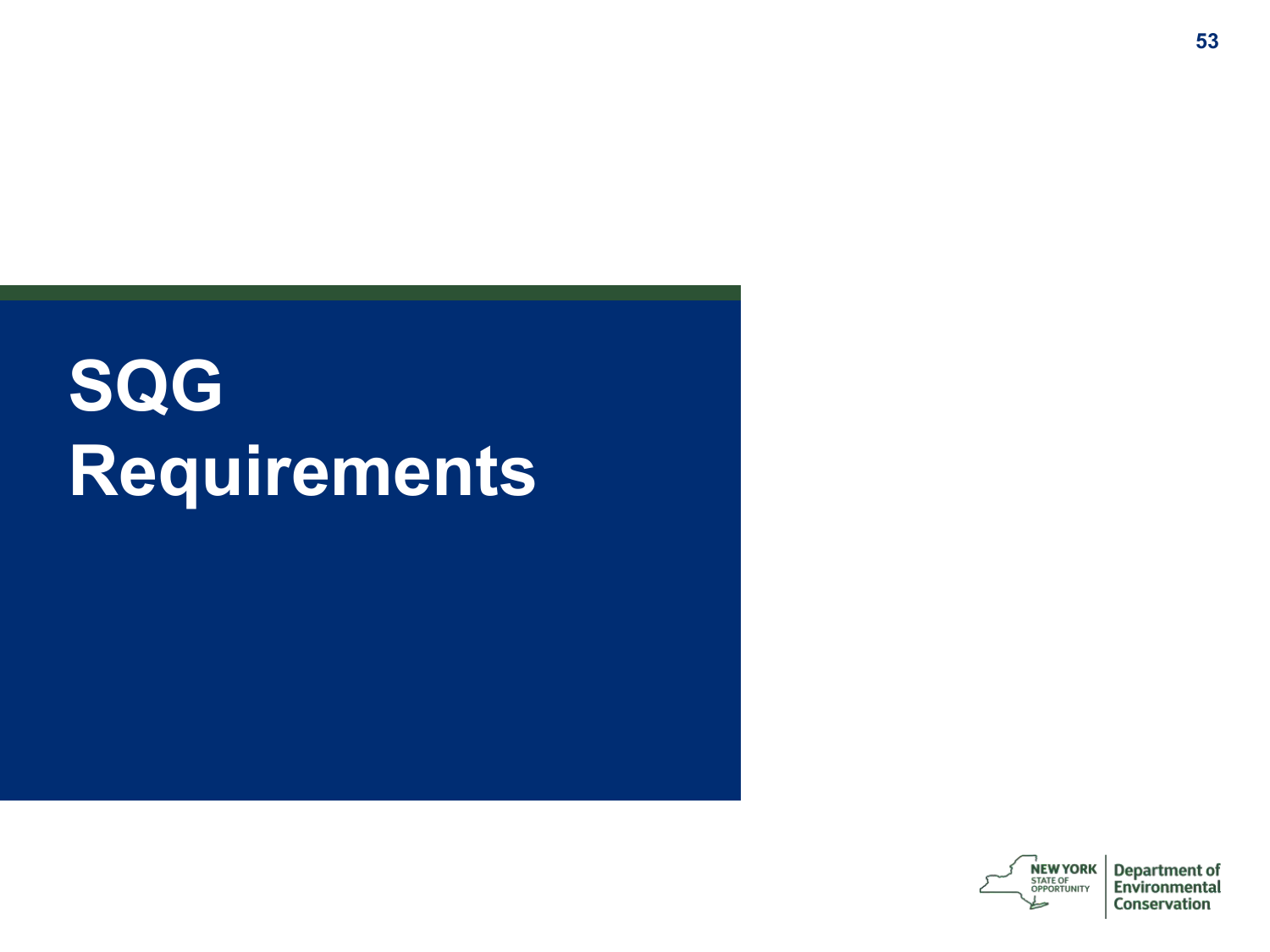# SQG Requirements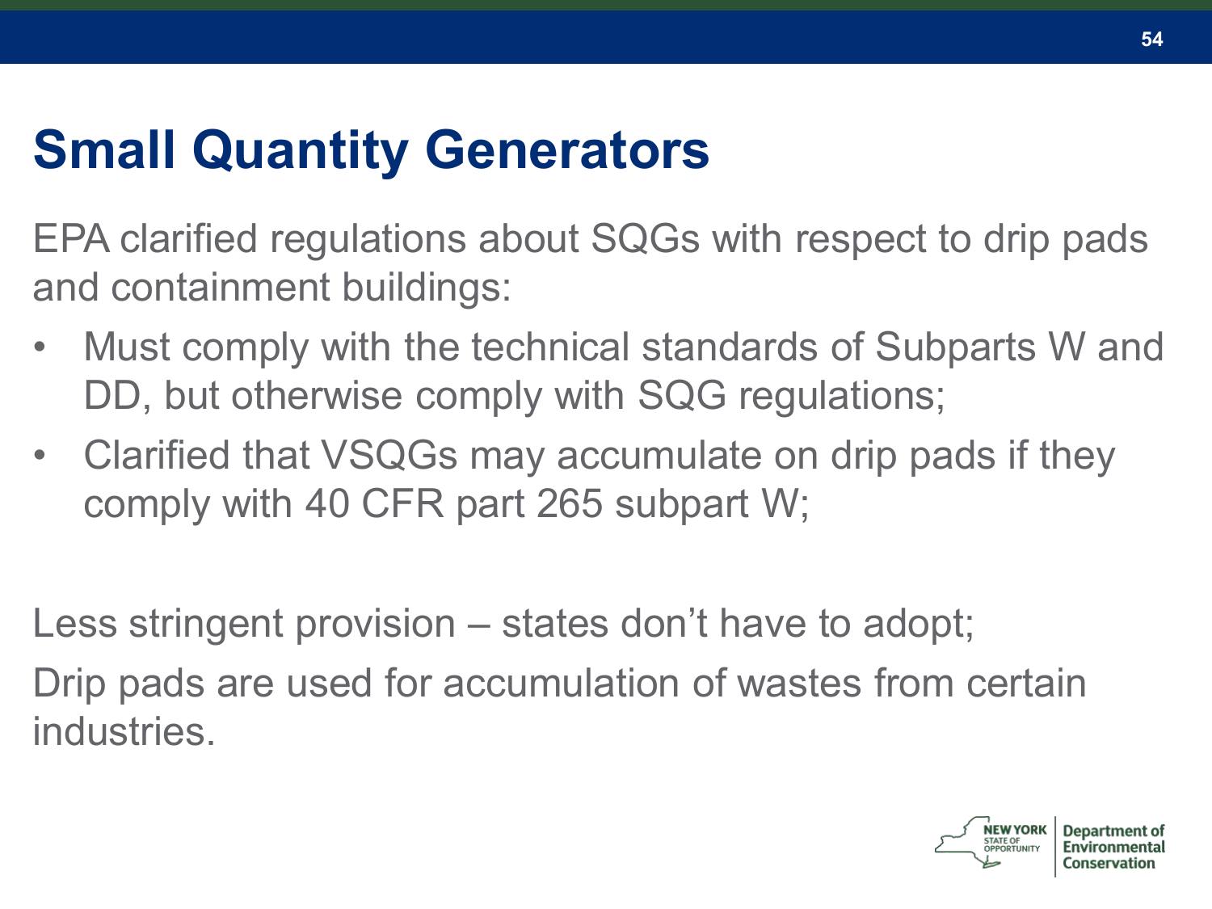# Small Quantity Generators

EPA clarified regulations about SQGs with respect to drip pads and containment buildings:

- Must comply with the technical standards of Subparts W and DD, but otherwise comply with SQG regulations;
- Clarified that VSQGs may accumulate on drip pads if they comply with 40 CFR part 265 subpart W;

Less stringent provision – states don't have to adopt;

Drip pads are used for accumulation of wastes from certain industries.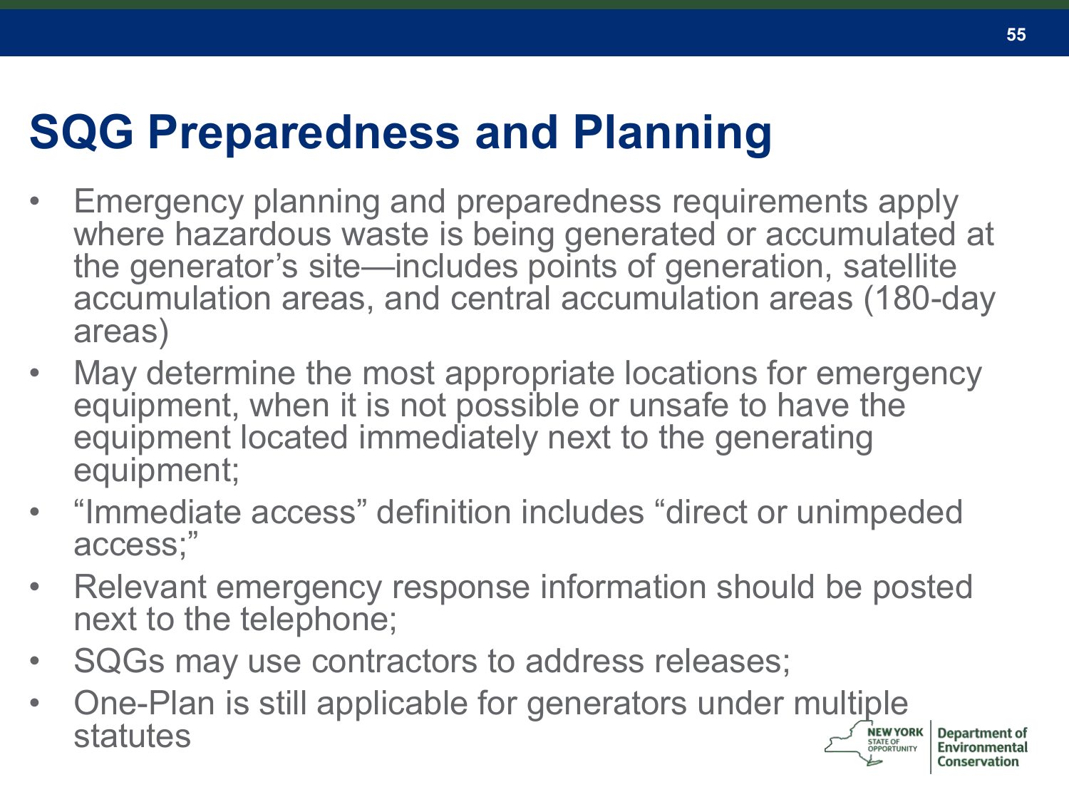# SQG Preparedness and Planning

- Emergency planning and preparedness requirements apply where hazardous waste is being generated or accumulated at the generator's site—includes points of generation, satellite accumulation areas, and central accumulation areas (180-day areas)
- May determine the most appropriate locations for emergency equipment, when it is not possible or unsafe to have the equipment located immediately next to the generating equipment;
- "Immediate access" definition includes "direct or unimpeded access;"
- Relevant emergency response information should be posted next to the telephone;
- SQGs may use contractors to address releases;
- One-Plan is still applicable for generators under multiple statutes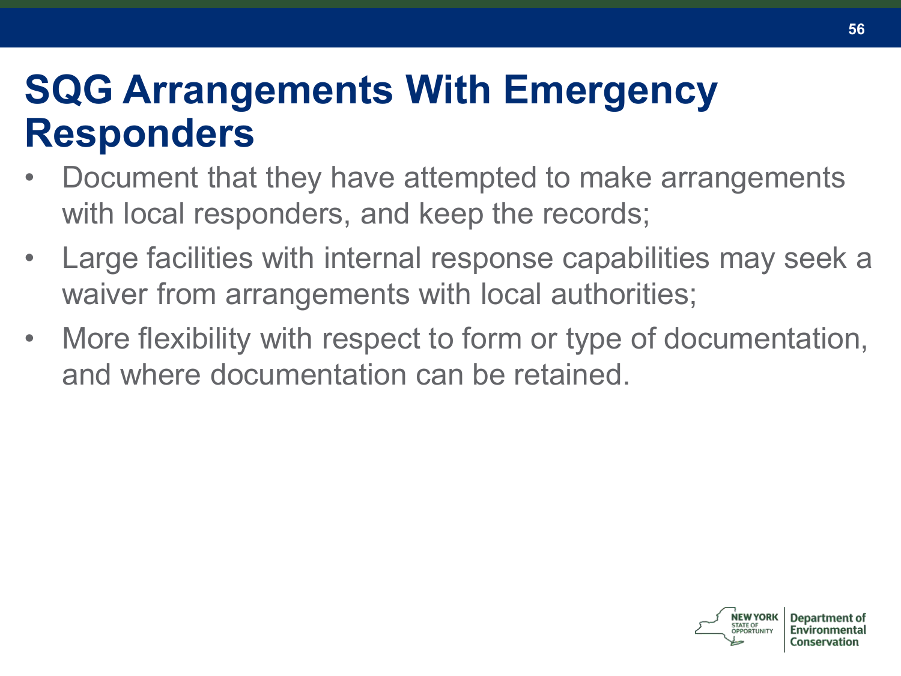# SQG Arrangements With Emergency Responders

- Document that they have attempted to make arrangements with local responders, and keep the records;
- Large facilities with internal response capabilities may seek a waiver from arrangements with local authorities;
- More flexibility with respect to form or type of documentation, and where documentation can be retained.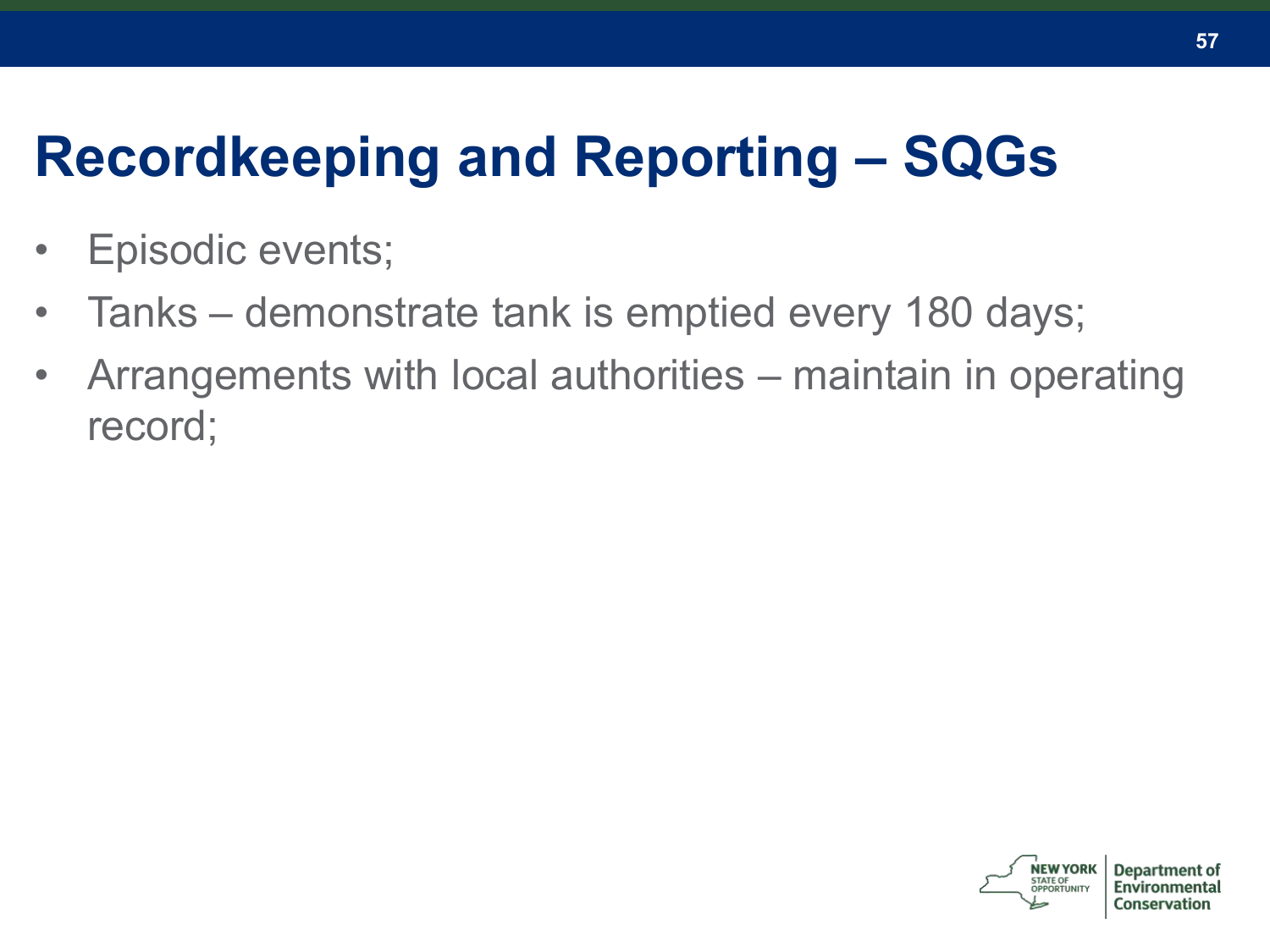# Recordkeeping and Reporting – SQGs

- Episodic events;
- Tanks – demonstrate tank is emptied every 180 days;
- Arrangements with local authorities – maintain in operating record;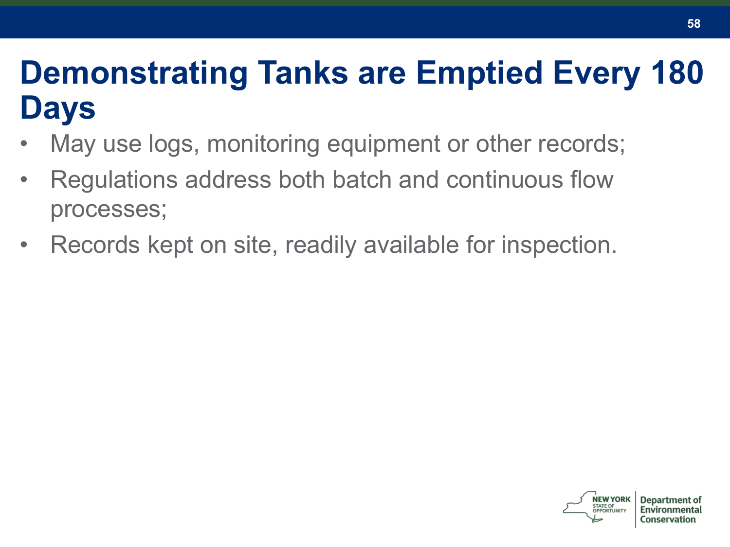# Demonstrating Tanks are Emptied Every 180 Days

- May use logs, monitoring equipment or other records;
- Regulations address both batch and continuous flow processes;
- Records kept on site, readily available for inspection.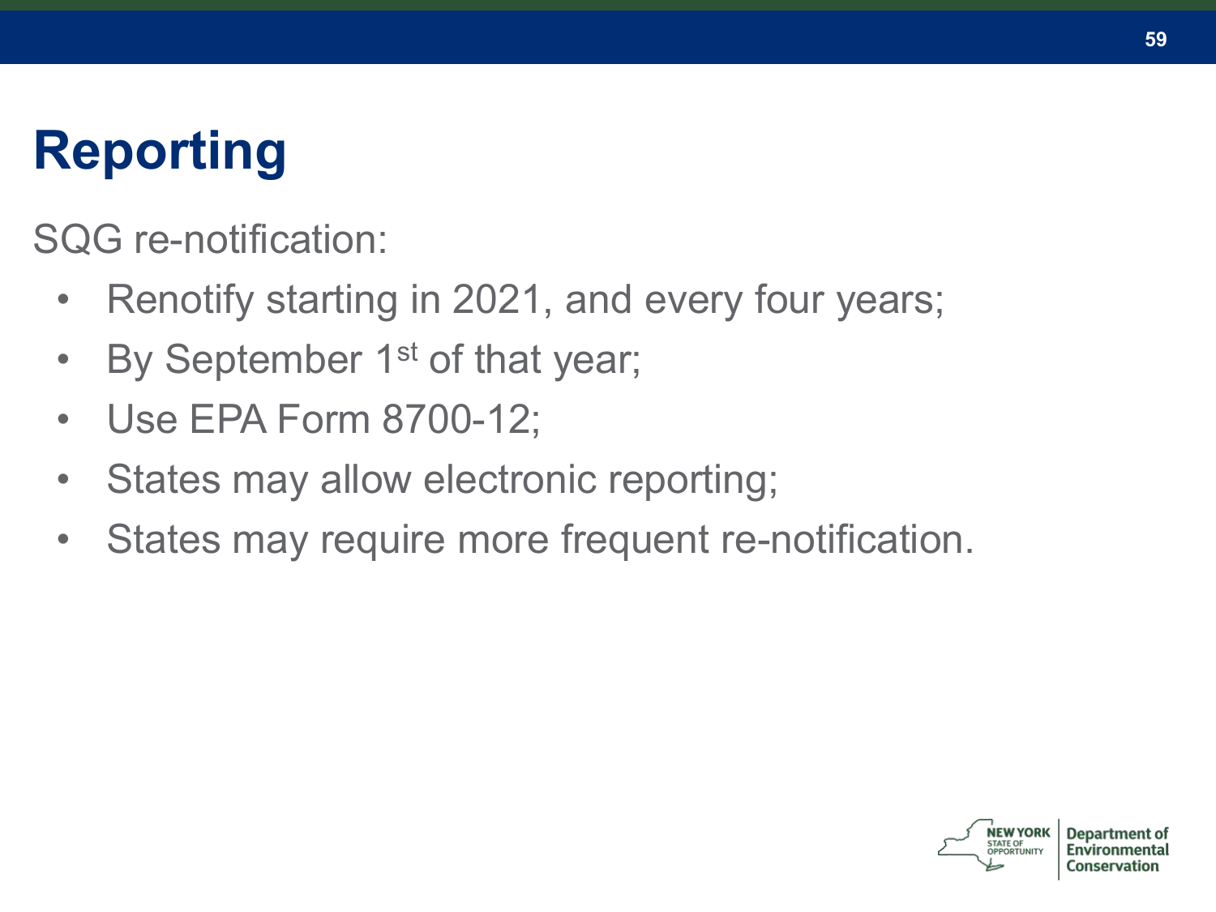# Reporting

SQG re-notification:

- Renotify starting in 2021, and every four years;
- By September 1st of that year;
- Use EPA Form 8700-12;
- States may allow electronic reporting;
- States may require more frequent re-notification.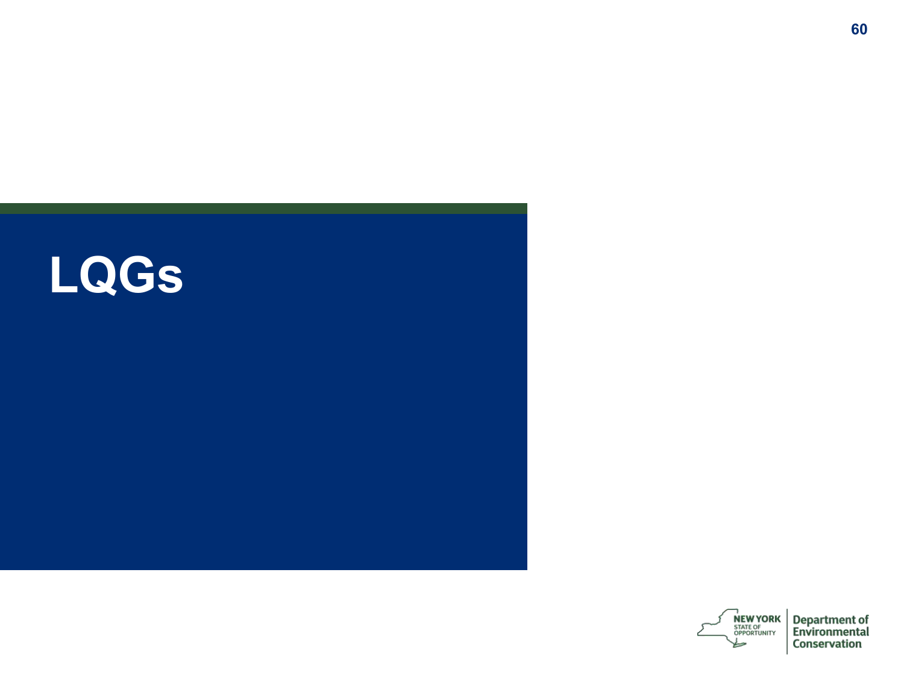# LQGs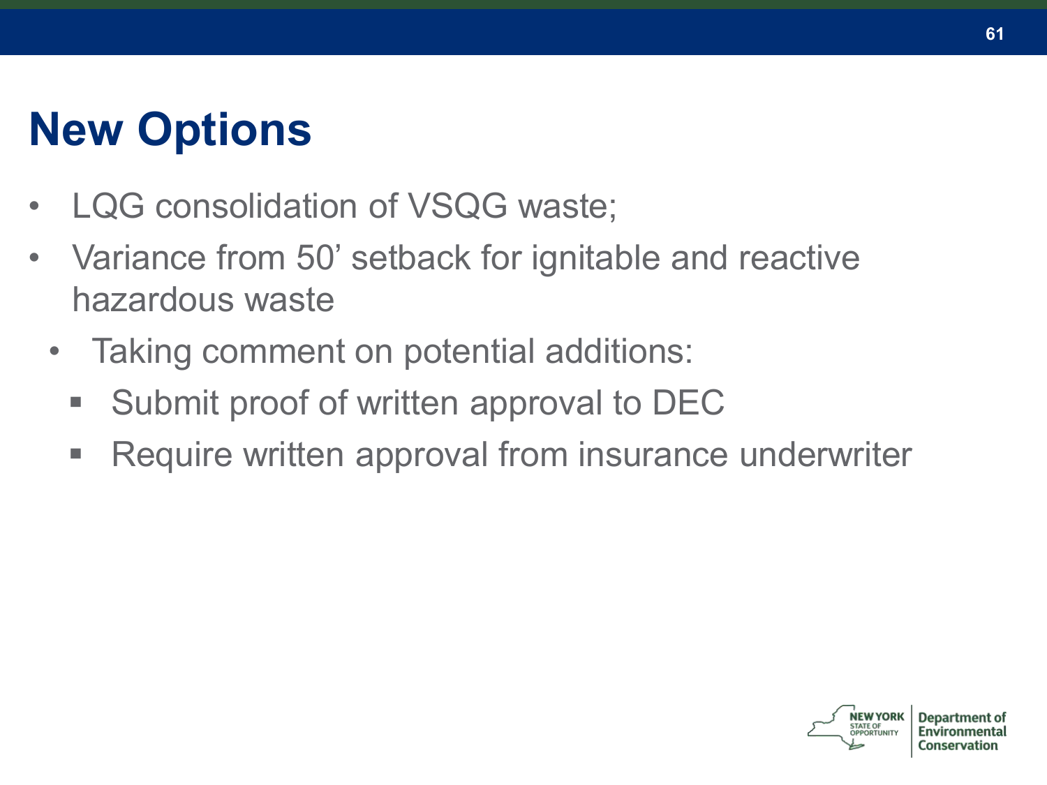# New Options

- LQG consolidation of VSQG waste;
- Variance from 50' setback for ignitable and reactive hazardous waste
  - Taking comment on potential additions:
    - Submit proof of written approval to DEC
    - Require written approval from insurance underwriter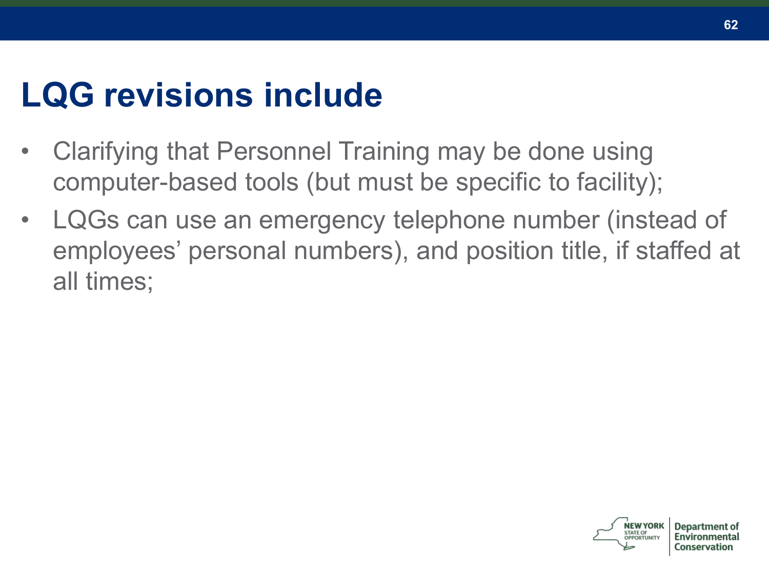# LQG revisions include

- Clarifying that Personnel Training may be done using computer-based tools (but must be specific to facility);
- LQGs can use an emergency telephone number (instead of employees' personal numbers), and position title, if staffed at all times;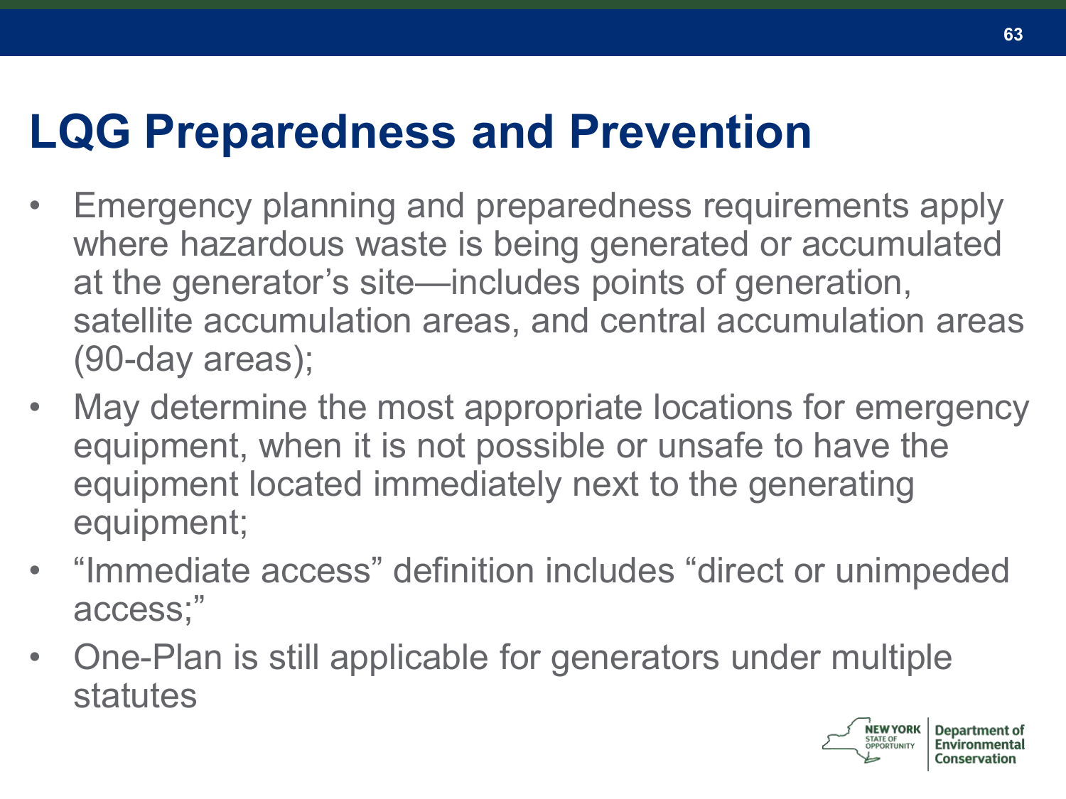# LQG Preparedness and Prevention

- Emergency planning and preparedness requirements apply where hazardous waste is being generated or accumulated at the generator's site—includes points of generation, satellite accumulation areas, and central accumulation areas (90-day areas);
- May determine the most appropriate locations for emergency equipment, when it is not possible or unsafe to have the equipment located immediately next to the generating equipment;
- "Immediate access" definition includes "direct or unimpeded access;"
- One-Plan is still applicable for generators under multiple statutes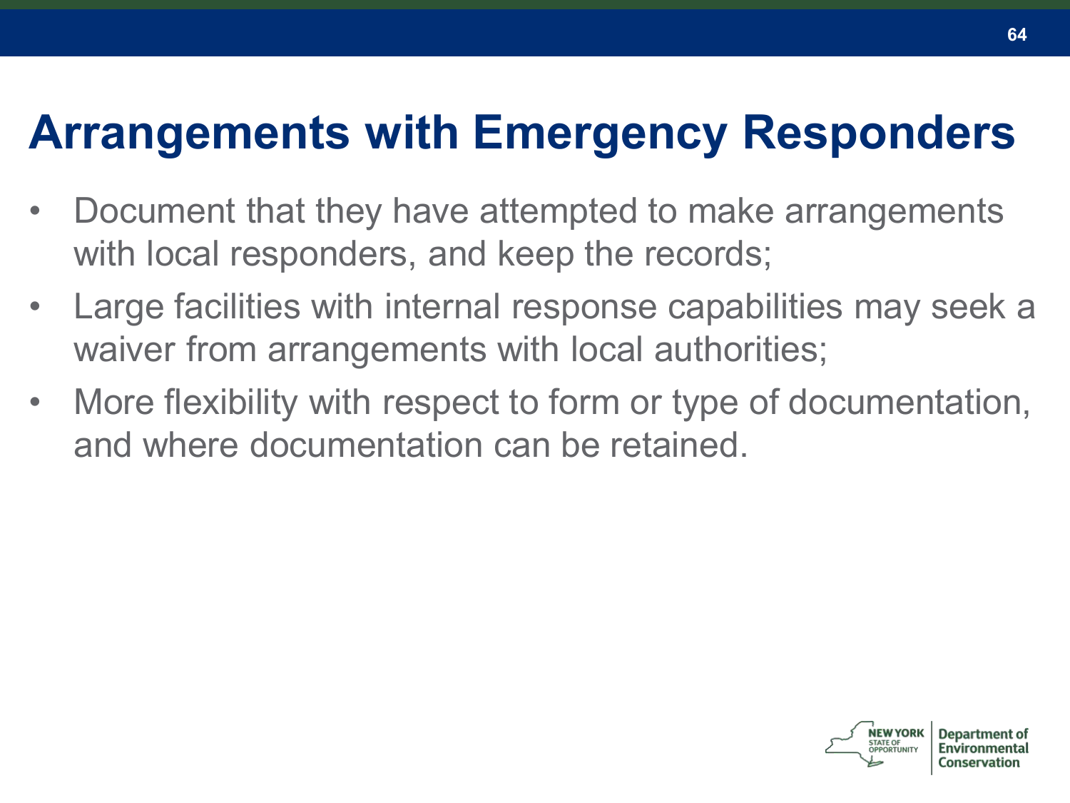# Arrangements with Emergency Responders

- Document that they have attempted to make arrangements with local responders, and keep the records;
- Large facilities with internal response capabilities may seek a waiver from arrangements with local authorities;
- More flexibility with respect to form or type of documentation, and where documentation can be retained.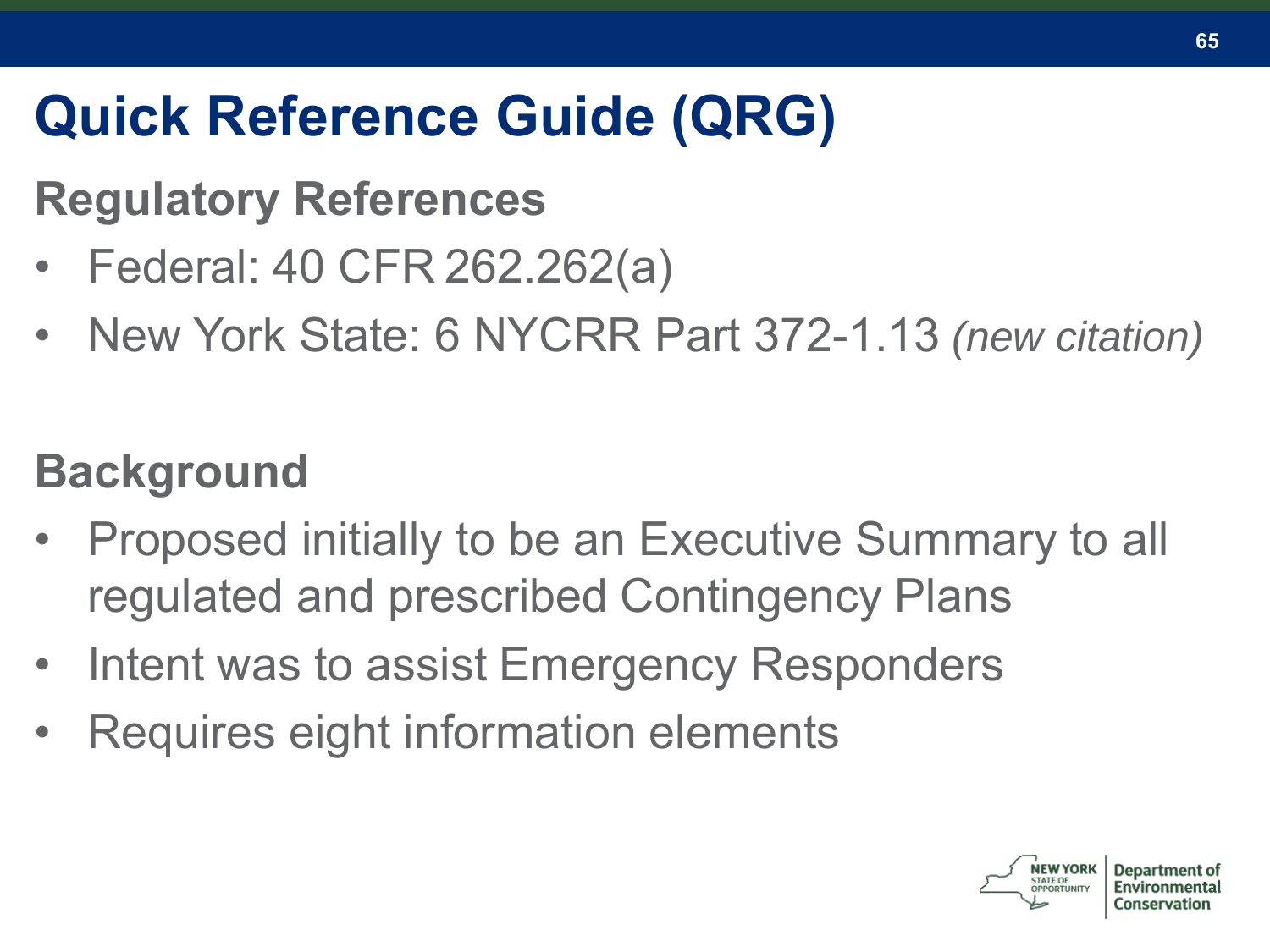# Quick Reference Guide (QRG)

## Regulatory References

- Federal: 40 CFR 262.262(a)
- New York State: 6 NYCRR Part 372-1.13 *(new citation)*

## Background

- Proposed initially to be an Executive Summary to all regulated and prescribed Contingency Plans
- Intent was to assist Emergency Responders
- Requires eight information elements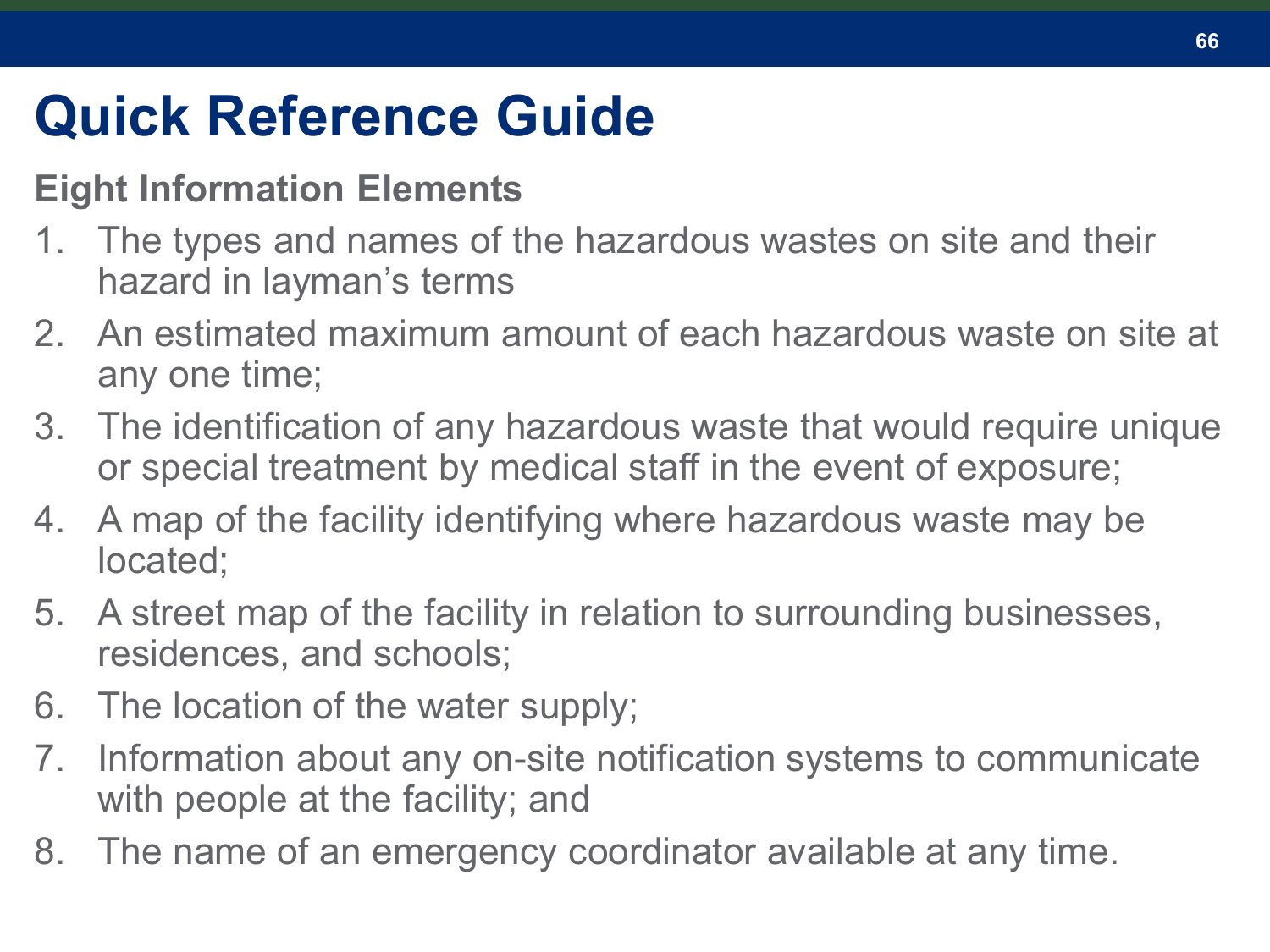# Quick Reference Guide

**Eight Information Elements**

1. The types and names of the hazardous wastes on site and their hazard in layman's terms
2. An estimated maximum amount of each hazardous waste on site at any one time;
3. The identification of any hazardous waste that would require unique or special treatment by medical staff in the event of exposure;
4. A map of the facility identifying where hazardous waste may be located;
5. A street map of the facility in relation to surrounding businesses, residences, and schools;
6. The location of the water supply;
7. Information about any on-site notification systems to communicate with people at the facility; and
8. The name of an emergency coordinator available at any time.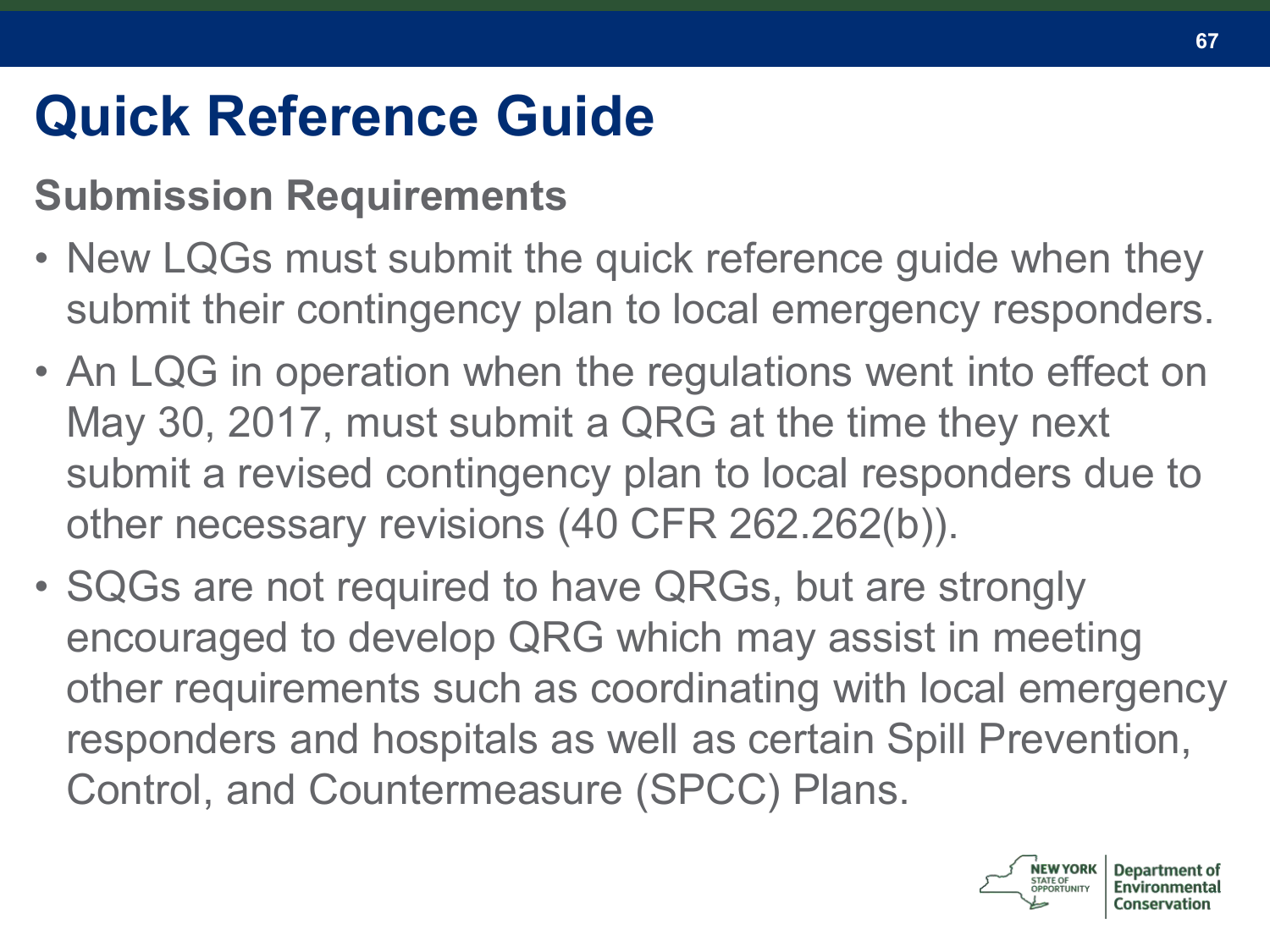# Quick Reference Guide

## Submission Requirements

- New LQGs must submit the quick reference guide when they submit their contingency plan to local emergency responders.
- An LQG in operation when the regulations went into effect on May 30, 2017, must submit a QRG at the time they next submit a revised contingency plan to local responders due to other necessary revisions (40 CFR 262.262(b)).
- SQGs are not required to have QRGs, but are strongly encouraged to develop QRG which may assist in meeting other requirements such as coordinating with local emergency responders and hospitals as well as certain Spill Prevention, Control, and Countermeasure (SPCC) Plans.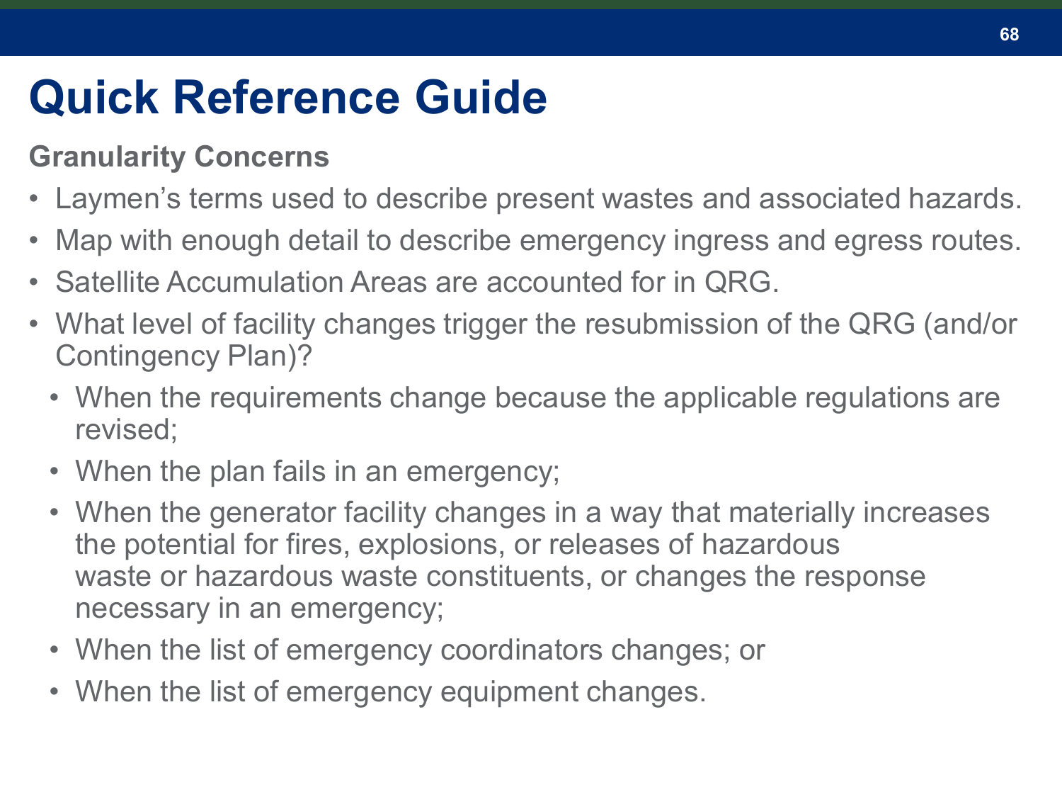# Quick Reference Guide

**Granularity Concerns**

- Laymen’s terms used to describe present wastes and associated hazards.
- Map with enough detail to describe emergency ingress and egress routes.
- Satellite Accumulation Areas are accounted for in QRG.
- What level of facility changes trigger the resubmission of the QRG (and/or Contingency Plan)?
  - When the requirements change because the applicable regulations are revised;
  - When the plan fails in an emergency;
  - When the generator facility changes in a way that materially increases the potential for fires, explosions, or releases of hazardous waste or hazardous waste constituents, or changes the response necessary in an emergency;
  - When the list of emergency coordinators changes; or
  - When the list of emergency equipment changes.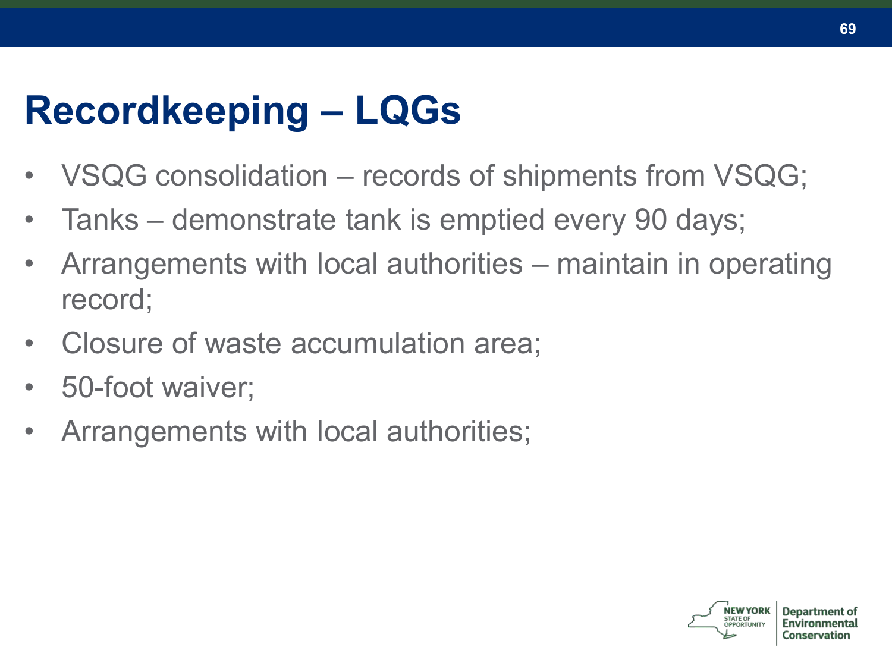# Recordkeeping – LQGs

- VSQG consolidation – records of shipments from VSQG;
- Tanks – demonstrate tank is emptied every 90 days;
- Arrangements with local authorities – maintain in operating record;
- Closure of waste accumulation area;
- 50-foot waiver;
- Arrangements with local authorities;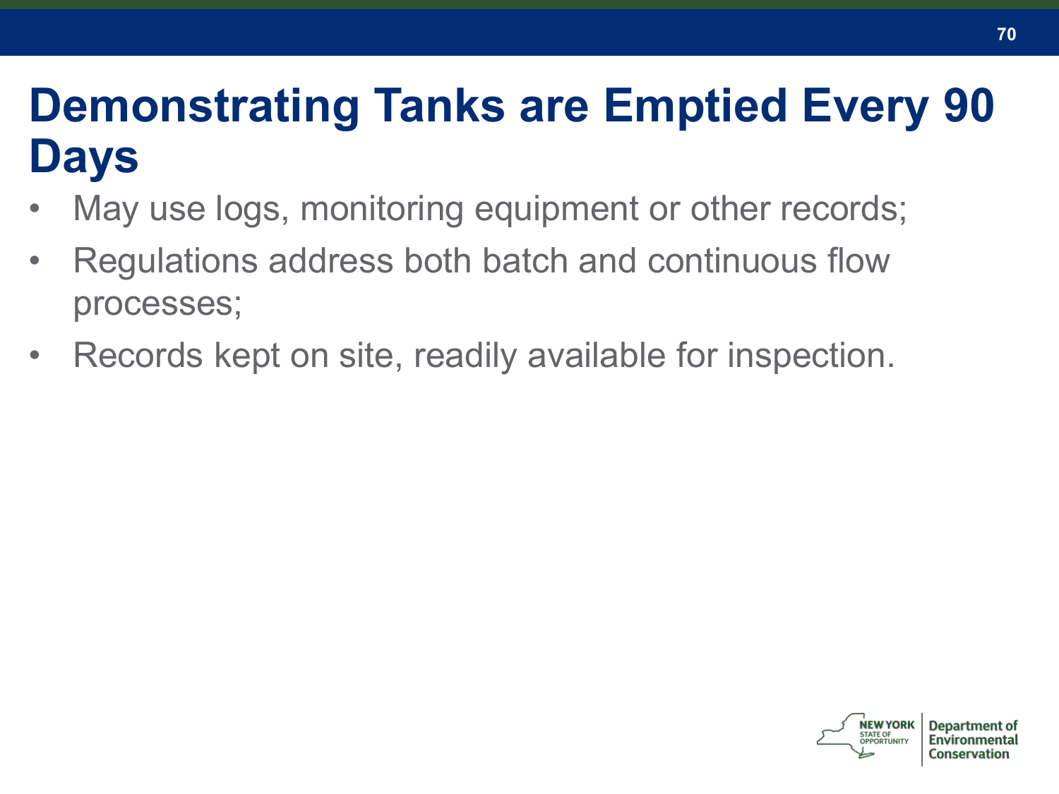# Demonstrating Tanks are Emptied Every 90 Days

- May use logs, monitoring equipment or other records;
- Regulations address both batch and continuous flow processes;
- Records kept on site, readily available for inspection.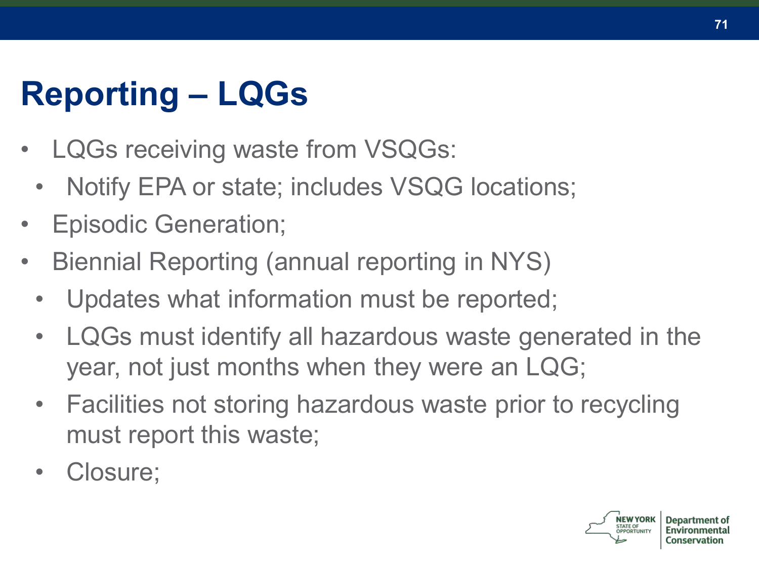# Reporting – LQGs

- LQGs receiving waste from VSQGs:
  - Notify EPA or state; includes VSQG locations;
- Episodic Generation;
- Biennial Reporting (annual reporting in NYS)
  - Updates what information must be reported;
  - LQGs must identify all hazardous waste generated in the year, not just months when they were an LQG;
  - Facilities not storing hazardous waste prior to recycling must report this waste;
  - Closure;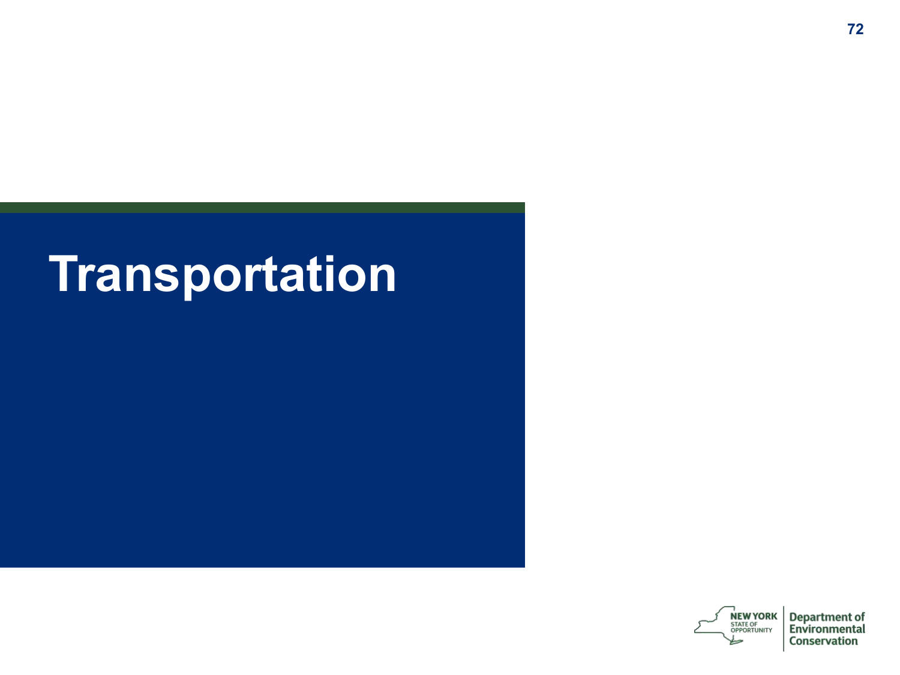# Transportation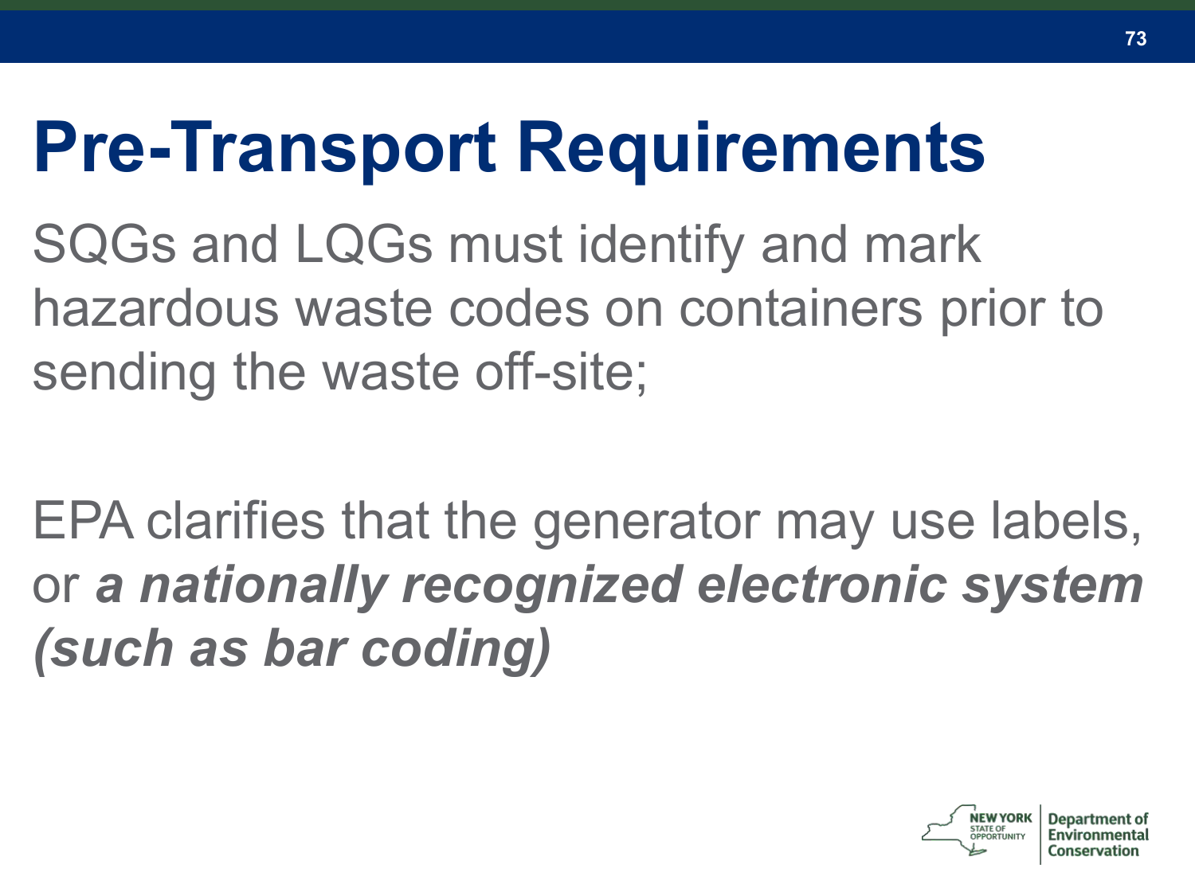# Pre-Transport Requirements

SQGs and LQGs must identify and mark hazardous waste codes on containers prior to sending the waste off-site;

EPA clarifies that the generator may use labels, or ***a nationally recognized electronic system (such as bar coding)***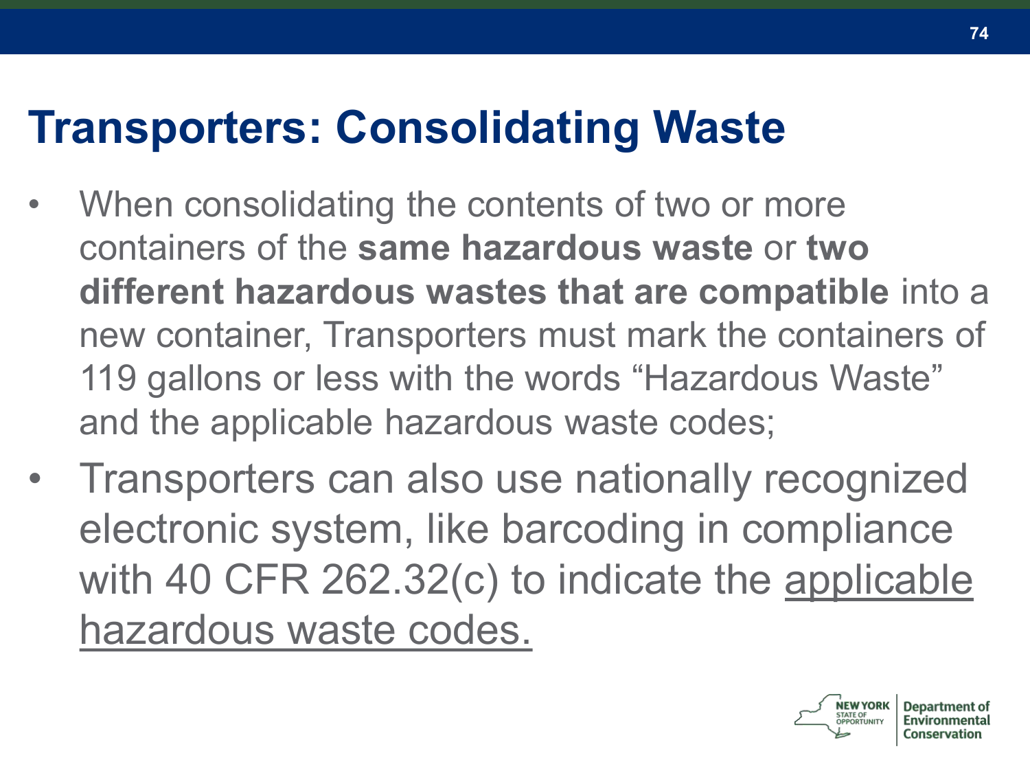# Transporters: Consolidating Waste

- When consolidating the contents of two or more containers of the **same hazardous waste** or **two different hazardous wastes that are compatible** into a new container, Transporters must mark the containers of 119 gallons or less with the words "Hazardous Waste" and the applicable hazardous waste codes;
- Transporters can also use nationally recognized electronic system, like barcoding in compliance with 40 CFR 262.32(c) to indicate the applicable hazardous waste codes.

NEW YORK STATE OF OPPORTUNITY | Department of Environmental Conservation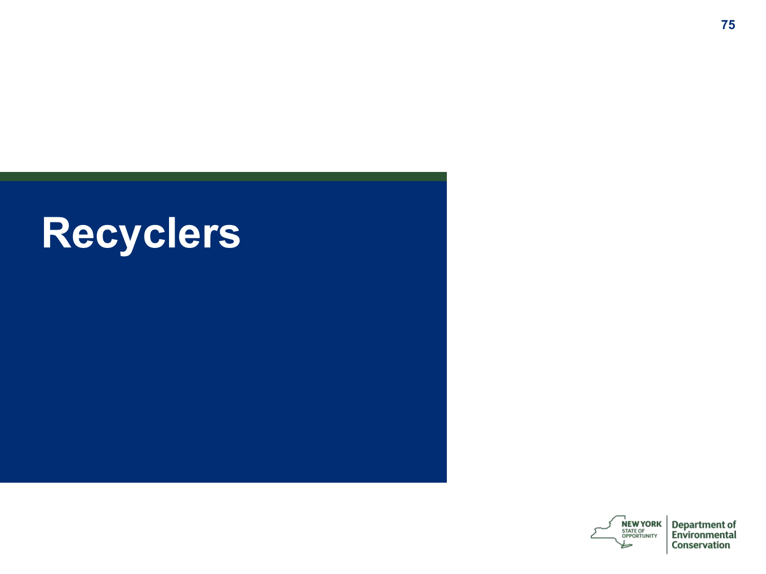# Recyclers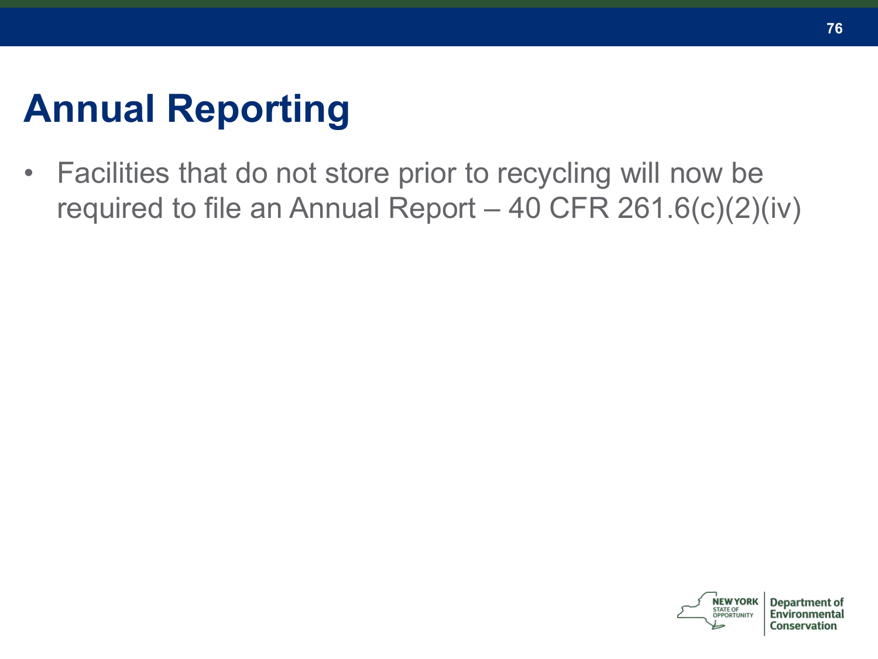# Annual Reporting

- Facilities that do not store prior to recycling will now be required to file an Annual Report – 40 CFR 261.6(c)(2)(iv)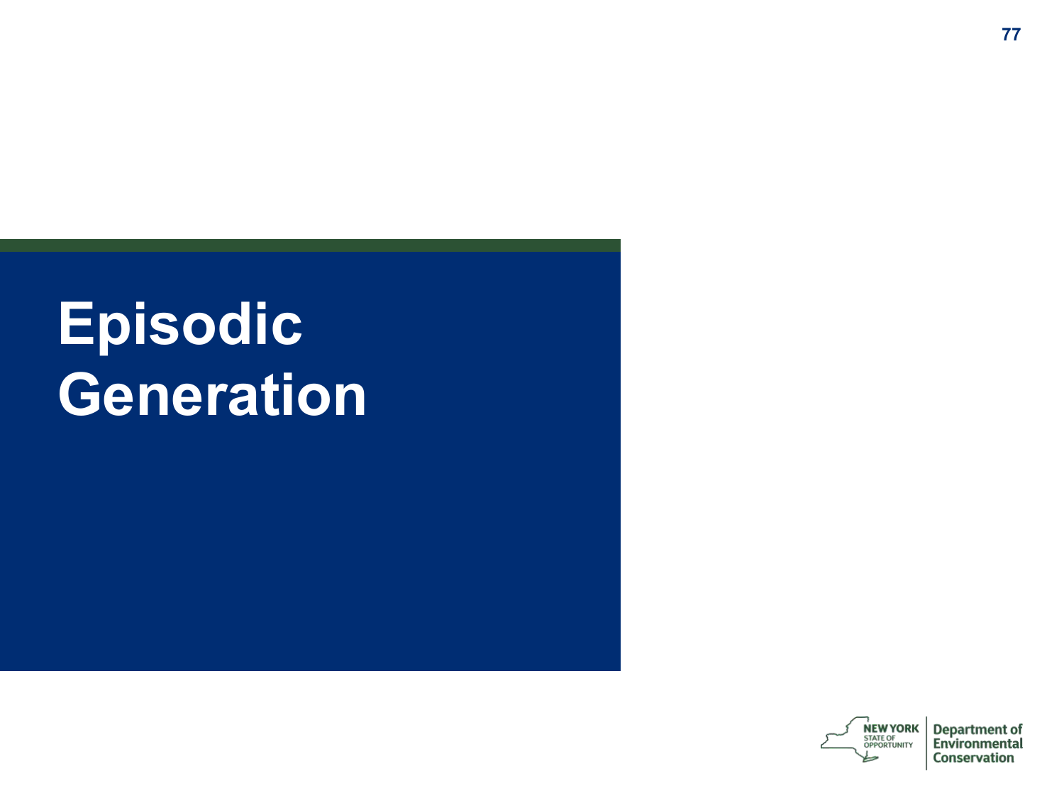# Episodic Generation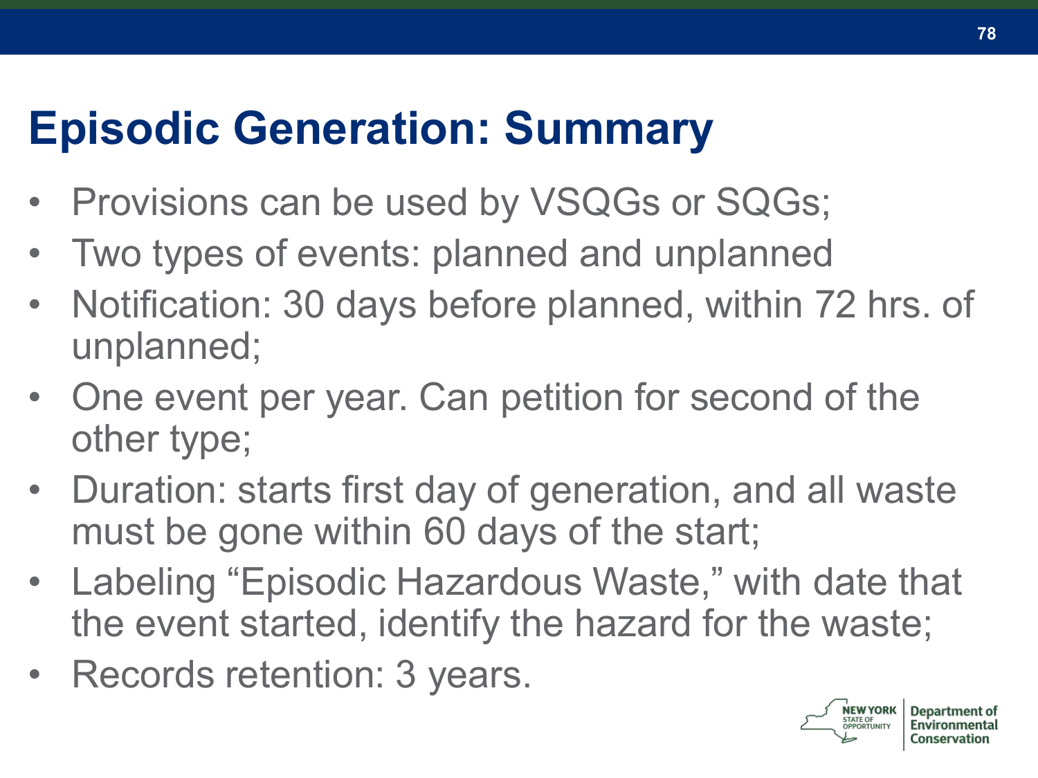# Episodic Generation: Summary

- Provisions can be used by VSQGs or SQGs;
- Two types of events: planned and unplanned
- Notification: 30 days before planned, within 72 hrs. of unplanned;
- One event per year. Can petition for second of the other type;
- Duration: starts first day of generation, and all waste must be gone within 60 days of the start;
- Labeling “Episodic Hazardous Waste,” with date that the event started, identify the hazard for the waste;
- Records retention: 3 years.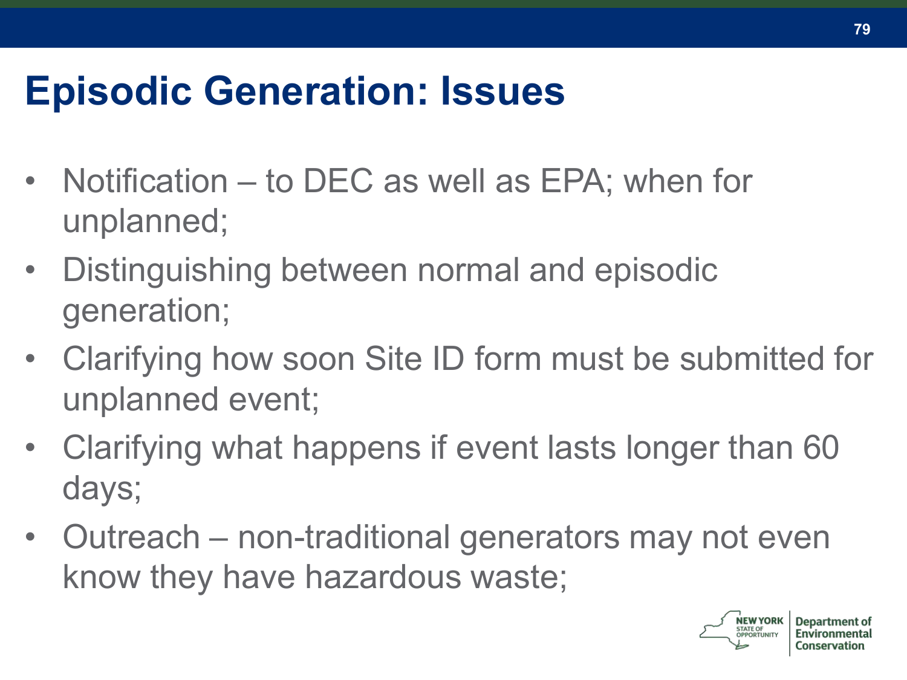# Episodic Generation: Issues

- Notification – to DEC as well as EPA; when for unplanned;
- Distinguishing between normal and episodic generation;
- Clarifying how soon Site ID form must be submitted for unplanned event;
- Clarifying what happens if event lasts longer than 60 days;
- Outreach – non-traditional generators may not even know they have hazardous waste;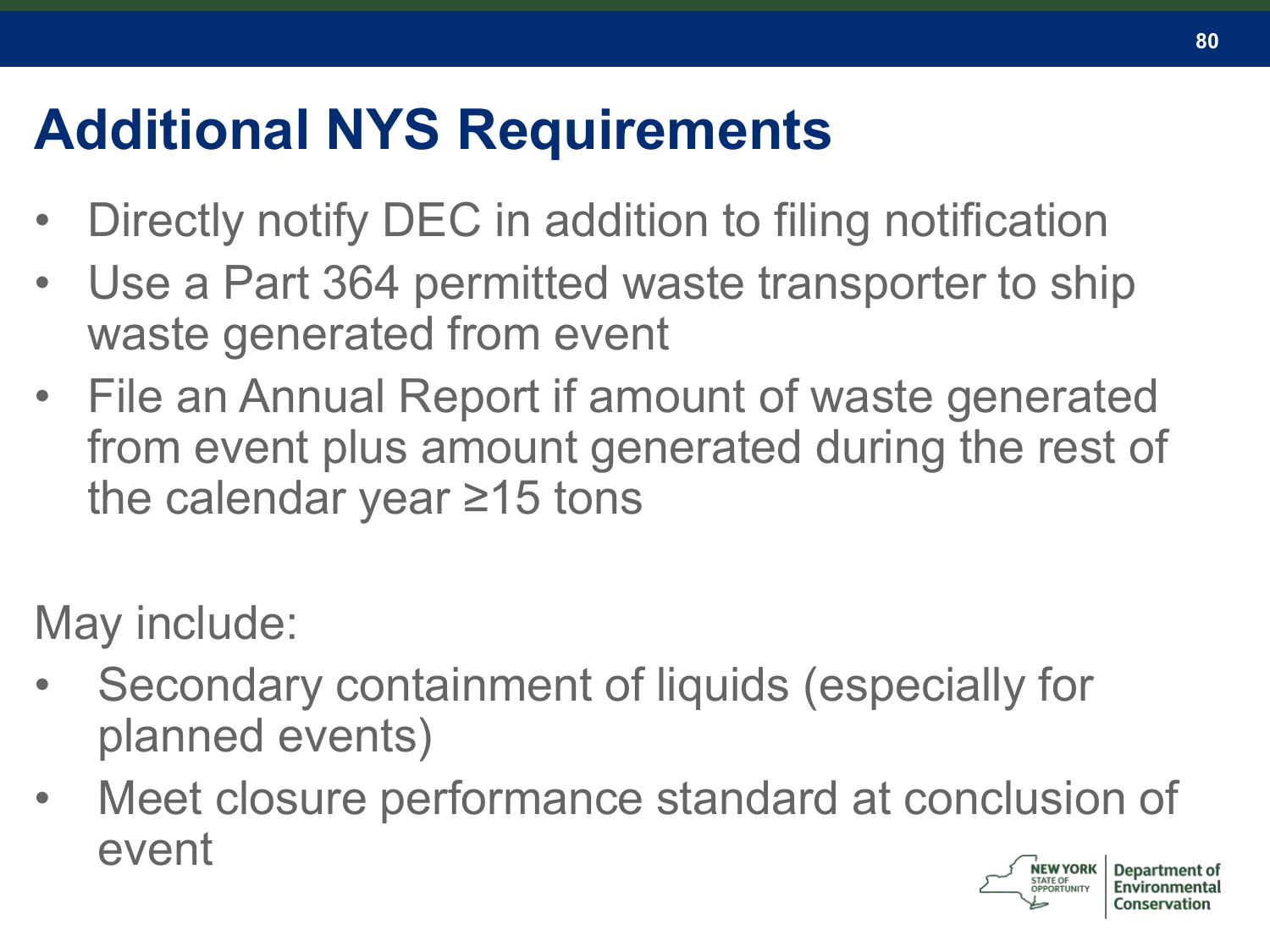# Additional NYS Requirements

- Directly notify DEC in addition to filing notification
- Use a Part 364 permitted waste transporter to ship waste generated from event
- File an Annual Report if amount of waste generated from event plus amount generated during the rest of the calendar year ≥15 tons

May include:

- Secondary containment of liquids (especially for planned events)
- Meet closure performance standard at conclusion of event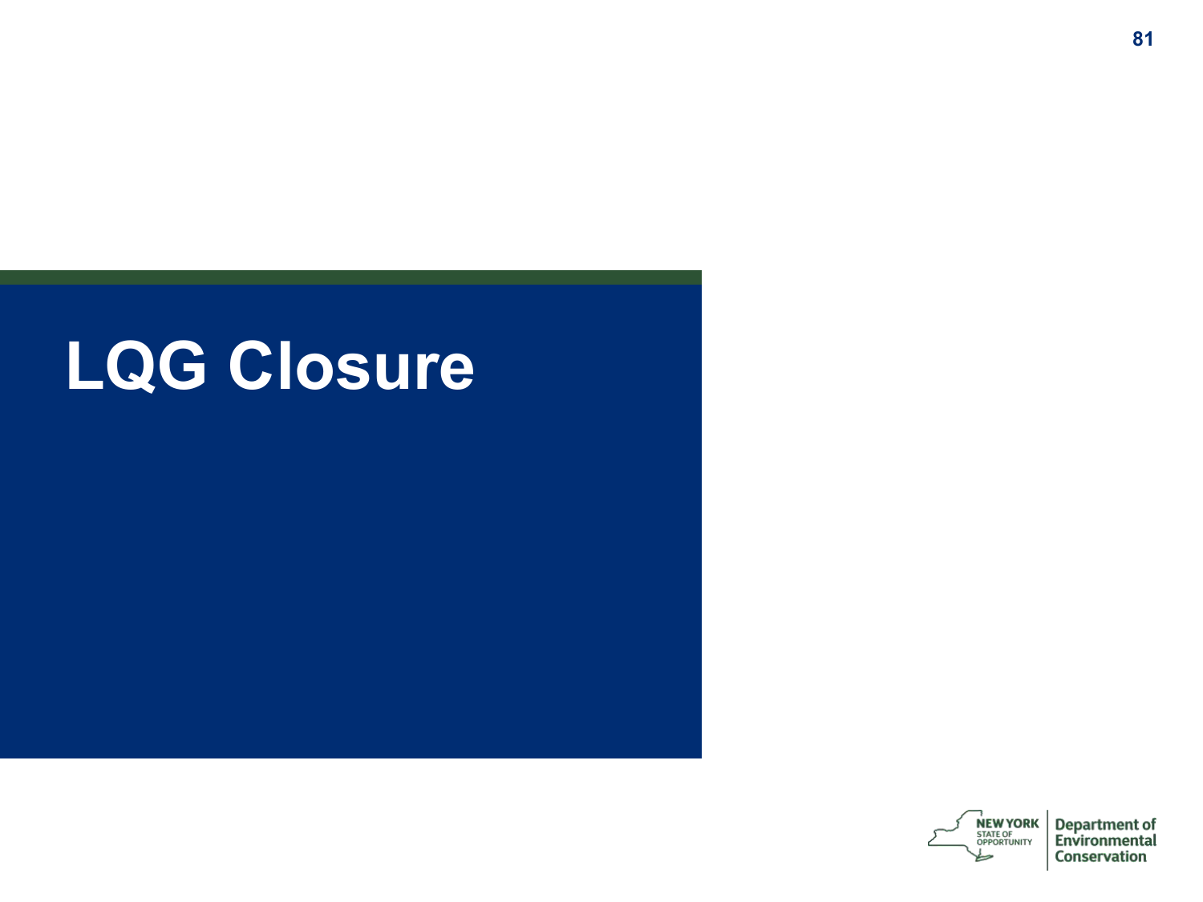# LQG Closure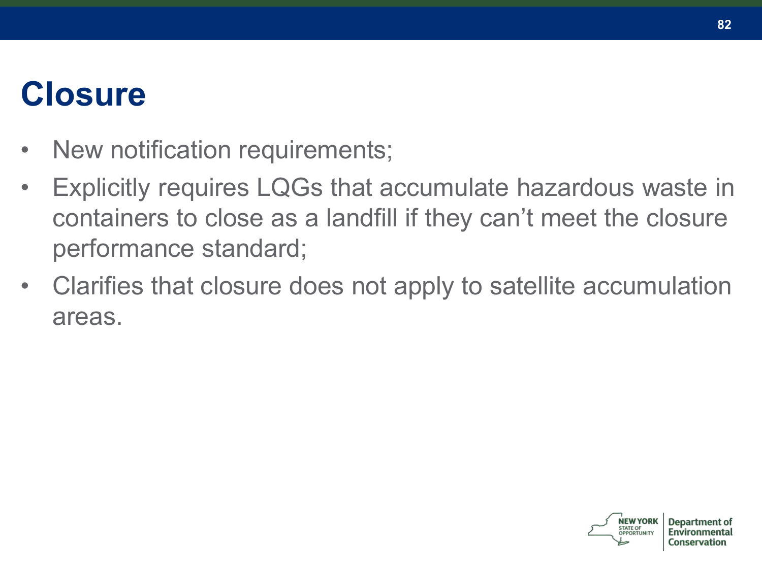# Closure

- New notification requirements;
- Explicitly requires LQGs that accumulate hazardous waste in containers to close as a landfill if they can't meet the closure performance standard;
- Clarifies that closure does not apply to satellite accumulation areas.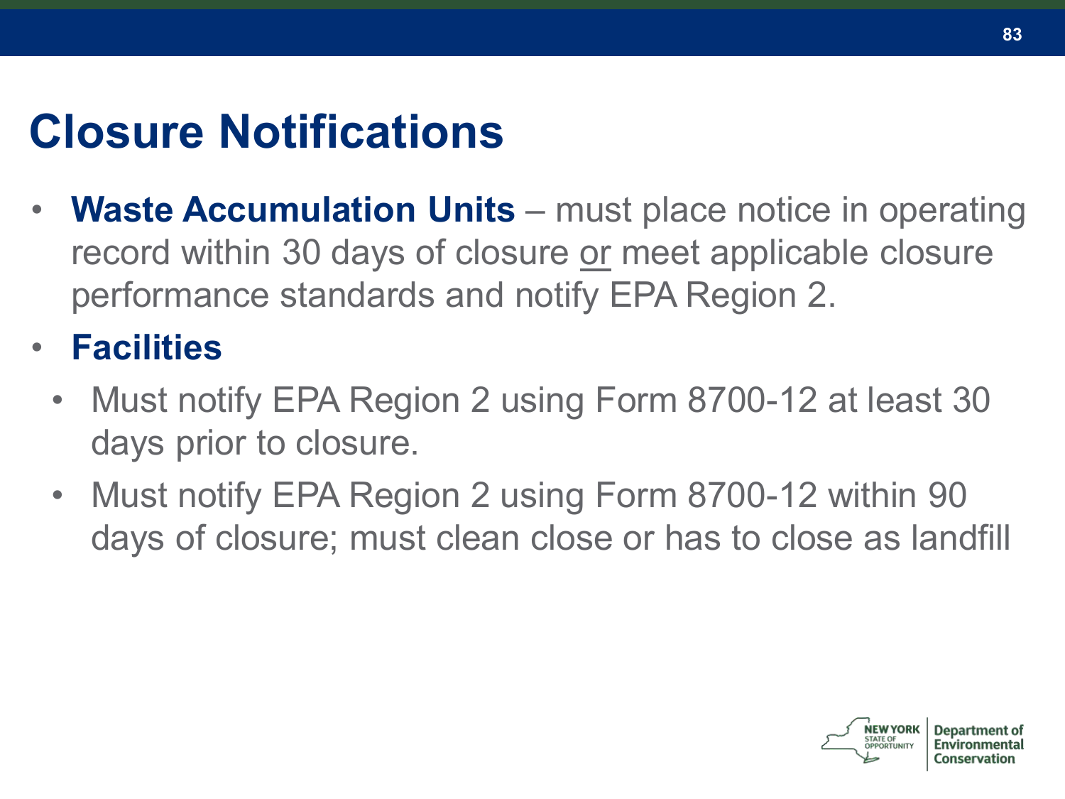# Closure Notifications

- **Waste Accumulation Units** – must place notice in operating record within 30 days of closure <u>or</u> meet applicable closure performance standards and notify EPA Region 2.
- **Facilities**
  - Must notify EPA Region 2 using Form 8700-12 at least 30 days prior to closure.
  - Must notify EPA Region 2 using Form 8700-12 within 90 days of closure; must clean close or has to close as landfill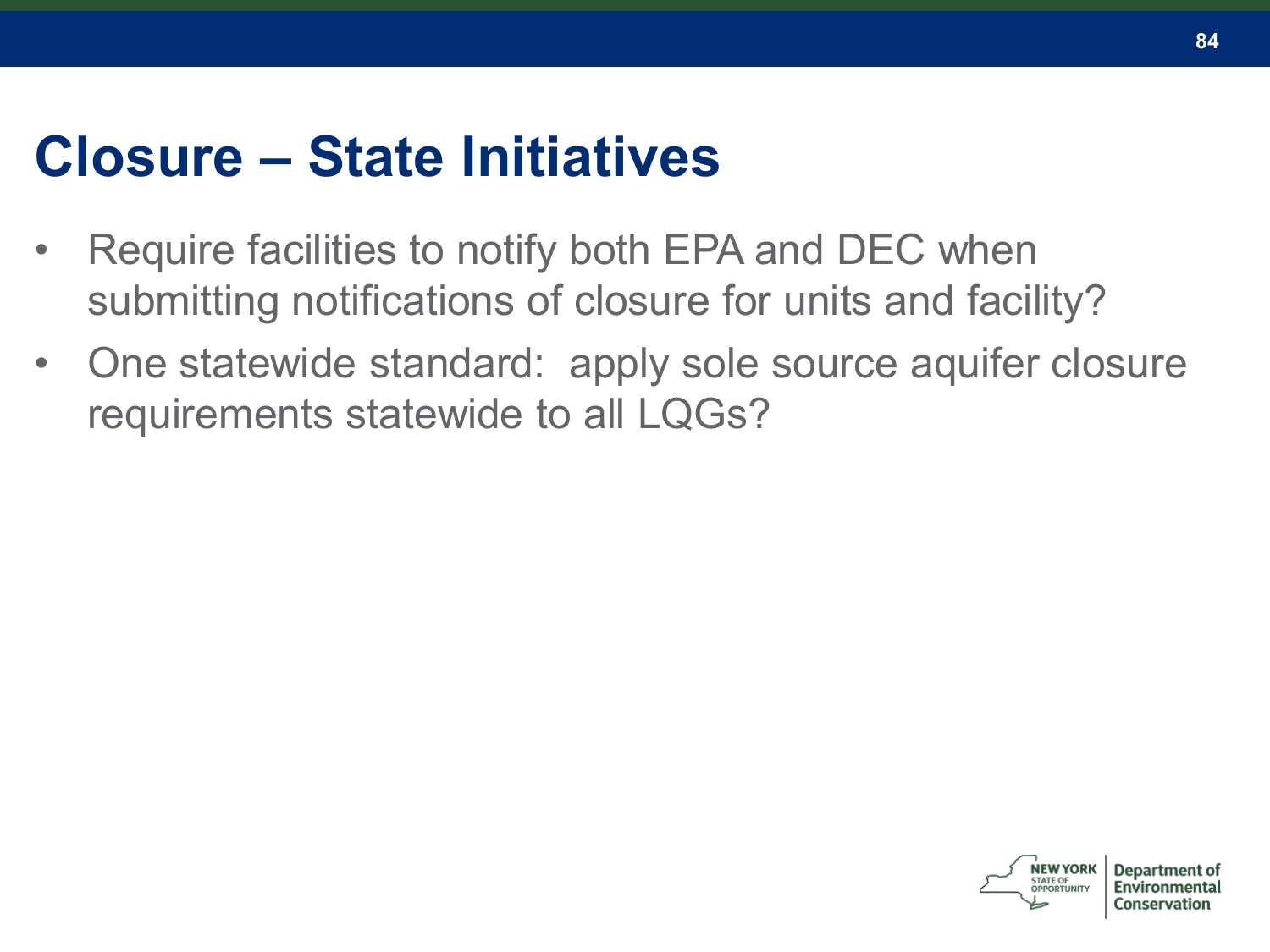# Closure – State Initiatives

- Require facilities to notify both EPA and DEC when submitting notifications of closure for units and facility?
- One statewide standard: apply sole source aquifer closure requirements statewide to all LQGs?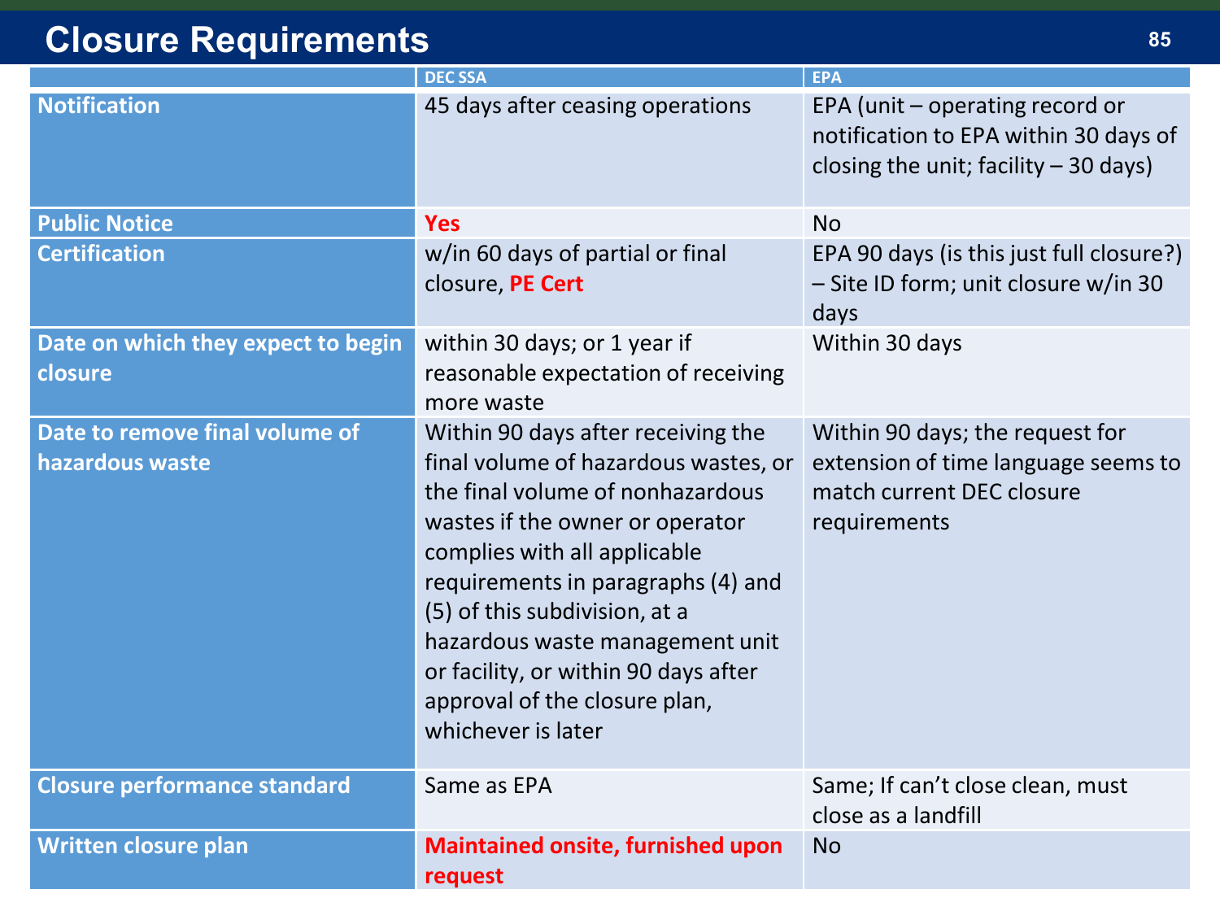# Closure Requirements

| | DEC SSA | EPA |
|---|---|---|
| **Notification** | 45 days after ceasing operations | EPA (unit – operating record or notification to EPA within 30 days of closing the unit; facility – 30 days) |
| **Public Notice** | **Yes** | No |
| **Certification** | w/in 60 days of partial or final closure, **PE Cert** | EPA 90 days (is this just full closure?) – Site ID form; unit closure w/in 30 days |
| **Date on which they expect to begin closure** | within 30 days; or 1 year if reasonable expectation of receiving more waste | Within 30 days |
| **Date to remove final volume of hazardous waste** | Within 90 days after receiving the final volume of hazardous wastes, or the final volume of nonhazardous wastes if the owner or operator complies with all applicable requirements in paragraphs (4) and (5) of this subdivision, at a hazardous waste management unit or facility, or within 90 days after approval of the closure plan, whichever is later | Within 90 days; the request for extension of time language seems to match current DEC closure requirements |
| **Closure performance standard** | Same as EPA | Same; If can't close clean, must close as a landfill |
| **Written closure plan** | **Maintained onsite, furnished upon request** | No |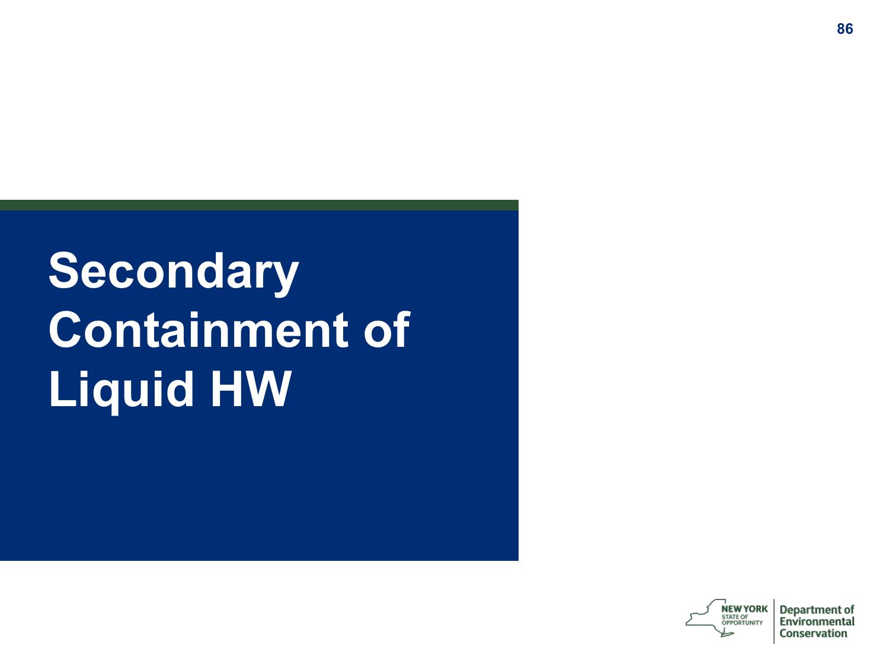# Secondary Containment of Liquid HW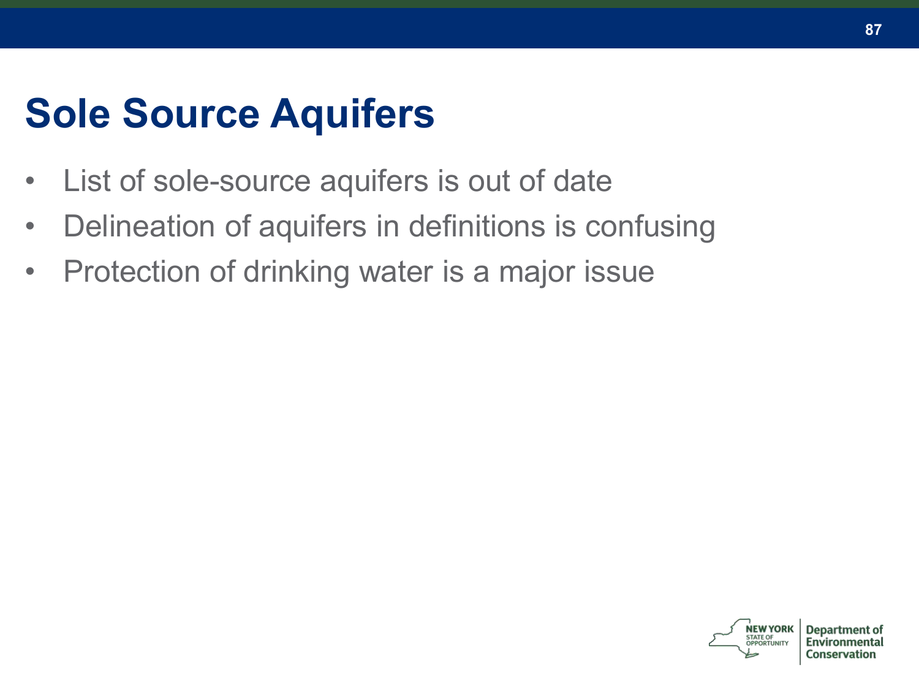# Sole Source Aquifers

- List of sole-source aquifers is out of date
- Delineation of aquifers in definitions is confusing
- Protection of drinking water is a major issue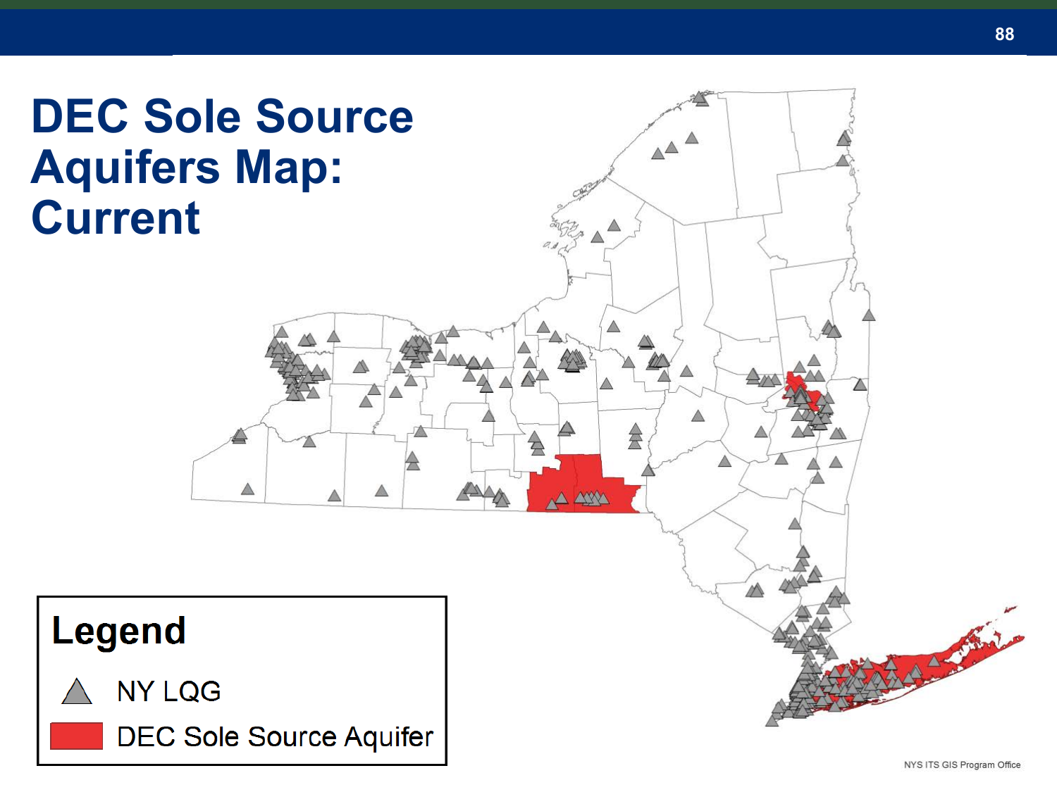# DEC Sole Source Aquifers Map: Current

**Legend**

- NY LQG
- DEC Sole Source Aquifer

NYS ITS GIS Program Office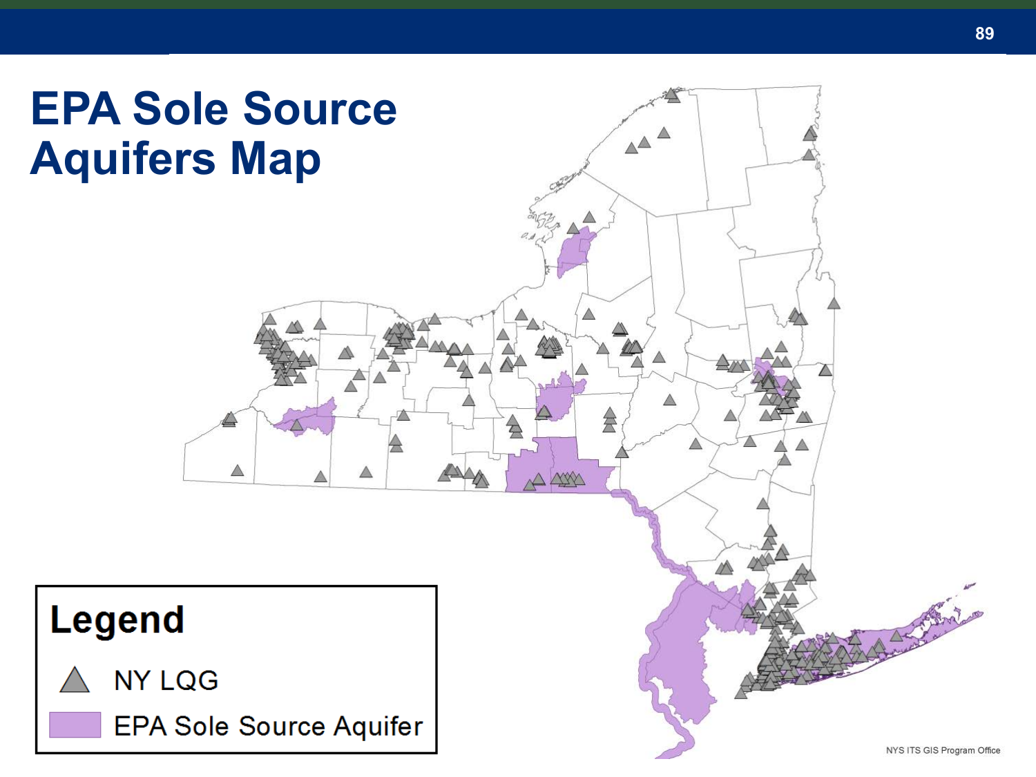# EPA Sole Source Aquifers Map

**Legend**

- NY LQG
- EPA Sole Source Aquifer

NYS ITS GIS Program Office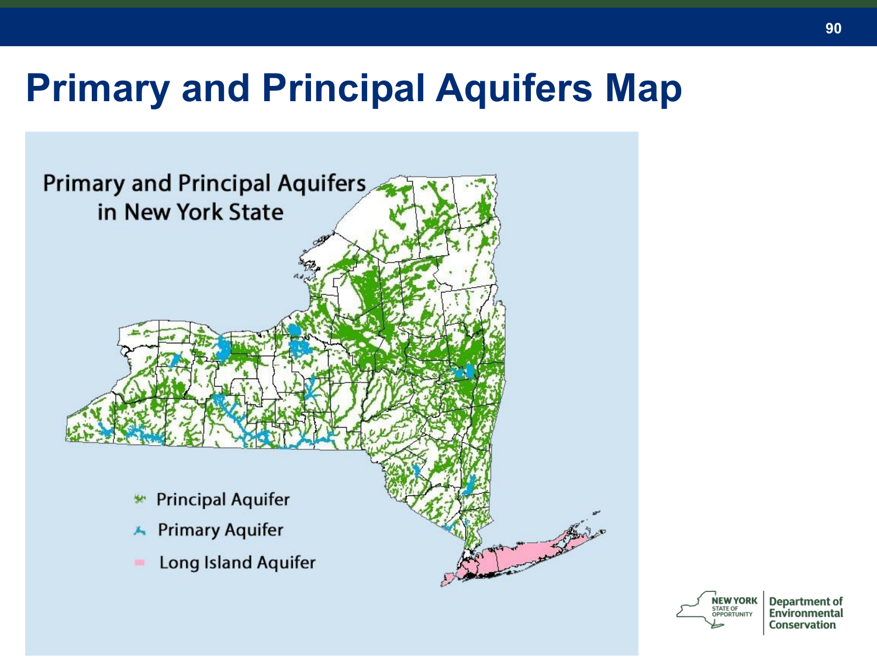# Primary and Principal Aquifers Map

Primary and Principal Aquifers in New York State

- Principal Aquifer
- Primary Aquifer
- Long Island Aquifer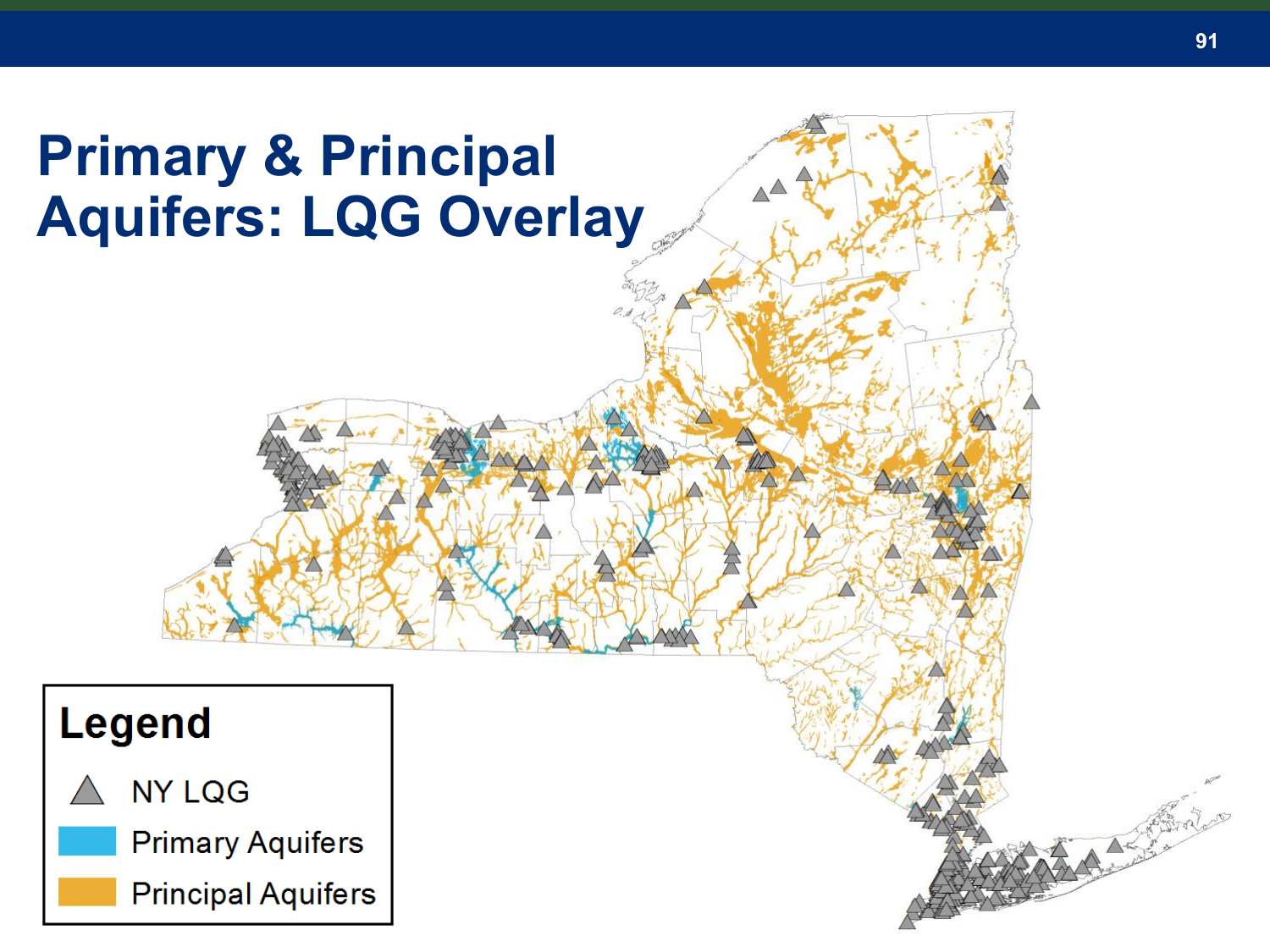# Primary & Principal Aquifers: LQG Overlay

**Legend**

- NY LQG
- Primary Aquifers
- Principal Aquifers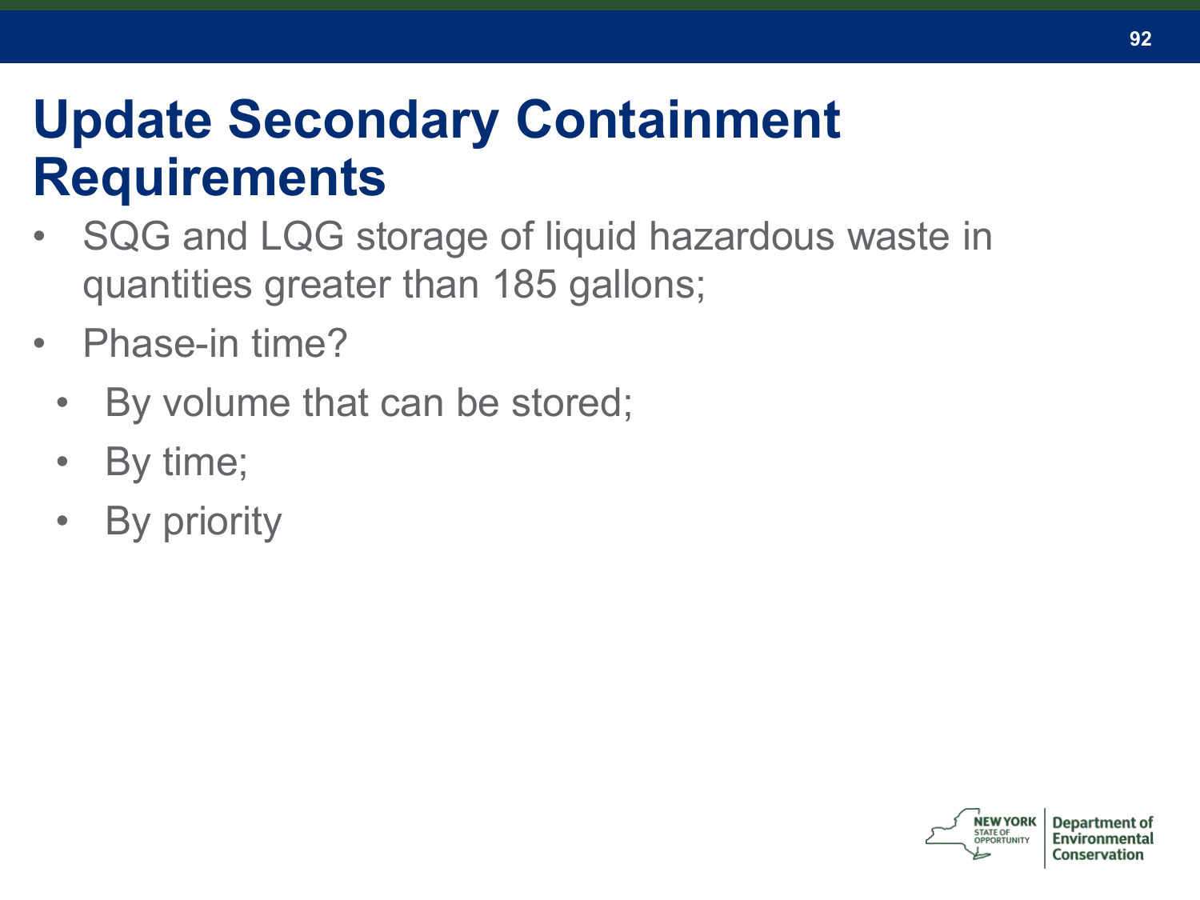# Update Secondary Containment Requirements

- SQG and LQG storage of liquid hazardous waste in quantities greater than 185 gallons;
- Phase-in time?
  - By volume that can be stored;
  - By time;
  - By priority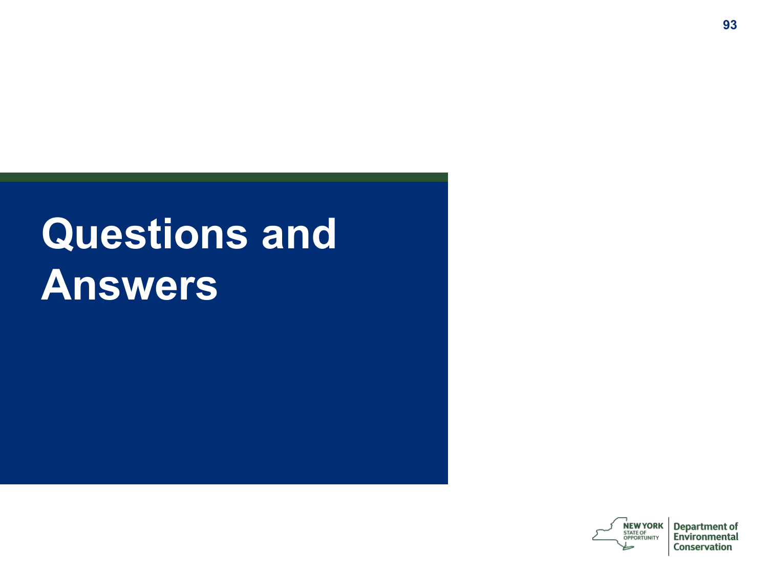# Questions and Answers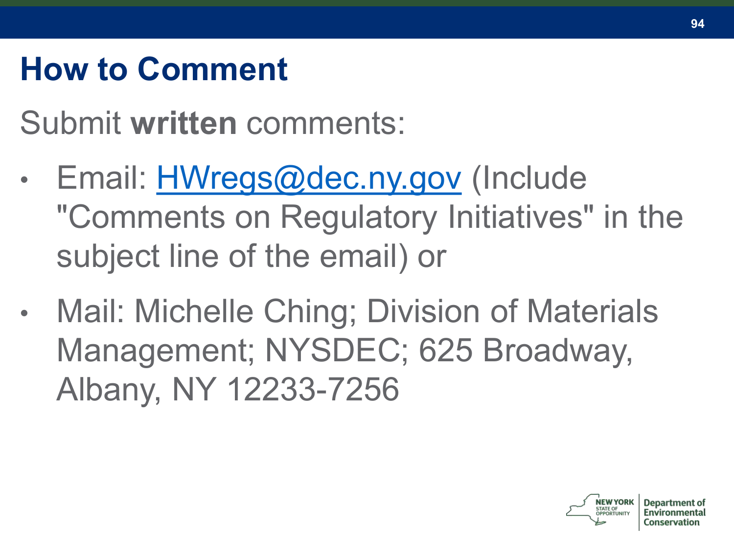# How to Comment

Submit **written** comments:

- Email: HWregs@dec.ny.gov (Include "Comments on Regulatory Initiatives" in the subject line of the email) or
- Mail: Michelle Ching; Division of Materials Management; NYSDEC; 625 Broadway, Albany, NY 12233-7256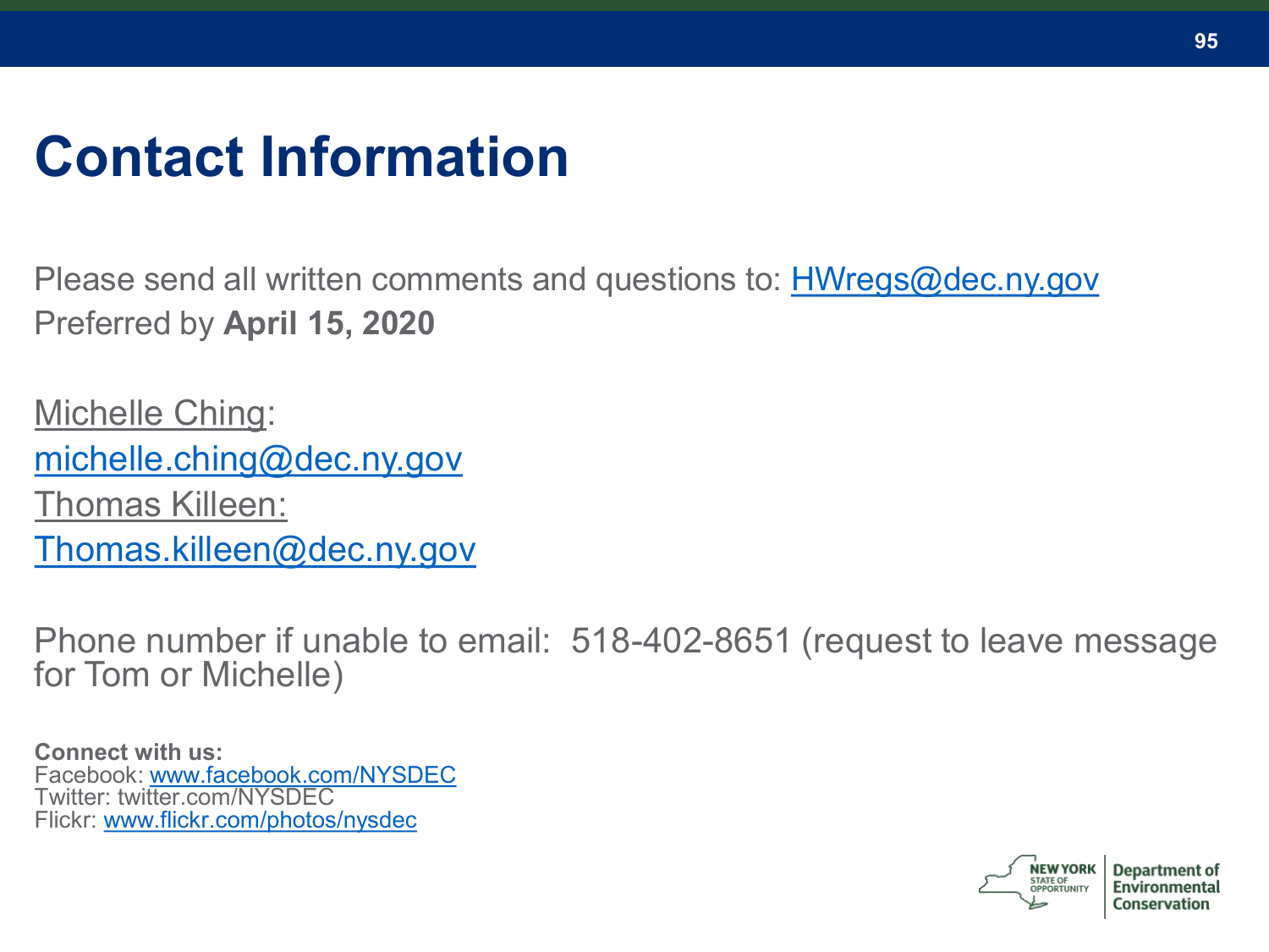# Contact Information

Please send all written comments and questions to: HWregs@dec.ny.gov
Preferred by **April 15, 2020**

Michelle Ching:
michelle.ching@dec.ny.gov
Thomas Killeen:
Thomas.killeen@dec.ny.gov

Phone number if unable to email: 518-402-8651 (request to leave message for Tom or Michelle)

**Connect with us:**
Facebook: www.facebook.com/NYSDEC
Twitter: twitter.com/NYSDEC
Flickr: www.flickr.com/photos/nysdec

NEW YORK STATE OF OPPORTUNITY | Department of Environmental Conservation